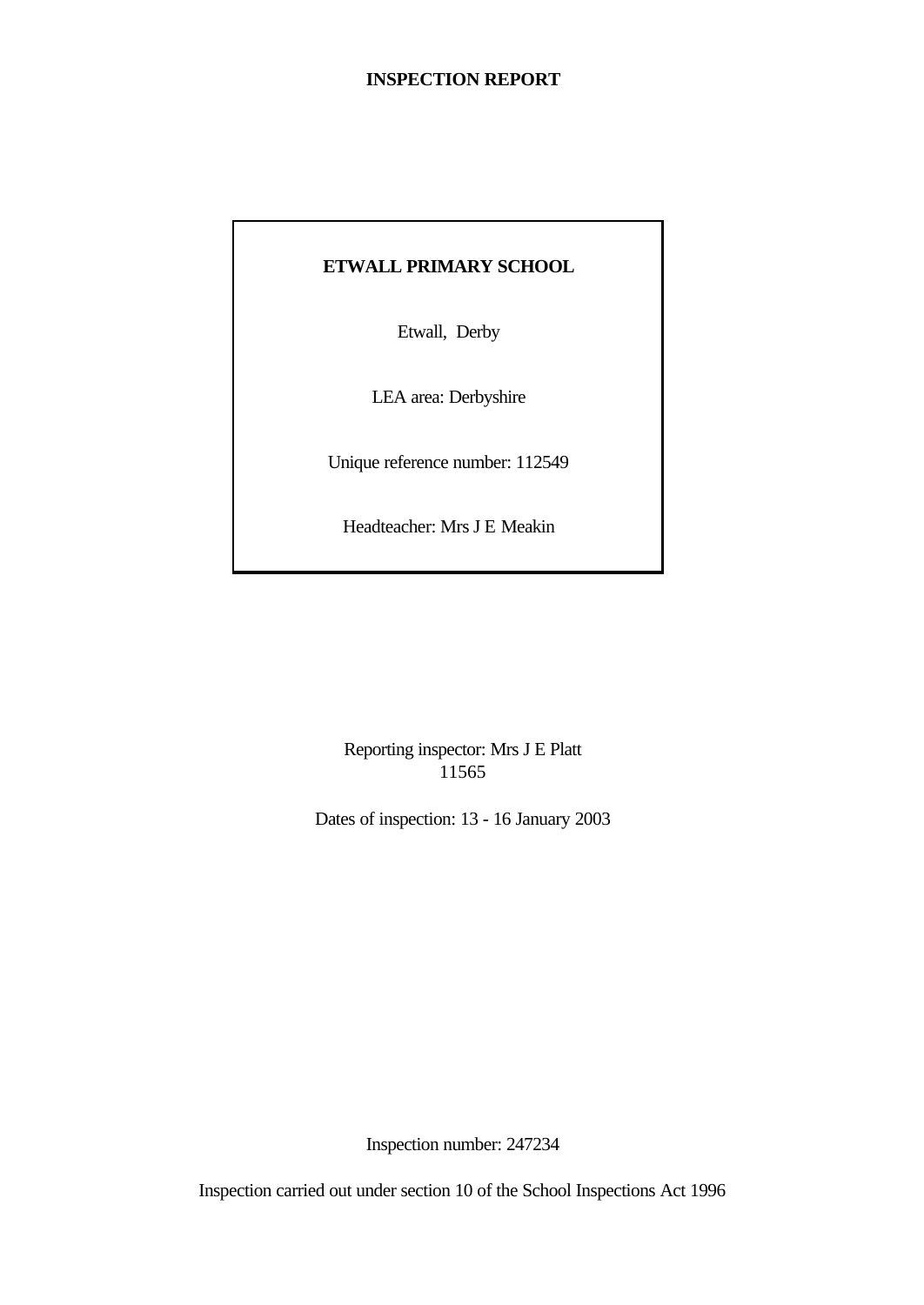# INSPECTION REPORT

**ETWALL PRIMARY SCHOOL**

Etwall, Derby

LEA area: Derbyshire

Unique reference number: 112549

Headteacher: Mrs J E Meakin

Reporting inspector: Mrs J E Platt
11565

Dates of inspection: 13 - 16 January 2003

Inspection number: 247234

Inspection carried out under section 10 of the School Inspections Act 1996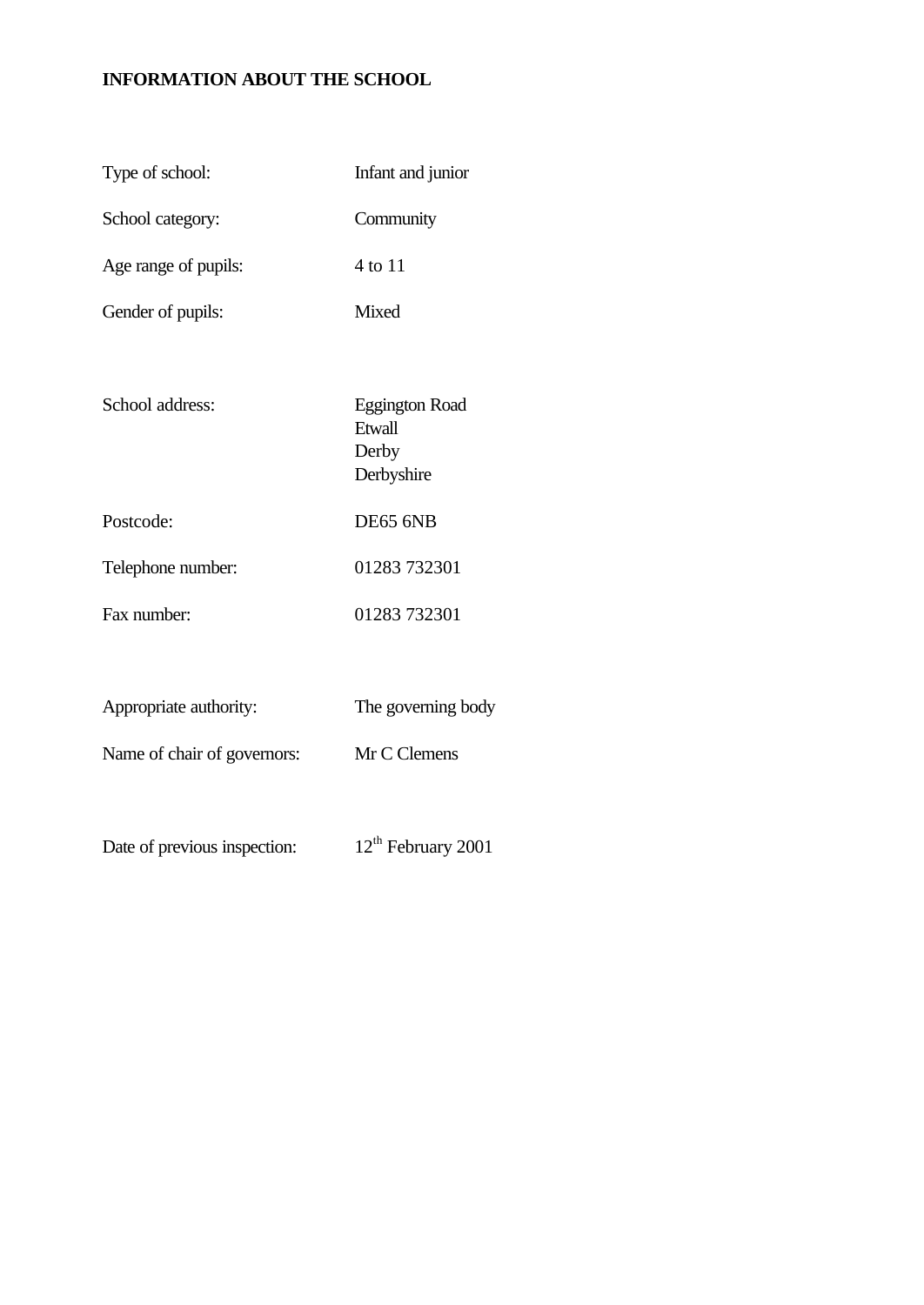# INFORMATION ABOUT THE SCHOOL

| | |
|---|---|
| Type of school: | Infant and junior |
| School category: | Community |
| Age range of pupils: | 4 to 11 |
| Gender of pupils: | Mixed |
| School address: | Eggington Road<br>Etwall<br>Derby<br>Derbyshire |
| Postcode: | DE65 6NB |
| Telephone number: | 01283 732301 |
| Fax number: | 01283 732301 |
| Appropriate authority: | The governing body |
| Name of chair of governors: | Mr C Clemens |
| Date of previous inspection: | 12th February 2001 |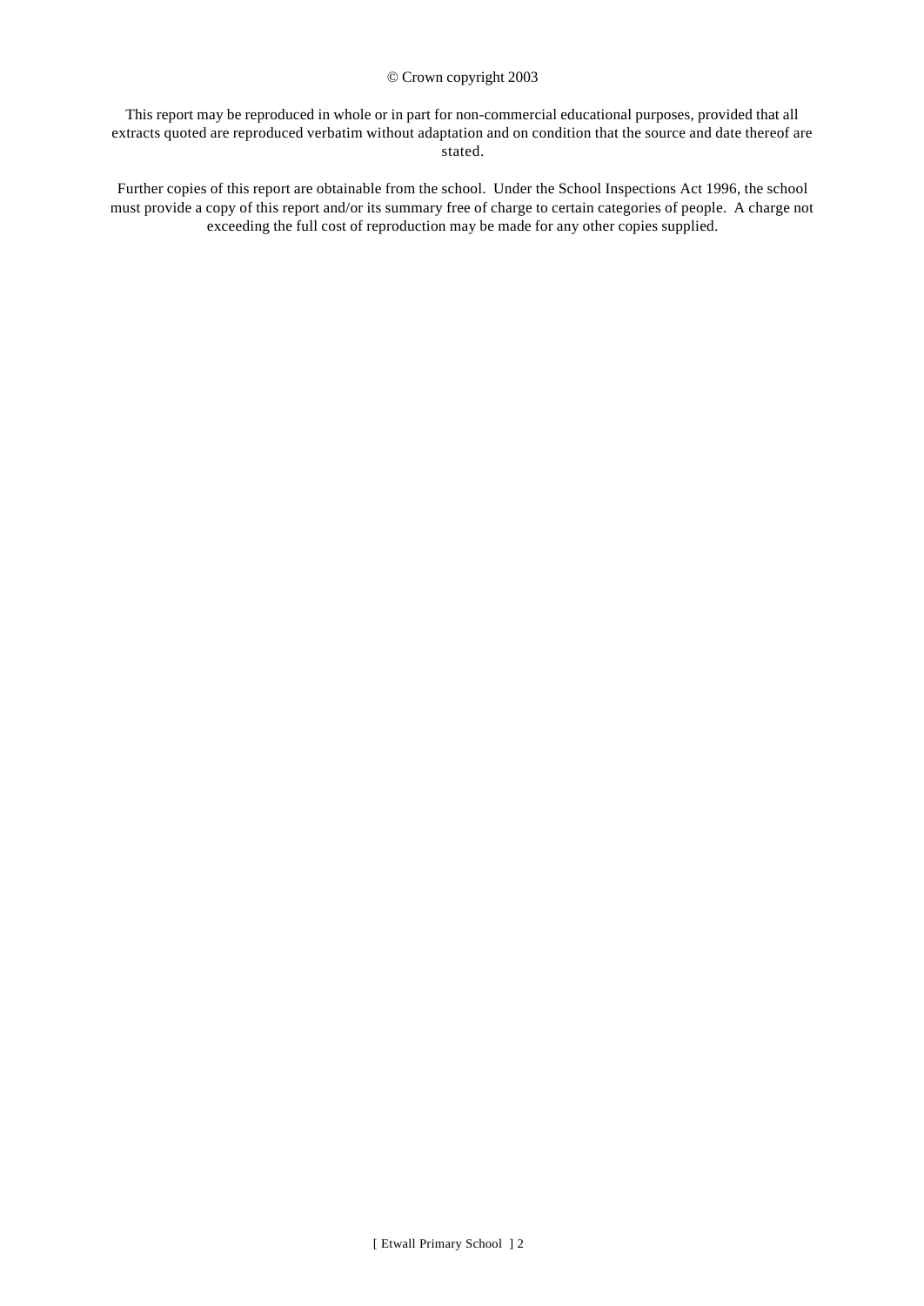© Crown copyright 2003

This report may be reproduced in whole or in part for non-commercial educational purposes, provided that all extracts quoted are reproduced verbatim without adaptation and on condition that the source and date thereof are stated.

Further copies of this report are obtainable from the school. Under the School Inspections Act 1996, the school must provide a copy of this report and/or its summary free of charge to certain categories of people. A charge not exceeding the full cost of reproduction may be made for any other copies supplied.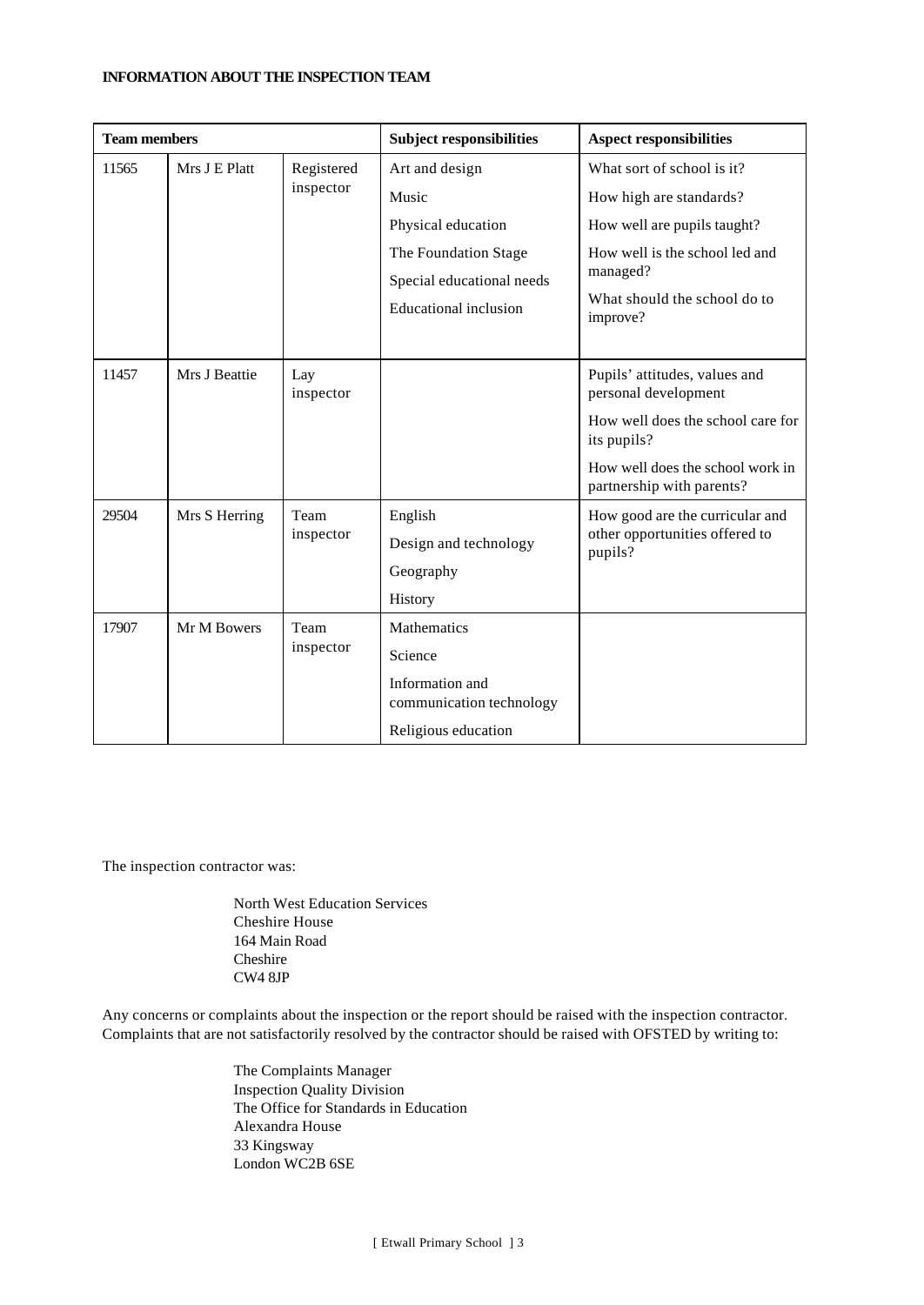**INFORMATION ABOUT THE INSPECTION TEAM**

| Team members | | | Subject responsibilities | Aspect responsibilities |
|---|---|---|---|---|
| 11565 | Mrs J E Platt | Registered inspector | Art and design<br>Music<br>Physical education<br>The Foundation Stage<br>Special educational needs<br>Educational inclusion | What sort of school is it?<br>How high are standards?<br>How well are pupils taught?<br>How well is the school led and managed?<br>What should the school do to improve? |
| 11457 | Mrs J Beattie | Lay inspector | | Pupils' attitudes, values and personal development<br>How well does the school care for its pupils?<br>How well does the school work in partnership with parents? |
| 29504 | Mrs S Herring | Team inspector | English<br>Design and technology<br>Geography<br>History | How good are the curricular and other opportunities offered to pupils? |
| 17907 | Mr M Bowers | Team inspector | Mathematics<br>Science<br>Information and communication technology<br>Religious education | |

The inspection contractor was:

North West Education Services
Cheshire House
164 Main Road
Cheshire
CW4 8JP

Any concerns or complaints about the inspection or the report should be raised with the inspection contractor. Complaints that are not satisfactorily resolved by the contractor should be raised with OFSTED by writing to:

The Complaints Manager
Inspection Quality Division
The Office for Standards in Education
Alexandra House
33 Kingsway
London WC2B 6SE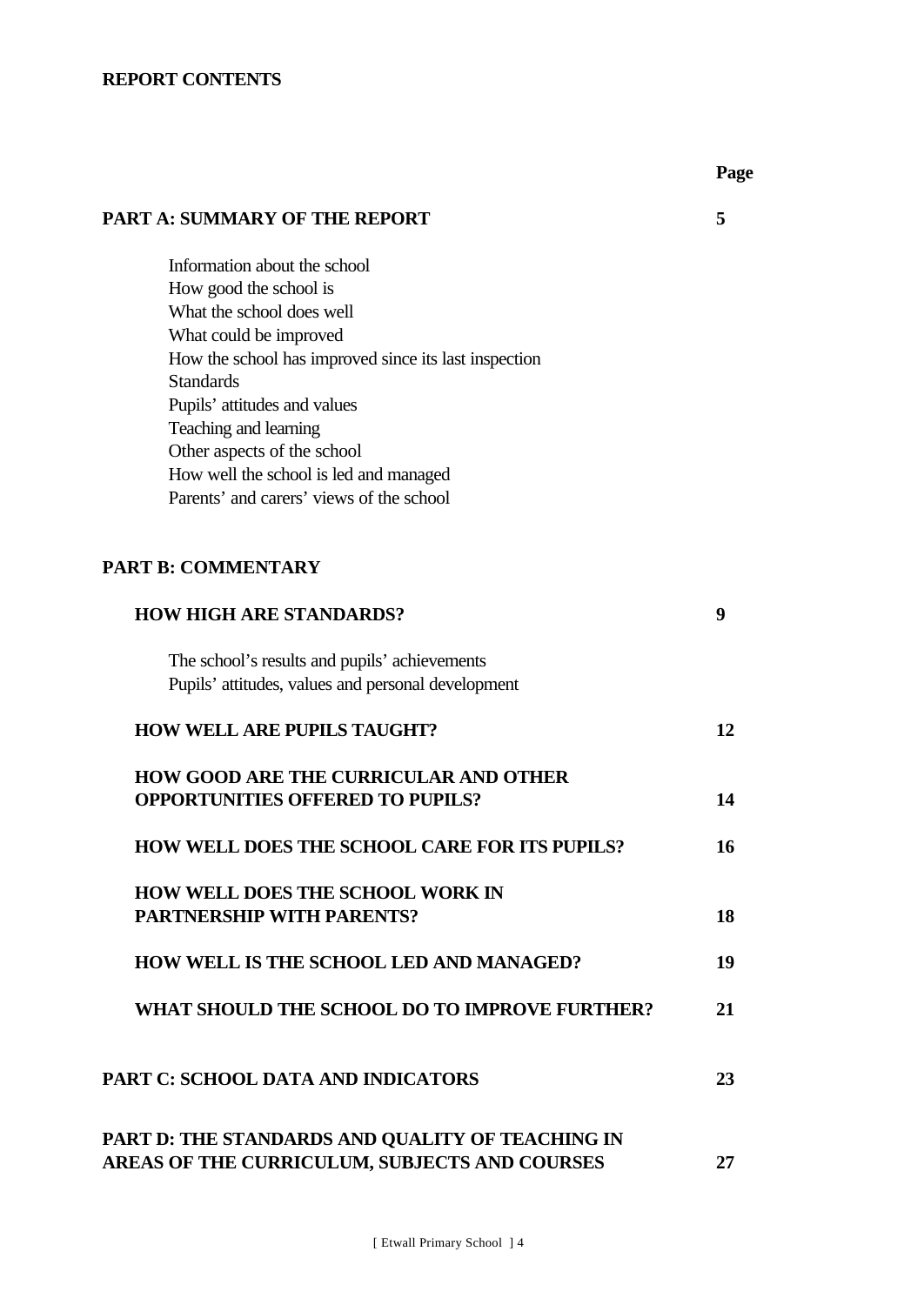**REPORT CONTENTS**

| | Page |
|---|---|
| **PART A: SUMMARY OF THE REPORT** | **5** |
| Information about the school<br>How good the school is<br>What the school does well<br>What could be improved<br>How the school has improved since its last inspection<br>Standards<br>Pupils' attitudes and values<br>Teaching and learning<br>Other aspects of the school<br>How well the school is led and managed<br>Parents' and carers' views of the school | |
| **PART B: COMMENTARY** | |
| **HOW HIGH ARE STANDARDS?** | **9** |
| The school's results and pupils' achievements<br>Pupils' attitudes, values and personal development | |
| **HOW WELL ARE PUPILS TAUGHT?** | **12** |
| **HOW GOOD ARE THE CURRICULAR AND OTHER OPPORTUNITIES OFFERED TO PUPILS?** | **14** |
| **HOW WELL DOES THE SCHOOL CARE FOR ITS PUPILS?** | **16** |
| **HOW WELL DOES THE SCHOOL WORK IN PARTNERSHIP WITH PARENTS?** | **18** |
| **HOW WELL IS THE SCHOOL LED AND MANAGED?** | **19** |
| **WHAT SHOULD THE SCHOOL DO TO IMPROVE FURTHER?** | **21** |
| **PART C: SCHOOL DATA AND INDICATORS** | **23** |
| **PART D: THE STANDARDS AND QUALITY OF TEACHING IN AREAS OF THE CURRICULUM, SUBJECTS AND COURSES** | **27** |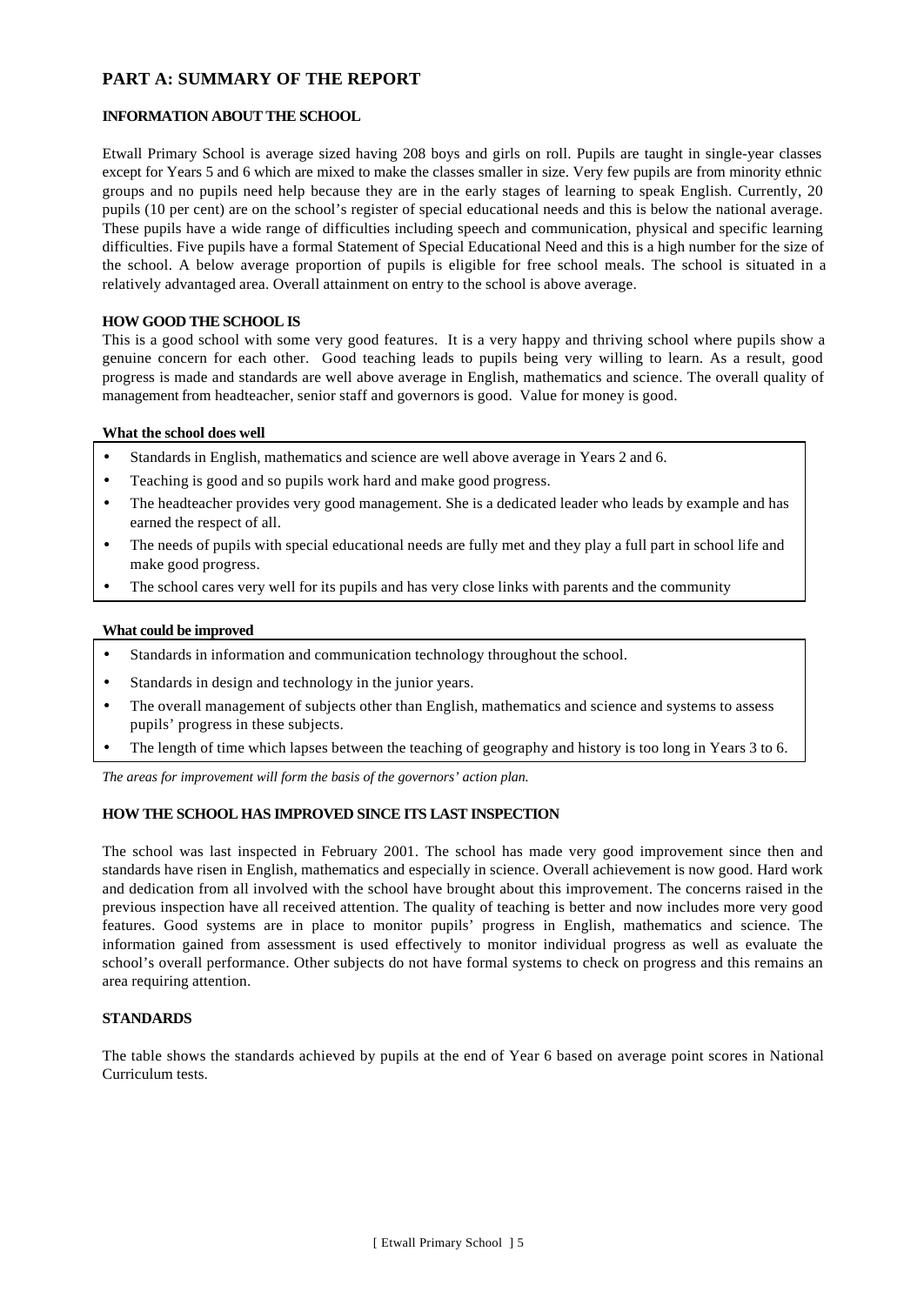## PART A: SUMMARY OF THE REPORT

### INFORMATION ABOUT THE SCHOOL

Etwall Primary School is average sized having 208 boys and girls on roll. Pupils are taught in single-year classes except for Years 5 and 6 which are mixed to make the classes smaller in size. Very few pupils are from minority ethnic groups and no pupils need help because they are in the early stages of learning to speak English. Currently, 20 pupils (10 per cent) are on the school's register of special educational needs and this is below the national average. These pupils have a wide range of difficulties including speech and communication, physical and specific learning difficulties. Five pupils have a formal Statement of Special Educational Need and this is a high number for the size of the school. A below average proportion of pupils is eligible for free school meals. The school is situated in a relatively advantaged area. Overall attainment on entry to the school is above average.

### HOW GOOD THE SCHOOL IS

This is a good school with some very good features. It is a very happy and thriving school where pupils show a genuine concern for each other. Good teaching leads to pupils being very willing to learn. As a result, good progress is made and standards are well above average in English, mathematics and science. The overall quality of management from headteacher, senior staff and governors is good. Value for money is good.

**What the school does well**

- Standards in English, mathematics and science are well above average in Years 2 and 6.
- Teaching is good and so pupils work hard and make good progress.
- The headteacher provides very good management. She is a dedicated leader who leads by example and has earned the respect of all.
- The needs of pupils with special educational needs are fully met and they play a full part in school life and make good progress.
- The school cares very well for its pupils and has very close links with parents and the community

**What could be improved**

- Standards in information and communication technology throughout the school.
- Standards in design and technology in the junior years.
- The overall management of subjects other than English, mathematics and science and systems to assess pupils' progress in these subjects.
- The length of time which lapses between the teaching of geography and history is too long in Years 3 to 6.

*The areas for improvement will form the basis of the governors' action plan.*

### HOW THE SCHOOL HAS IMPROVED SINCE ITS LAST INSPECTION

The school was last inspected in February 2001. The school has made very good improvement since then and standards have risen in English, mathematics and especially in science. Overall achievement is now good. Hard work and dedication from all involved with the school have brought about this improvement. The concerns raised in the previous inspection have all received attention. The quality of teaching is better and now includes more very good features. Good systems are in place to monitor pupils' progress in English, mathematics and science. The information gained from assessment is used effectively to monitor individual progress as well as evaluate the school's overall performance. Other subjects do not have formal systems to check on progress and this remains an area requiring attention.

### STANDARDS

The table shows the standards achieved by pupils at the end of Year 6 based on average point scores in National Curriculum tests.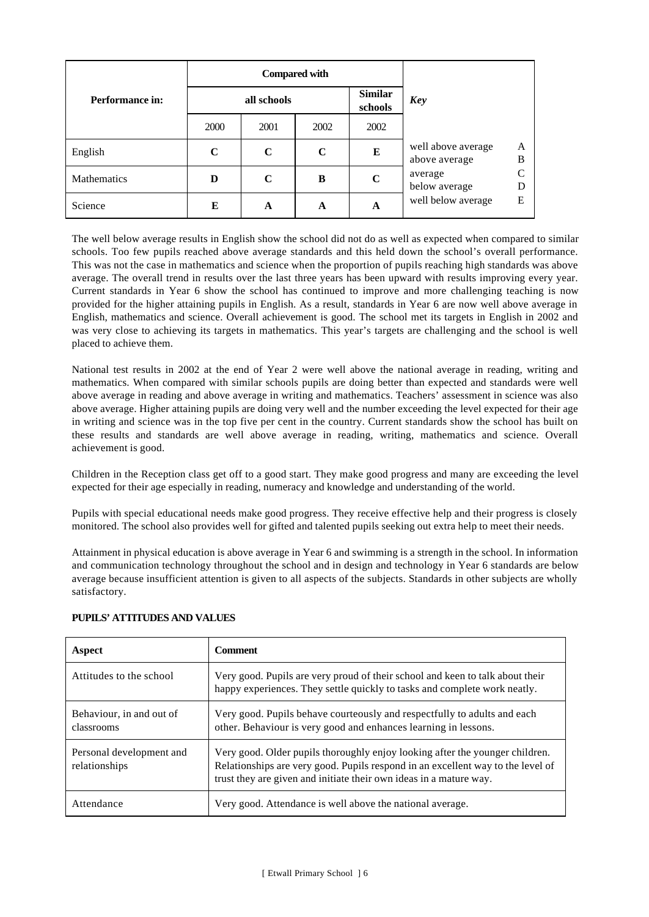| Performance in: | Compared with | | | | Key | |
|---|---|---|---|---|---|---|
| | all schools | | | Similar schools | | |
| | 2000 | 2001 | 2002 | 2002 | | |
| English | **C** | **C** | **C** | **E** | well above average<br>above average | A<br>B |
| Mathematics | **D** | **C** | **B** | **C** | average<br>below average | C<br>D |
| Science | **E** | **A** | **A** | **A** | well below average | E |

The well below average results in English show the school did not do as well as expected when compared to similar schools. Too few pupils reached above average standards and this held down the school's overall performance. This was not the case in mathematics and science when the proportion of pupils reaching high standards was above average. The overall trend in results over the last three years has been upward with results improving every year. Current standards in Year 6 show the school has continued to improve and more challenging teaching is now provided for the higher attaining pupils in English. As a result, standards in Year 6 are now well above average in English, mathematics and science. Overall achievement is good. The school met its targets in English in 2002 and was very close to achieving its targets in mathematics. This year's targets are challenging and the school is well placed to achieve them.

National test results in 2002 at the end of Year 2 were well above the national average in reading, writing and mathematics. When compared with similar schools pupils are doing better than expected and standards were well above average in reading and above average in writing and mathematics. Teachers' assessment in science was also above average. Higher attaining pupils are doing very well and the number exceeding the level expected for their age in writing and science was in the top five per cent in the country. Current standards show the school has built on these results and standards are well above average in reading, writing, mathematics and science. Overall achievement is good.

Children in the Reception class get off to a good start. They make good progress and many are exceeding the level expected for their age especially in reading, numeracy and knowledge and understanding of the world.

Pupils with special educational needs make good progress. They receive effective help and their progress is closely monitored. The school also provides well for gifted and talented pupils seeking out extra help to meet their needs.

Attainment in physical education is above average in Year 6 and swimming is a strength in the school. In information and communication technology throughout the school and in design and technology in Year 6 standards are below average because insufficient attention is given to all aspects of the subjects. Standards in other subjects are wholly satisfactory.

## PUPILS' ATTITUDES AND VALUES

| Aspect | Comment |
|---|---|
| Attitudes to the school | Very good. Pupils are very proud of their school and keen to talk about their happy experiences. They settle quickly to tasks and complete work neatly. |
| Behaviour, in and out of classrooms | Very good. Pupils behave courteously and respectfully to adults and each other. Behaviour is very good and enhances learning in lessons. |
| Personal development and relationships | Very good. Older pupils thoroughly enjoy looking after the younger children. Relationships are very good. Pupils respond in an excellent way to the level of trust they are given and initiate their own ideas in a mature way. |
| Attendance | Very good. Attendance is well above the national average. |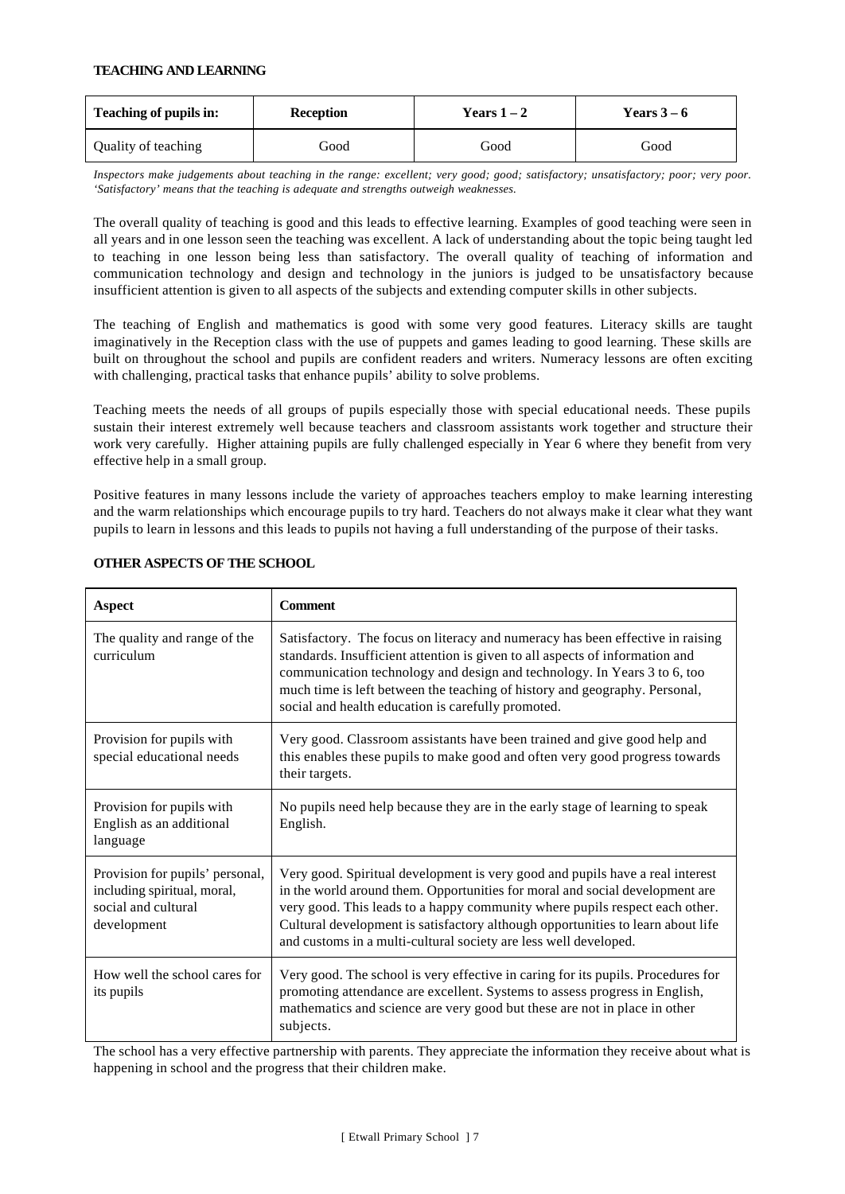## TEACHING AND LEARNING

| Teaching of pupils in: | Reception | Years 1 – 2 | Years 3 – 6 |
|---|---|---|---|
| Quality of teaching | Good | Good | Good |

*Inspectors make judgements about teaching in the range: excellent; very good; good; satisfactory; unsatisfactory; poor; very poor. 'Satisfactory' means that the teaching is adequate and strengths outweigh weaknesses.*

The overall quality of teaching is good and this leads to effective learning. Examples of good teaching were seen in all years and in one lesson seen the teaching was excellent. A lack of understanding about the topic being taught led to teaching in one lesson being less than satisfactory. The overall quality of teaching of information and communication technology and design and technology in the juniors is judged to be unsatisfactory because insufficient attention is given to all aspects of the subjects and extending computer skills in other subjects.

The teaching of English and mathematics is good with some very good features. Literacy skills are taught imaginatively in the Reception class with the use of puppets and games leading to good learning. These skills are built on throughout the school and pupils are confident readers and writers. Numeracy lessons are often exciting with challenging, practical tasks that enhance pupils' ability to solve problems.

Teaching meets the needs of all groups of pupils especially those with special educational needs. These pupils sustain their interest extremely well because teachers and classroom assistants work together and structure their work very carefully. Higher attaining pupils are fully challenged especially in Year 6 where they benefit from very effective help in a small group.

Positive features in many lessons include the variety of approaches teachers employ to make learning interesting and the warm relationships which encourage pupils to try hard. Teachers do not always make it clear what they want pupils to learn in lessons and this leads to pupils not having a full understanding of the purpose of their tasks.

## OTHER ASPECTS OF THE SCHOOL

| Aspect | Comment |
|---|---|
| The quality and range of the curriculum | Satisfactory. The focus on literacy and numeracy has been effective in raising standards. Insufficient attention is given to all aspects of information and communication technology and design and technology. In Years 3 to 6, too much time is left between the teaching of history and geography. Personal, social and health education is carefully promoted. |
| Provision for pupils with special educational needs | Very good. Classroom assistants have been trained and give good help and this enables these pupils to make good and often very good progress towards their targets. |
| Provision for pupils with English as an additional language | No pupils need help because they are in the early stage of learning to speak English. |
| Provision for pupils' personal, including spiritual, moral, social and cultural development | Very good. Spiritual development is very good and pupils have a real interest in the world around them. Opportunities for moral and social development are very good. This leads to a happy community where pupils respect each other. Cultural development is satisfactory although opportunities to learn about life and customs in a multi-cultural society are less well developed. |
| How well the school cares for its pupils | Very good. The school is very effective in caring for its pupils. Procedures for promoting attendance are excellent. Systems to assess progress in English, mathematics and science are very good but these are not in place in other subjects. |

The school has a very effective partnership with parents. They appreciate the information they receive about what is happening in school and the progress that their children make.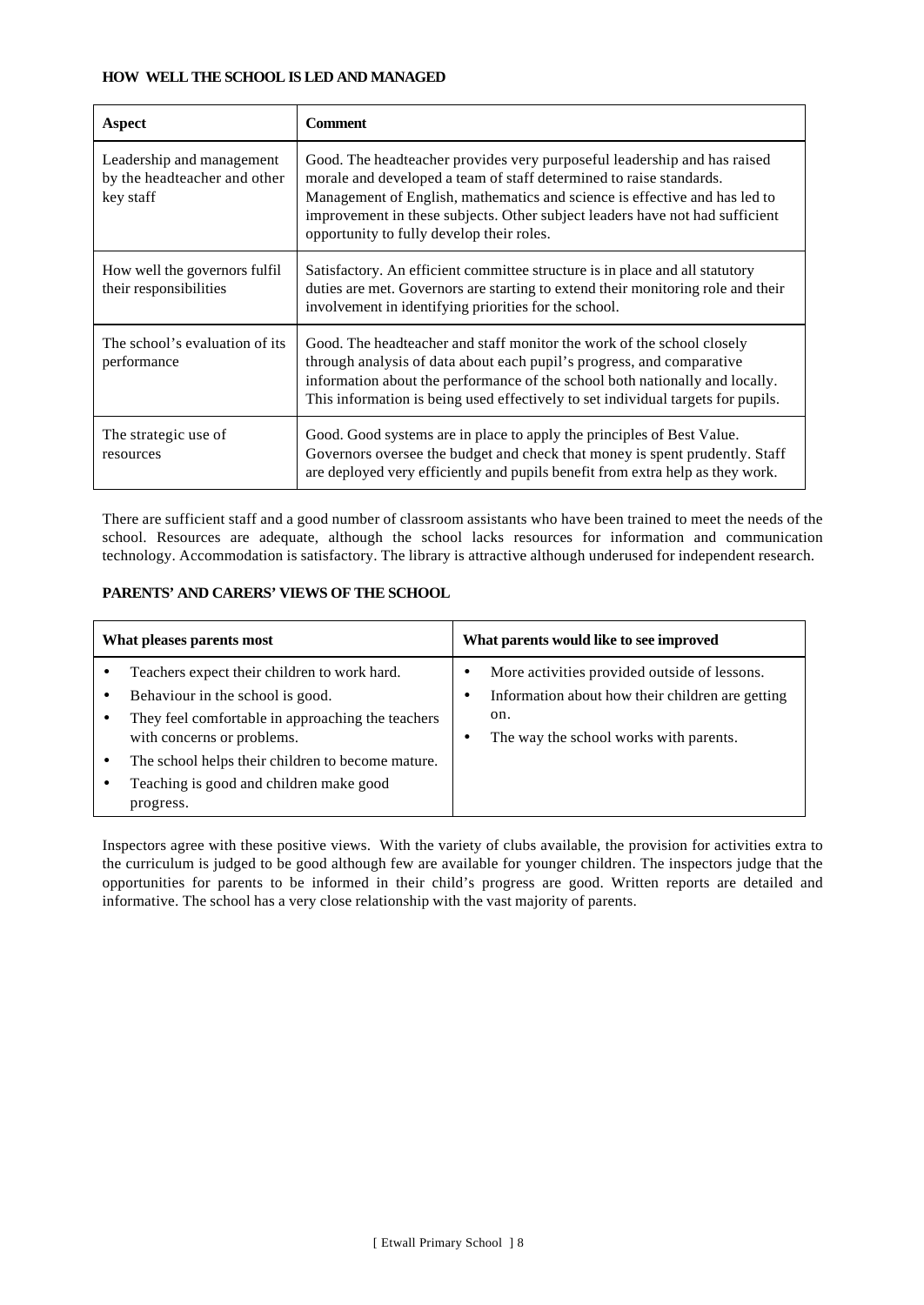### HOW WELL THE SCHOOL IS LED AND MANAGED

| Aspect | Comment |
| --- | --- |
| Leadership and management by the headteacher and other key staff | Good. The headteacher provides very purposeful leadership and has raised morale and developed a team of staff determined to raise standards. Management of English, mathematics and science is effective and has led to improvement in these subjects. Other subject leaders have not had sufficient opportunity to fully develop their roles. |
| How well the governors fulfil their responsibilities | Satisfactory. An efficient committee structure is in place and all statutory duties are met. Governors are starting to extend their monitoring role and their involvement in identifying priorities for the school. |
| The school's evaluation of its performance | Good. The headteacher and staff monitor the work of the school closely through analysis of data about each pupil's progress, and comparative information about the performance of the school both nationally and locally. This information is being used effectively to set individual targets for pupils. |
| The strategic use of resources | Good. Good systems are in place to apply the principles of Best Value. Governors oversee the budget and check that money is spent prudently. Staff are deployed very efficiently and pupils benefit from extra help as they work. |

There are sufficient staff and a good number of classroom assistants who have been trained to meet the needs of the school. Resources are adequate, although the school lacks resources for information and communication technology. Accommodation is satisfactory. The library is attractive although underused for independent research.

### PARENTS' AND CARERS' VIEWS OF THE SCHOOL

| What pleases parents most | What parents would like to see improved |
| --- | --- |
| • Teachers expect their children to work hard.<br>• Behaviour in the school is good.<br>• They feel comfortable in approaching the teachers with concerns or problems.<br>• The school helps their children to become mature.<br>• Teaching is good and children make good progress. | • More activities provided outside of lessons.<br>• Information about how their children are getting on.<br>• The way the school works with parents. |

Inspectors agree with these positive views. With the variety of clubs available, the provision for activities extra to the curriculum is judged to be good although few are available for younger children. The inspectors judge that the opportunities for parents to be informed in their child's progress are good. Written reports are detailed and informative. The school has a very close relationship with the vast majority of parents.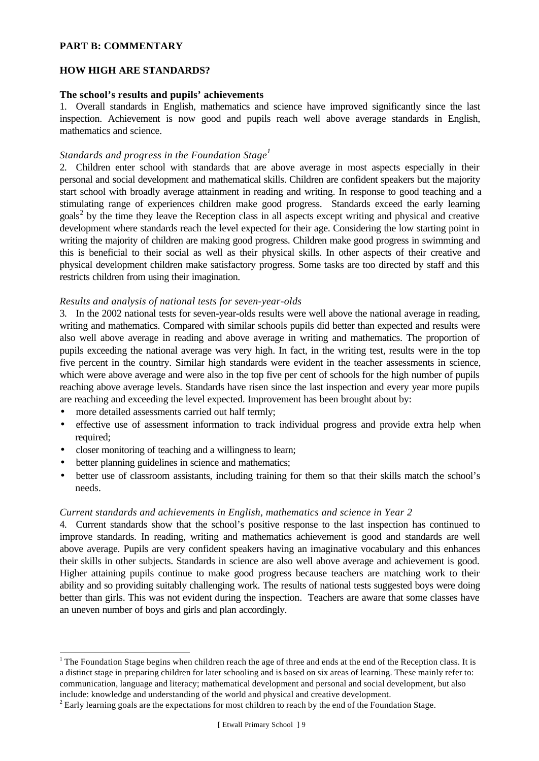## PART B: COMMENTARY

## HOW HIGH ARE STANDARDS?

### The school's results and pupils' achievements

1. Overall standards in English, mathematics and science have improved significantly since the last inspection. Achievement is now good and pupils reach well above average standards in English, mathematics and science.

*Standards and progress in the Foundation Stage*[1]

2. Children enter school with standards that are above average in most aspects especially in their personal and social development and mathematical skills. Children are confident speakers but the majority start school with broadly average attainment in reading and writing. In response to good teaching and a stimulating range of experiences children make good progress. Standards exceed the early learning goals[2] by the time they leave the Reception class in all aspects except writing and physical and creative development where standards reach the level expected for their age. Considering the low starting point in writing the majority of children are making good progress. Children make good progress in swimming and this is beneficial to their social as well as their physical skills. In other aspects of their creative and physical development children make satisfactory progress. Some tasks are too directed by staff and this restricts children from using their imagination.

*Results and analysis of national tests for seven-year-olds*

3. In the 2002 national tests for seven-year-olds results were well above the national average in reading, writing and mathematics. Compared with similar schools pupils did better than expected and results were also well above average in reading and above average in writing and mathematics. The proportion of pupils exceeding the national average was very high. In fact, in the writing test, results were in the top five percent in the country. Similar high standards were evident in the teacher assessments in science, which were above average and were also in the top five per cent of schools for the high number of pupils reaching above average levels. Standards have risen since the last inspection and every year more pupils are reaching and exceeding the level expected. Improvement has been brought about by:

- more detailed assessments carried out half termly;
- effective use of assessment information to track individual progress and provide extra help when required;
- closer monitoring of teaching and a willingness to learn;
- better planning guidelines in science and mathematics;
- better use of classroom assistants, including training for them so that their skills match the school's needs.

*Current standards and achievements in English, mathematics and science in Year 2*

4. Current standards show that the school's positive response to the last inspection has continued to improve standards. In reading, writing and mathematics achievement is good and standards are well above average. Pupils are very confident speakers having an imaginative vocabulary and this enhances their skills in other subjects. Standards in science are also well above average and achievement is good. Higher attaining pupils continue to make good progress because teachers are matching work to their ability and so providing suitably challenging work. The results of national tests suggested boys were doing better than girls. This was not evident during the inspection. Teachers are aware that some classes have an uneven number of boys and girls and plan accordingly.

---

[1] The Foundation Stage begins when children reach the age of three and ends at the end of the Reception class. It is a distinct stage in preparing children for later schooling and is based on six areas of learning. These mainly refer to: communication, language and literacy; mathematical development and personal and social development, but also include: knowledge and understanding of the world and physical and creative development.

[2] Early learning goals are the expectations for most children to reach by the end of the Foundation Stage.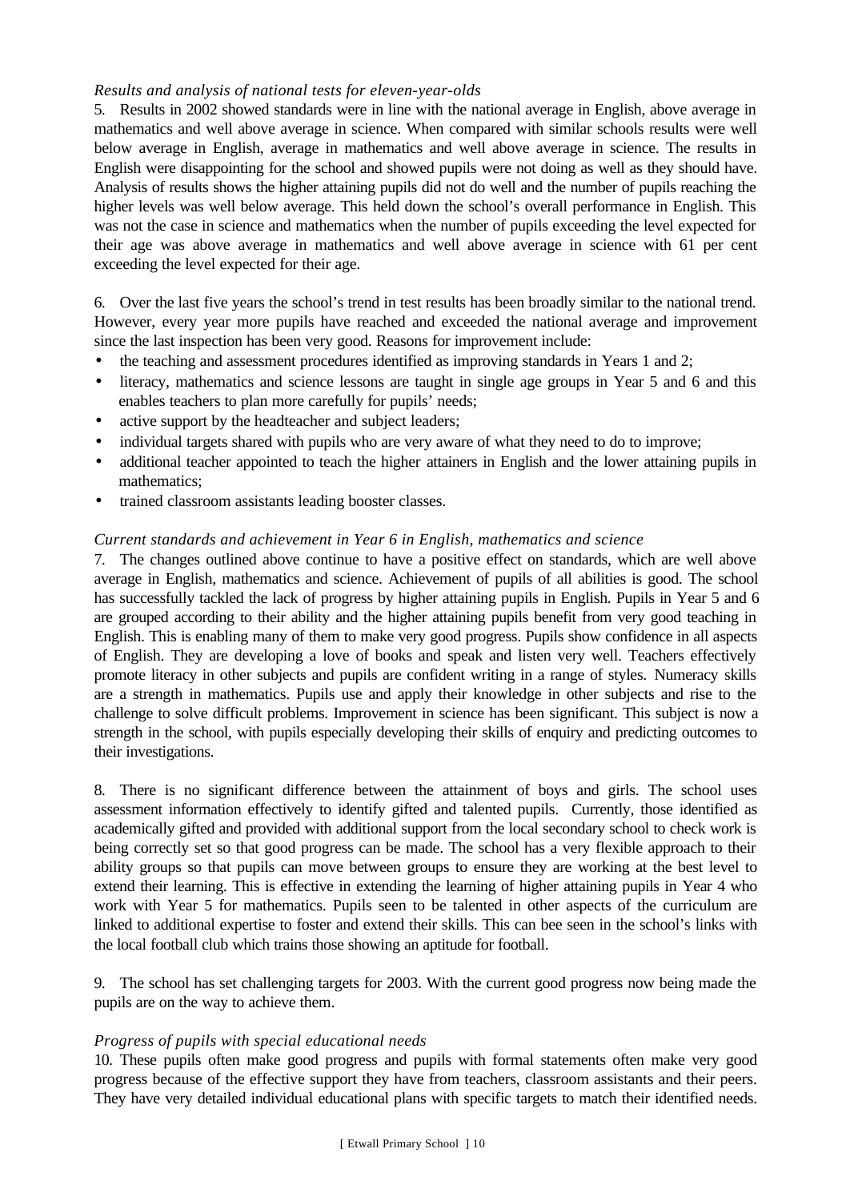*Results and analysis of national tests for eleven-year-olds*

5. Results in 2002 showed standards were in line with the national average in English, above average in mathematics and well above average in science. When compared with similar schools results were well below average in English, average in mathematics and well above average in science. The results in English were disappointing for the school and showed pupils were not doing as well as they should have. Analysis of results shows the higher attaining pupils did not do well and the number of pupils reaching the higher levels was well below average. This held down the school's overall performance in English. This was not the case in science and mathematics when the number of pupils exceeding the level expected for their age was above average in mathematics and well above average in science with 61 per cent exceeding the level expected for their age.

6. Over the last five years the school's trend in test results has been broadly similar to the national trend. However, every year more pupils have reached and exceeded the national average and improvement since the last inspection has been very good. Reasons for improvement include:

- the teaching and assessment procedures identified as improving standards in Years 1 and 2;
- literacy, mathematics and science lessons are taught in single age groups in Year 5 and 6 and this enables teachers to plan more carefully for pupils' needs;
- active support by the headteacher and subject leaders;
- individual targets shared with pupils who are very aware of what they need to do to improve;
- additional teacher appointed to teach the higher attainers in English and the lower attaining pupils in mathematics;
- trained classroom assistants leading booster classes.

*Current standards and achievement in Year 6 in English, mathematics and science*

7. The changes outlined above continue to have a positive effect on standards, which are well above average in English, mathematics and science. Achievement of pupils of all abilities is good. The school has successfully tackled the lack of progress by higher attaining pupils in English. Pupils in Year 5 and 6 are grouped according to their ability and the higher attaining pupils benefit from very good teaching in English. This is enabling many of them to make very good progress. Pupils show confidence in all aspects of English. They are developing a love of books and speak and listen very well. Teachers effectively promote literacy in other subjects and pupils are confident writing in a range of styles. Numeracy skills are a strength in mathematics. Pupils use and apply their knowledge in other subjects and rise to the challenge to solve difficult problems. Improvement in science has been significant. This subject is now a strength in the school, with pupils especially developing their skills of enquiry and predicting outcomes to their investigations.

8. There is no significant difference between the attainment of boys and girls. The school uses assessment information effectively to identify gifted and talented pupils. Currently, those identified as academically gifted and provided with additional support from the local secondary school to check work is being correctly set so that good progress can be made. The school has a very flexible approach to their ability groups so that pupils can move between groups to ensure they are working at the best level to extend their learning. This is effective in extending the learning of higher attaining pupils in Year 4 who work with Year 5 for mathematics. Pupils seen to be talented in other aspects of the curriculum are linked to additional expertise to foster and extend their skills. This can bee seen in the school's links with the local football club which trains those showing an aptitude for football.

9. The school has set challenging targets for 2003. With the current good progress now being made the pupils are on the way to achieve them.

*Progress of pupils with special educational needs*

10. These pupils often make good progress and pupils with formal statements often make very good progress because of the effective support they have from teachers, classroom assistants and their peers. They have very detailed individual educational plans with specific targets to match their identified needs.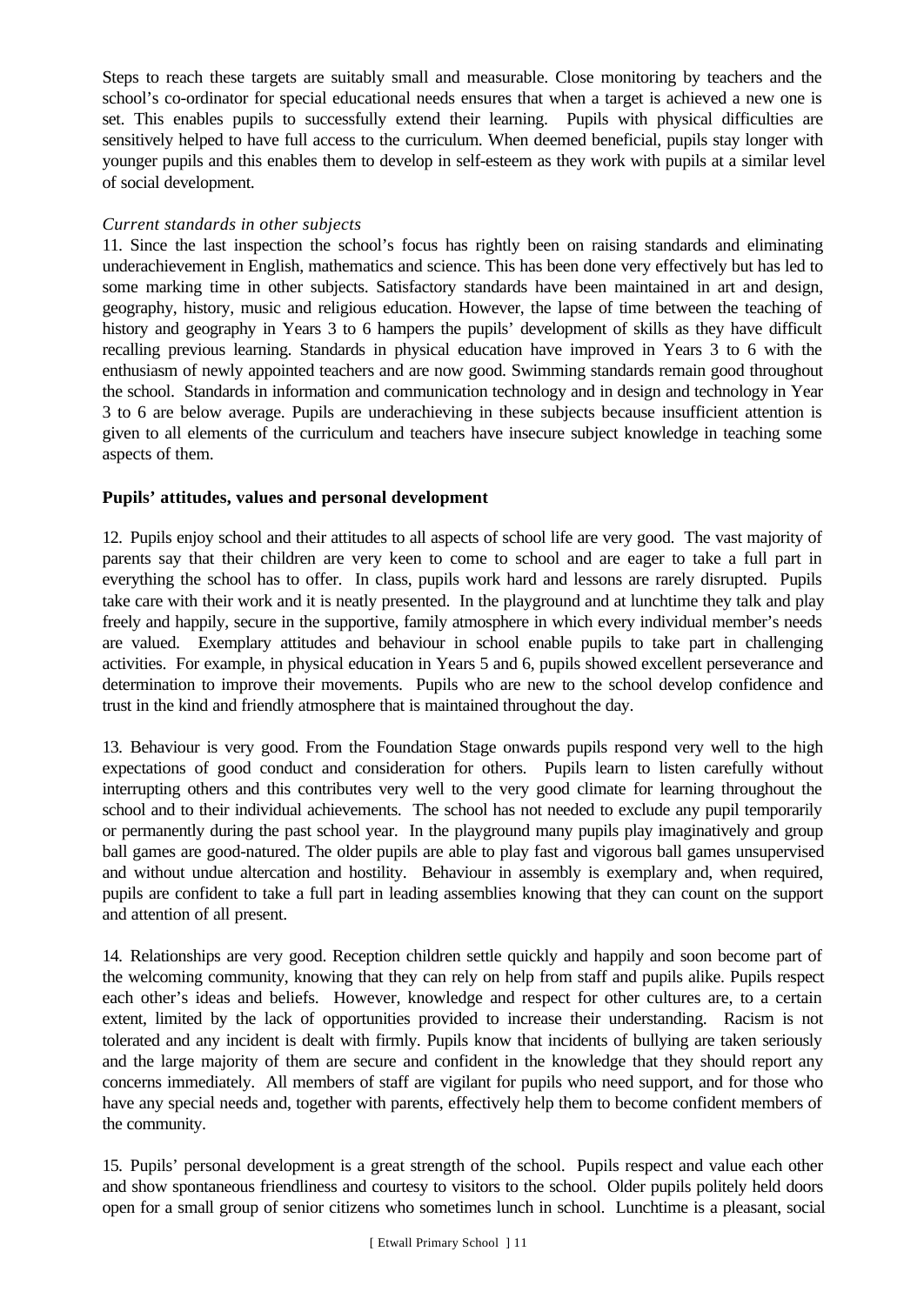Steps to reach these targets are suitably small and measurable. Close monitoring by teachers and the school's co-ordinator for special educational needs ensures that when a target is achieved a new one is set. This enables pupils to successfully extend their learning. Pupils with physical difficulties are sensitively helped to have full access to the curriculum. When deemed beneficial, pupils stay longer with younger pupils and this enables them to develop in self-esteem as they work with pupils at a similar level of social development.

*Current standards in other subjects*

11. Since the last inspection the school's focus has rightly been on raising standards and eliminating underachievement in English, mathematics and science. This has been done very effectively but has led to some marking time in other subjects. Satisfactory standards have been maintained in art and design, geography, history, music and religious education. However, the lapse of time between the teaching of history and geography in Years 3 to 6 hampers the pupils' development of skills as they have difficult recalling previous learning. Standards in physical education have improved in Years 3 to 6 with the enthusiasm of newly appointed teachers and are now good. Swimming standards remain good throughout the school. Standards in information and communication technology and in design and technology in Year 3 to 6 are below average. Pupils are underachieving in these subjects because insufficient attention is given to all elements of the curriculum and teachers have insecure subject knowledge in teaching some aspects of them.

**Pupils' attitudes, values and personal development**

12. Pupils enjoy school and their attitudes to all aspects of school life are very good. The vast majority of parents say that their children are very keen to come to school and are eager to take a full part in everything the school has to offer. In class, pupils work hard and lessons are rarely disrupted. Pupils take care with their work and it is neatly presented. In the playground and at lunchtime they talk and play freely and happily, secure in the supportive, family atmosphere in which every individual member's needs are valued. Exemplary attitudes and behaviour in school enable pupils to take part in challenging activities. For example, in physical education in Years 5 and 6, pupils showed excellent perseverance and determination to improve their movements. Pupils who are new to the school develop confidence and trust in the kind and friendly atmosphere that is maintained throughout the day.

13. Behaviour is very good. From the Foundation Stage onwards pupils respond very well to the high expectations of good conduct and consideration for others. Pupils learn to listen carefully without interrupting others and this contributes very well to the very good climate for learning throughout the school and to their individual achievements. The school has not needed to exclude any pupil temporarily or permanently during the past school year. In the playground many pupils play imaginatively and group ball games are good-natured. The older pupils are able to play fast and vigorous ball games unsupervised and without undue altercation and hostility. Behaviour in assembly is exemplary and, when required, pupils are confident to take a full part in leading assemblies knowing that they can count on the support and attention of all present.

14. Relationships are very good. Reception children settle quickly and happily and soon become part of the welcoming community, knowing that they can rely on help from staff and pupils alike. Pupils respect each other's ideas and beliefs. However, knowledge and respect for other cultures are, to a certain extent, limited by the lack of opportunities provided to increase their understanding. Racism is not tolerated and any incident is dealt with firmly. Pupils know that incidents of bullying are taken seriously and the large majority of them are secure and confident in the knowledge that they should report any concerns immediately. All members of staff are vigilant for pupils who need support, and for those who have any special needs and, together with parents, effectively help them to become confident members of the community.

15. Pupils' personal development is a great strength of the school. Pupils respect and value each other and show spontaneous friendliness and courtesy to visitors to the school. Older pupils politely held doors open for a small group of senior citizens who sometimes lunch in school. Lunchtime is a pleasant, social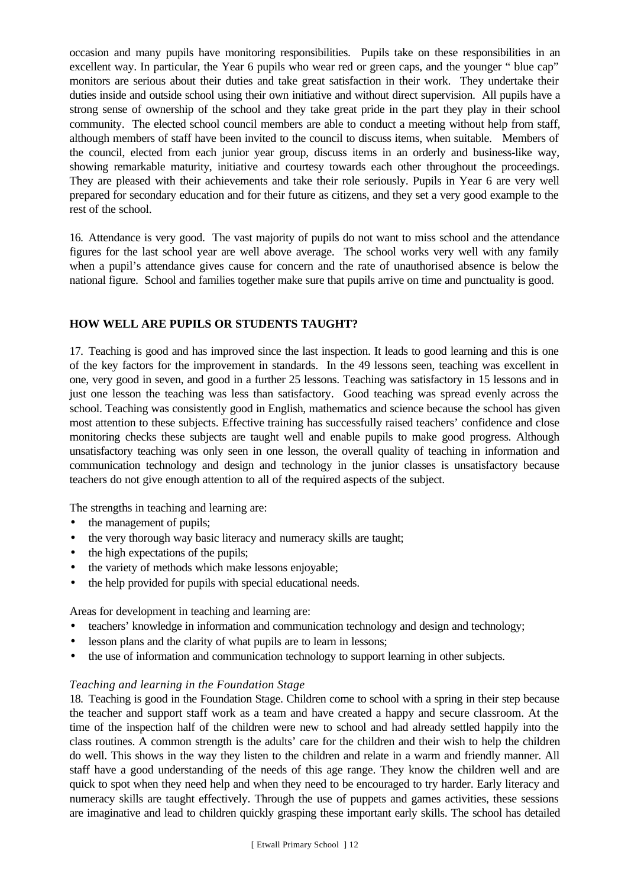occasion and many pupils have monitoring responsibilities. Pupils take on these responsibilities in an excellent way. In particular, the Year 6 pupils who wear red or green caps, and the younger " blue cap" monitors are serious about their duties and take great satisfaction in their work. They undertake their duties inside and outside school using their own initiative and without direct supervision. All pupils have a strong sense of ownership of the school and they take great pride in the part they play in their school community. The elected school council members are able to conduct a meeting without help from staff, although members of staff have been invited to the council to discuss items, when suitable. Members of the council, elected from each junior year group, discuss items in an orderly and business-like way, showing remarkable maturity, initiative and courtesy towards each other throughout the proceedings. They are pleased with their achievements and take their role seriously. Pupils in Year 6 are very well prepared for secondary education and for their future as citizens, and they set a very good example to the rest of the school.

16. Attendance is very good. The vast majority of pupils do not want to miss school and the attendance figures for the last school year are well above average. The school works very well with any family when a pupil's attendance gives cause for concern and the rate of unauthorised absence is below the national figure. School and families together make sure that pupils arrive on time and punctuality is good.

## HOW WELL ARE PUPILS OR STUDENTS TAUGHT?

17. Teaching is good and has improved since the last inspection. It leads to good learning and this is one of the key factors for the improvement in standards. In the 49 lessons seen, teaching was excellent in one, very good in seven, and good in a further 25 lessons. Teaching was satisfactory in 15 lessons and in just one lesson the teaching was less than satisfactory. Good teaching was spread evenly across the school. Teaching was consistently good in English, mathematics and science because the school has given most attention to these subjects. Effective training has successfully raised teachers' confidence and close monitoring checks these subjects are taught well and enable pupils to make good progress. Although unsatisfactory teaching was only seen in one lesson, the overall quality of teaching in information and communication technology and design and technology in the junior classes is unsatisfactory because teachers do not give enough attention to all of the required aspects of the subject.

The strengths in teaching and learning are:

- the management of pupils;
- the very thorough way basic literacy and numeracy skills are taught;
- the high expectations of the pupils;
- the variety of methods which make lessons enjoyable;
- the help provided for pupils with special educational needs.

Areas for development in teaching and learning are:

- teachers' knowledge in information and communication technology and design and technology;
- lesson plans and the clarity of what pupils are to learn in lessons;
- the use of information and communication technology to support learning in other subjects.

*Teaching and learning in the Foundation Stage*

18. Teaching is good in the Foundation Stage. Children come to school with a spring in their step because the teacher and support staff work as a team and have created a happy and secure classroom. At the time of the inspection half of the children were new to school and had already settled happily into the class routines. A common strength is the adults' care for the children and their wish to help the children do well. This shows in the way they listen to the children and relate in a warm and friendly manner. All staff have a good understanding of the needs of this age range. They know the children well and are quick to spot when they need help and when they need to be encouraged to try harder. Early literacy and numeracy skills are taught effectively. Through the use of puppets and games activities, these sessions are imaginative and lead to children quickly grasping these important early skills. The school has detailed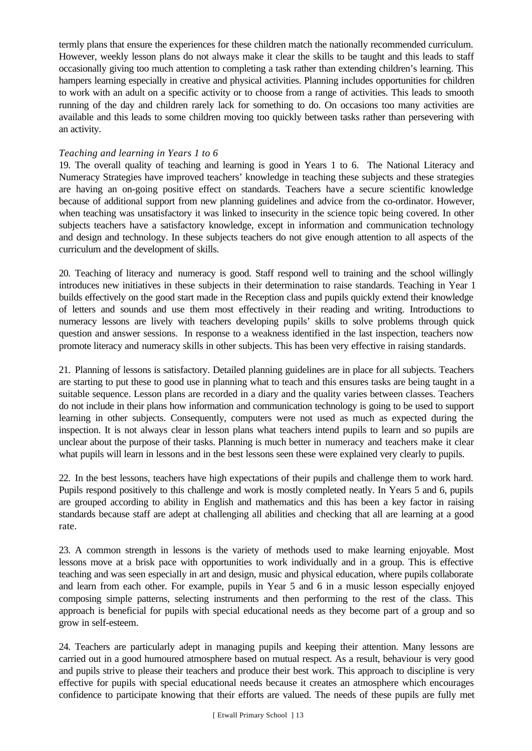termly plans that ensure the experiences for these children match the nationally recommended curriculum. However, weekly lesson plans do not always make it clear the skills to be taught and this leads to staff occasionally giving too much attention to completing a task rather than extending children's learning. This hampers learning especially in creative and physical activities. Planning includes opportunities for children to work with an adult on a specific activity or to choose from a range of activities. This leads to smooth running of the day and children rarely lack for something to do. On occasions too many activities are available and this leads to some children moving too quickly between tasks rather than persevering with an activity.

*Teaching and learning in Years 1 to 6*

19. The overall quality of teaching and learning is good in Years 1 to 6. The National Literacy and Numeracy Strategies have improved teachers' knowledge in teaching these subjects and these strategies are having an on-going positive effect on standards. Teachers have a secure scientific knowledge because of additional support from new planning guidelines and advice from the co-ordinator. However, when teaching was unsatisfactory it was linked to insecurity in the science topic being covered. In other subjects teachers have a satisfactory knowledge, except in information and communication technology and design and technology. In these subjects teachers do not give enough attention to all aspects of the curriculum and the development of skills.

20. Teaching of literacy and numeracy is good. Staff respond well to training and the school willingly introduces new initiatives in these subjects in their determination to raise standards. Teaching in Year 1 builds effectively on the good start made in the Reception class and pupils quickly extend their knowledge of letters and sounds and use them most effectively in their reading and writing. Introductions to numeracy lessons are lively with teachers developing pupils' skills to solve problems through quick question and answer sessions. In response to a weakness identified in the last inspection, teachers now promote literacy and numeracy skills in other subjects. This has been very effective in raising standards.

21. Planning of lessons is satisfactory. Detailed planning guidelines are in place for all subjects. Teachers are starting to put these to good use in planning what to teach and this ensures tasks are being taught in a suitable sequence. Lesson plans are recorded in a diary and the quality varies between classes. Teachers do not include in their plans how information and communication technology is going to be used to support learning in other subjects. Consequently, computers were not used as much as expected during the inspection. It is not always clear in lesson plans what teachers intend pupils to learn and so pupils are unclear about the purpose of their tasks. Planning is much better in numeracy and teachers make it clear what pupils will learn in lessons and in the best lessons seen these were explained very clearly to pupils.

22. In the best lessons, teachers have high expectations of their pupils and challenge them to work hard. Pupils respond positively to this challenge and work is mostly completed neatly. In Years 5 and 6, pupils are grouped according to ability in English and mathematics and this has been a key factor in raising standards because staff are adept at challenging all abilities and checking that all are learning at a good rate.

23. A common strength in lessons is the variety of methods used to make learning enjoyable. Most lessons move at a brisk pace with opportunities to work individually and in a group. This is effective teaching and was seen especially in art and design, music and physical education, where pupils collaborate and learn from each other. For example, pupils in Year 5 and 6 in a music lesson especially enjoyed composing simple patterns, selecting instruments and then performing to the rest of the class. This approach is beneficial for pupils with special educational needs as they become part of a group and so grow in self-esteem.

24. Teachers are particularly adept in managing pupils and keeping their attention. Many lessons are carried out in a good humoured atmosphere based on mutual respect. As a result, behaviour is very good and pupils strive to please their teachers and produce their best work. This approach to discipline is very effective for pupils with special educational needs because it creates an atmosphere which encourages confidence to participate knowing that their efforts are valued. The needs of these pupils are fully met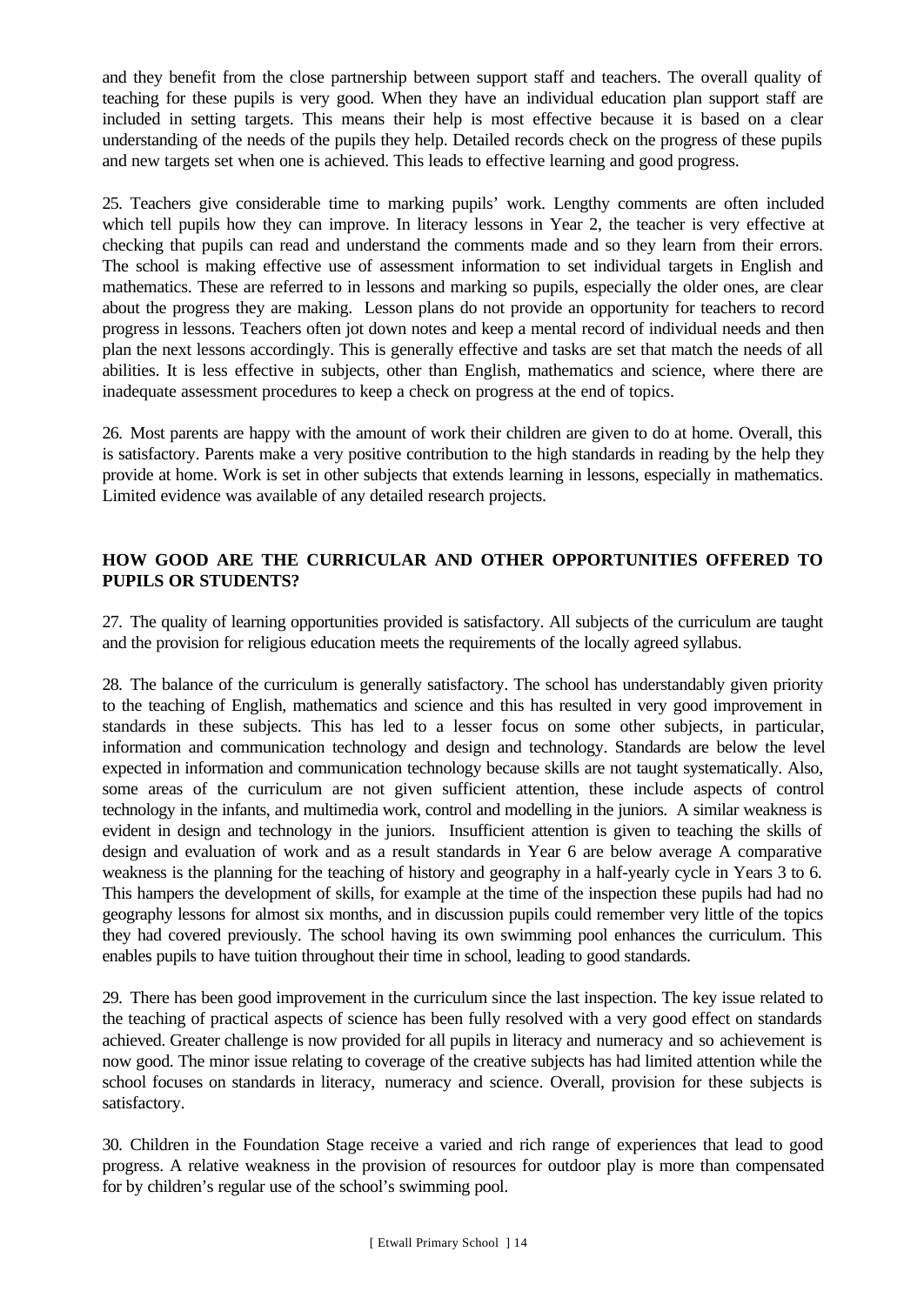and they benefit from the close partnership between support staff and teachers. The overall quality of teaching for these pupils is very good. When they have an individual education plan support staff are included in setting targets. This means their help is most effective because it is based on a clear understanding of the needs of the pupils they help. Detailed records check on the progress of these pupils and new targets set when one is achieved. This leads to effective learning and good progress.

25. Teachers give considerable time to marking pupils' work. Lengthy comments are often included which tell pupils how they can improve. In literacy lessons in Year 2, the teacher is very effective at checking that pupils can read and understand the comments made and so they learn from their errors. The school is making effective use of assessment information to set individual targets in English and mathematics. These are referred to in lessons and marking so pupils, especially the older ones, are clear about the progress they are making. Lesson plans do not provide an opportunity for teachers to record progress in lessons. Teachers often jot down notes and keep a mental record of individual needs and then plan the next lessons accordingly. This is generally effective and tasks are set that match the needs of all abilities. It is less effective in subjects, other than English, mathematics and science, where there are inadequate assessment procedures to keep a check on progress at the end of topics.

26. Most parents are happy with the amount of work their children are given to do at home. Overall, this is satisfactory. Parents make a very positive contribution to the high standards in reading by the help they provide at home. Work is set in other subjects that extends learning in lessons, especially in mathematics. Limited evidence was available of any detailed research projects.

## HOW GOOD ARE THE CURRICULAR AND OTHER OPPORTUNITIES OFFERED TO PUPILS OR STUDENTS?

27. The quality of learning opportunities provided is satisfactory. All subjects of the curriculum are taught and the provision for religious education meets the requirements of the locally agreed syllabus.

28. The balance of the curriculum is generally satisfactory. The school has understandably given priority to the teaching of English, mathematics and science and this has resulted in very good improvement in standards in these subjects. This has led to a lesser focus on some other subjects, in particular, information and communication technology and design and technology. Standards are below the level expected in information and communication technology because skills are not taught systematically. Also, some areas of the curriculum are not given sufficient attention, these include aspects of control technology in the infants, and multimedia work, control and modelling in the juniors. A similar weakness is evident in design and technology in the juniors. Insufficient attention is given to teaching the skills of design and evaluation of work and as a result standards in Year 6 are below average A comparative weakness is the planning for the teaching of history and geography in a half-yearly cycle in Years 3 to 6. This hampers the development of skills, for example at the time of the inspection these pupils had had no geography lessons for almost six months, and in discussion pupils could remember very little of the topics they had covered previously. The school having its own swimming pool enhances the curriculum. This enables pupils to have tuition throughout their time in school, leading to good standards.

29. There has been good improvement in the curriculum since the last inspection. The key issue related to the teaching of practical aspects of science has been fully resolved with a very good effect on standards achieved. Greater challenge is now provided for all pupils in literacy and numeracy and so achievement is now good. The minor issue relating to coverage of the creative subjects has had limited attention while the school focuses on standards in literacy, numeracy and science. Overall, provision for these subjects is satisfactory.

30. Children in the Foundation Stage receive a varied and rich range of experiences that lead to good progress. A relative weakness in the provision of resources for outdoor play is more than compensated for by children's regular use of the school's swimming pool.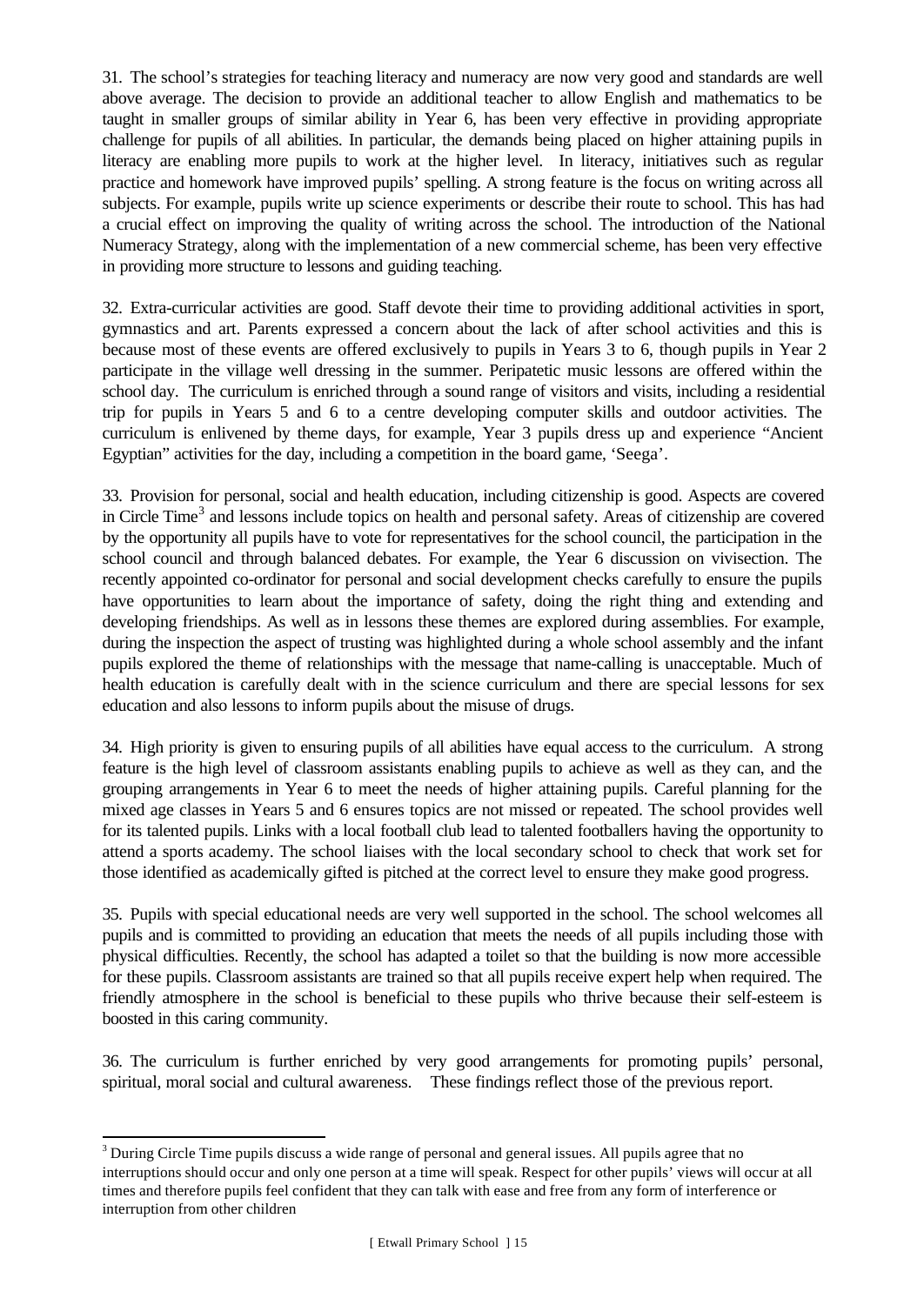31. The school's strategies for teaching literacy and numeracy are now very good and standards are well above average. The decision to provide an additional teacher to allow English and mathematics to be taught in smaller groups of similar ability in Year 6, has been very effective in providing appropriate challenge for pupils of all abilities. In particular, the demands being placed on higher attaining pupils in literacy are enabling more pupils to work at the higher level. In literacy, initiatives such as regular practice and homework have improved pupils' spelling. A strong feature is the focus on writing across all subjects. For example, pupils write up science experiments or describe their route to school. This has had a crucial effect on improving the quality of writing across the school. The introduction of the National Numeracy Strategy, along with the implementation of a new commercial scheme, has been very effective in providing more structure to lessons and guiding teaching.

32. Extra-curricular activities are good. Staff devote their time to providing additional activities in sport, gymnastics and art. Parents expressed a concern about the lack of after school activities and this is because most of these events are offered exclusively to pupils in Years 3 to 6, though pupils in Year 2 participate in the village well dressing in the summer. Peripatetic music lessons are offered within the school day. The curriculum is enriched through a sound range of visitors and visits, including a residential trip for pupils in Years 5 and 6 to a centre developing computer skills and outdoor activities. The curriculum is enlivened by theme days, for example, Year 3 pupils dress up and experience "Ancient Egyptian" activities for the day, including a competition in the board game, 'Seega'.

33. Provision for personal, social and health education, including citizenship is good. Aspects are covered in Circle Time[3] and lessons include topics on health and personal safety. Areas of citizenship are covered by the opportunity all pupils have to vote for representatives for the school council, the participation in the school council and through balanced debates. For example, the Year 6 discussion on vivisection. The recently appointed co-ordinator for personal and social development checks carefully to ensure the pupils have opportunities to learn about the importance of safety, doing the right thing and extending and developing friendships. As well as in lessons these themes are explored during assemblies. For example, during the inspection the aspect of trusting was highlighted during a whole school assembly and the infant pupils explored the theme of relationships with the message that name-calling is unacceptable. Much of health education is carefully dealt with in the science curriculum and there are special lessons for sex education and also lessons to inform pupils about the misuse of drugs.

34. High priority is given to ensuring pupils of all abilities have equal access to the curriculum. A strong feature is the high level of classroom assistants enabling pupils to achieve as well as they can, and the grouping arrangements in Year 6 to meet the needs of higher attaining pupils. Careful planning for the mixed age classes in Years 5 and 6 ensures topics are not missed or repeated. The school provides well for its talented pupils. Links with a local football club lead to talented footballers having the opportunity to attend a sports academy. The school liaises with the local secondary school to check that work set for those identified as academically gifted is pitched at the correct level to ensure they make good progress.

35. Pupils with special educational needs are very well supported in the school. The school welcomes all pupils and is committed to providing an education that meets the needs of all pupils including those with physical difficulties. Recently, the school has adapted a toilet so that the building is now more accessible for these pupils. Classroom assistants are trained so that all pupils receive expert help when required. The friendly atmosphere in the school is beneficial to these pupils who thrive because their self-esteem is boosted in this caring community.

36. The curriculum is further enriched by very good arrangements for promoting pupils' personal, spiritual, moral social and cultural awareness. These findings reflect those of the previous report.

---

[3] During Circle Time pupils discuss a wide range of personal and general issues. All pupils agree that no interruptions should occur and only one person at a time will speak. Respect for other pupils' views will occur at all times and therefore pupils feel confident that they can talk with ease and free from any form of interference or interruption from other children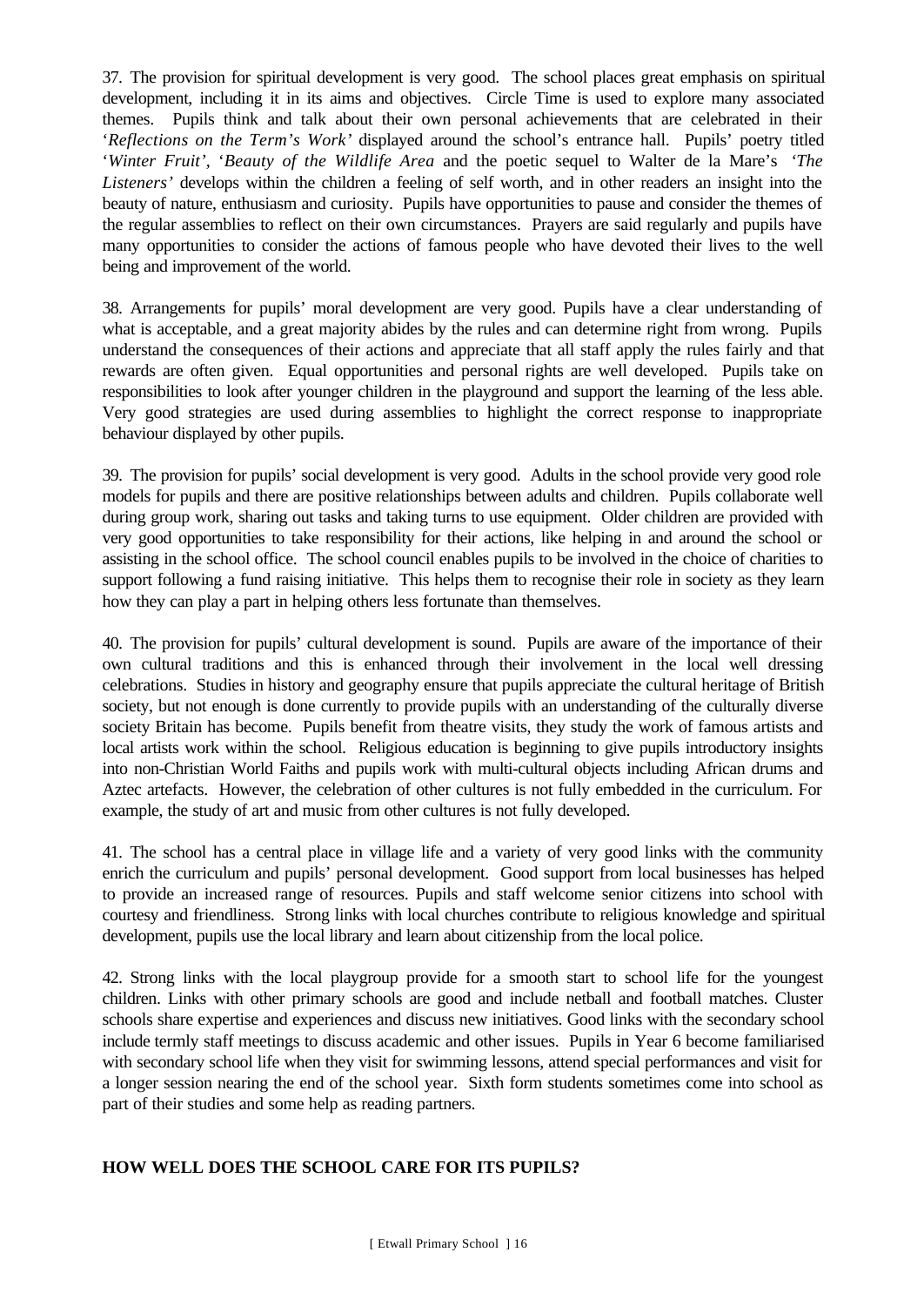37. The provision for spiritual development is very good. The school places great emphasis on spiritual development, including it in its aims and objectives. Circle Time is used to explore many associated themes. Pupils think and talk about their own personal achievements that are celebrated in their '*Reflections on the Term's Work'* displayed around the school's entrance hall. Pupils' poetry titled '*Winter Fruit'*, '*Beauty of the Wildlife Area* and the poetic sequel to Walter de la Mare's *'The Listeners'* develops within the children a feeling of self worth, and in other readers an insight into the beauty of nature, enthusiasm and curiosity. Pupils have opportunities to pause and consider the themes of the regular assemblies to reflect on their own circumstances. Prayers are said regularly and pupils have many opportunities to consider the actions of famous people who have devoted their lives to the well being and improvement of the world.

38. Arrangements for pupils' moral development are very good. Pupils have a clear understanding of what is acceptable, and a great majority abides by the rules and can determine right from wrong. Pupils understand the consequences of their actions and appreciate that all staff apply the rules fairly and that rewards are often given. Equal opportunities and personal rights are well developed. Pupils take on responsibilities to look after younger children in the playground and support the learning of the less able. Very good strategies are used during assemblies to highlight the correct response to inappropriate behaviour displayed by other pupils.

39. The provision for pupils' social development is very good. Adults in the school provide very good role models for pupils and there are positive relationships between adults and children. Pupils collaborate well during group work, sharing out tasks and taking turns to use equipment. Older children are provided with very good opportunities to take responsibility for their actions, like helping in and around the school or assisting in the school office. The school council enables pupils to be involved in the choice of charities to support following a fund raising initiative. This helps them to recognise their role in society as they learn how they can play a part in helping others less fortunate than themselves.

40. The provision for pupils' cultural development is sound. Pupils are aware of the importance of their own cultural traditions and this is enhanced through their involvement in the local well dressing celebrations. Studies in history and geography ensure that pupils appreciate the cultural heritage of British society, but not enough is done currently to provide pupils with an understanding of the culturally diverse society Britain has become. Pupils benefit from theatre visits, they study the work of famous artists and local artists work within the school. Religious education is beginning to give pupils introductory insights into non-Christian World Faiths and pupils work with multi-cultural objects including African drums and Aztec artefacts. However, the celebration of other cultures is not fully embedded in the curriculum. For example, the study of art and music from other cultures is not fully developed.

41. The school has a central place in village life and a variety of very good links with the community enrich the curriculum and pupils' personal development. Good support from local businesses has helped to provide an increased range of resources. Pupils and staff welcome senior citizens into school with courtesy and friendliness. Strong links with local churches contribute to religious knowledge and spiritual development, pupils use the local library and learn about citizenship from the local police.

42. Strong links with the local playgroup provide for a smooth start to school life for the youngest children. Links with other primary schools are good and include netball and football matches. Cluster schools share expertise and experiences and discuss new initiatives. Good links with the secondary school include termly staff meetings to discuss academic and other issues. Pupils in Year 6 become familiarised with secondary school life when they visit for swimming lessons, attend special performances and visit for a longer session nearing the end of the school year. Sixth form students sometimes come into school as part of their studies and some help as reading partners.

## HOW WELL DOES THE SCHOOL CARE FOR ITS PUPILS?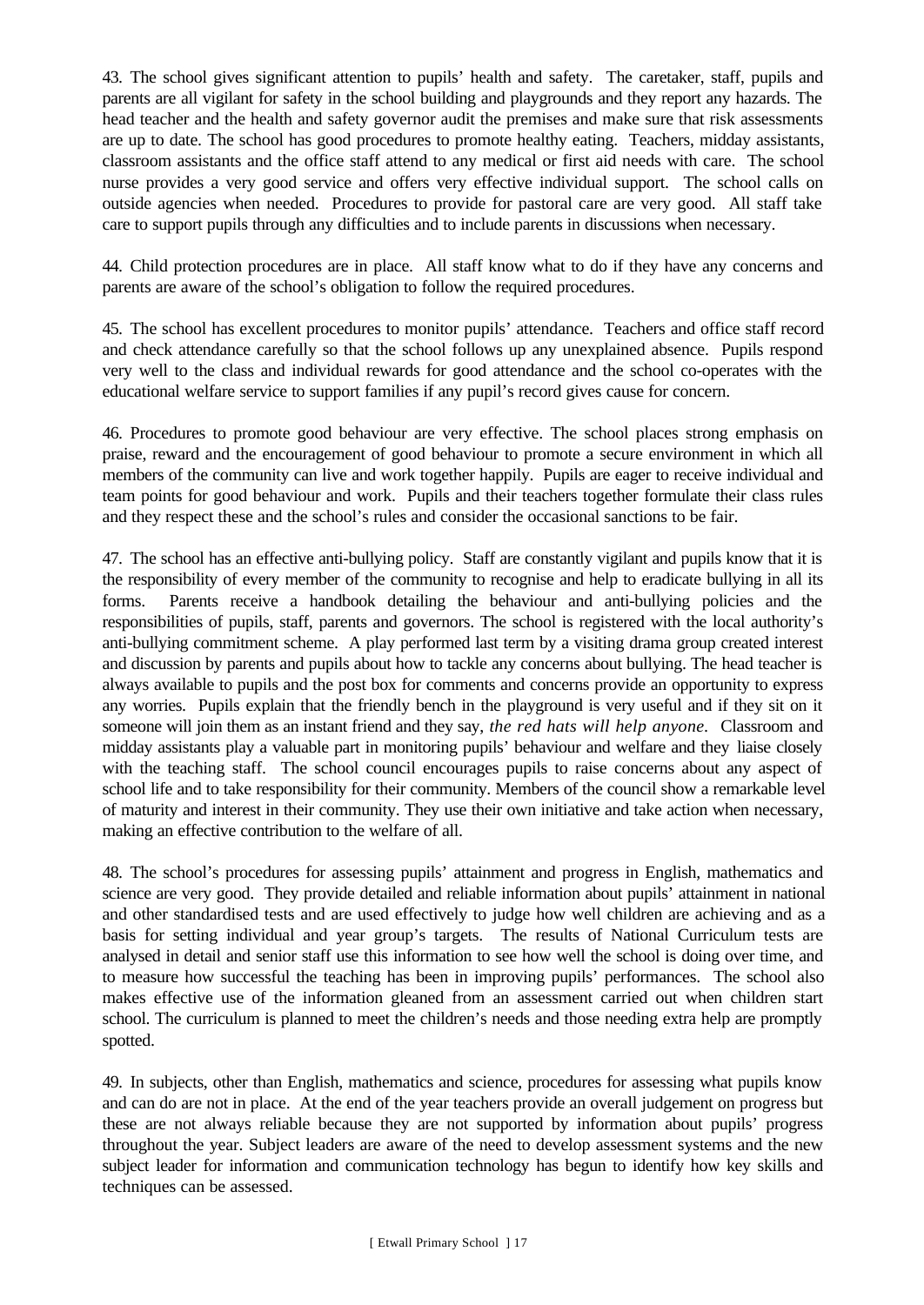43. The school gives significant attention to pupils' health and safety. The caretaker, staff, pupils and parents are all vigilant for safety in the school building and playgrounds and they report any hazards. The head teacher and the health and safety governor audit the premises and make sure that risk assessments are up to date. The school has good procedures to promote healthy eating. Teachers, midday assistants, classroom assistants and the office staff attend to any medical or first aid needs with care. The school nurse provides a very good service and offers very effective individual support. The school calls on outside agencies when needed. Procedures to provide for pastoral care are very good. All staff take care to support pupils through any difficulties and to include parents in discussions when necessary.

44. Child protection procedures are in place. All staff know what to do if they have any concerns and parents are aware of the school's obligation to follow the required procedures.

45. The school has excellent procedures to monitor pupils' attendance. Teachers and office staff record and check attendance carefully so that the school follows up any unexplained absence. Pupils respond very well to the class and individual rewards for good attendance and the school co-operates with the educational welfare service to support families if any pupil's record gives cause for concern.

46. Procedures to promote good behaviour are very effective. The school places strong emphasis on praise, reward and the encouragement of good behaviour to promote a secure environment in which all members of the community can live and work together happily. Pupils are eager to receive individual and team points for good behaviour and work. Pupils and their teachers together formulate their class rules and they respect these and the school's rules and consider the occasional sanctions to be fair.

47. The school has an effective anti-bullying policy. Staff are constantly vigilant and pupils know that it is the responsibility of every member of the community to recognise and help to eradicate bullying in all its forms. Parents receive a handbook detailing the behaviour and anti-bullying policies and the responsibilities of pupils, staff, parents and governors. The school is registered with the local authority's anti-bullying commitment scheme. A play performed last term by a visiting drama group created interest and discussion by parents and pupils about how to tackle any concerns about bullying. The head teacher is always available to pupils and the post box for comments and concerns provide an opportunity to express any worries. Pupils explain that the friendly bench in the playground is very useful and if they sit on it someone will join them as an instant friend and they say, *the red hats will help anyone.* Classroom and midday assistants play a valuable part in monitoring pupils' behaviour and welfare and they liaise closely with the teaching staff. The school council encourages pupils to raise concerns about any aspect of school life and to take responsibility for their community. Members of the council show a remarkable level of maturity and interest in their community. They use their own initiative and take action when necessary, making an effective contribution to the welfare of all.

48. The school's procedures for assessing pupils' attainment and progress in English, mathematics and science are very good. They provide detailed and reliable information about pupils' attainment in national and other standardised tests and are used effectively to judge how well children are achieving and as a basis for setting individual and year group's targets. The results of National Curriculum tests are analysed in detail and senior staff use this information to see how well the school is doing over time, and to measure how successful the teaching has been in improving pupils' performances. The school also makes effective use of the information gleaned from an assessment carried out when children start school. The curriculum is planned to meet the children's needs and those needing extra help are promptly spotted.

49. In subjects, other than English, mathematics and science, procedures for assessing what pupils know and can do are not in place. At the end of the year teachers provide an overall judgement on progress but these are not always reliable because they are not supported by information about pupils' progress throughout the year. Subject leaders are aware of the need to develop assessment systems and the new subject leader for information and communication technology has begun to identify how key skills and techniques can be assessed.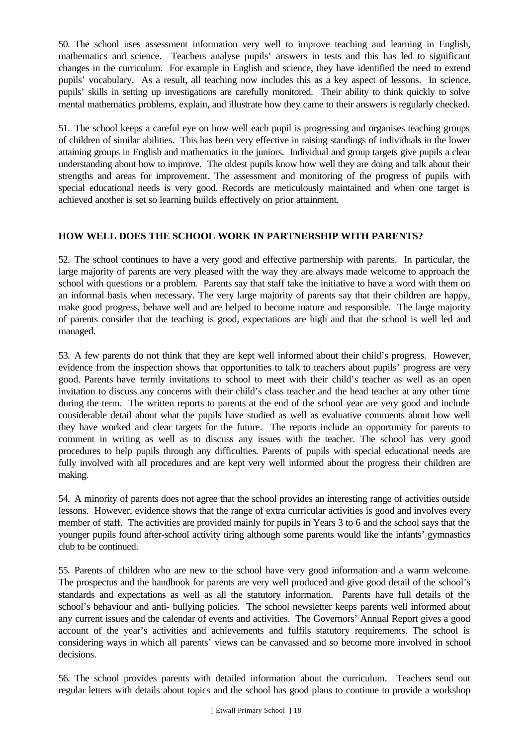50. The school uses assessment information very well to improve teaching and learning in English, mathematics and science. Teachers analyse pupils' answers in tests and this has led to significant changes in the curriculum. For example in English and science, they have identified the need to extend pupils' vocabulary. As a result, all teaching now includes this as a key aspect of lessons. In science, pupils' skills in setting up investigations are carefully monitored. Their ability to think quickly to solve mental mathematics problems, explain, and illustrate how they came to their answers is regularly checked.

51. The school keeps a careful eye on how well each pupil is progressing and organises teaching groups of children of similar abilities. This has been very effective in raising standings of individuals in the lower attaining groups in English and mathematics in the juniors. Individual and group targets give pupils a clear understanding about how to improve. The oldest pupils know how well they are doing and talk about their strengths and areas for improvement. The assessment and monitoring of the progress of pupils with special educational needs is very good. Records are meticulously maintained and when one target is achieved another is set so learning builds effectively on prior attainment.

## HOW WELL DOES THE SCHOOL WORK IN PARTNERSHIP WITH PARENTS?

52. The school continues to have a very good and effective partnership with parents. In particular, the large majority of parents are very pleased with the way they are always made welcome to approach the school with questions or a problem. Parents say that staff take the initiative to have a word with them on an informal basis when necessary. The very large majority of parents say that their children are happy, make good progress, behave well and are helped to become mature and responsible. The large majority of parents consider that the teaching is good, expectations are high and that the school is well led and managed.

53. A few parents do not think that they are kept well informed about their child's progress. However, evidence from the inspection shows that opportunities to talk to teachers about pupils' progress are very good. Parents have termly invitations to school to meet with their child's teacher as well as an open invitation to discuss any concerns with their child's class teacher and the head teacher at any other time during the term. The written reports to parents at the end of the school year are very good and include considerable detail about what the pupils have studied as well as evaluative comments about how well they have worked and clear targets for the future. The reports include an opportunity for parents to comment in writing as well as to discuss any issues with the teacher. The school has very good procedures to help pupils through any difficulties. Parents of pupils with special educational needs are fully involved with all procedures and are kept very well informed about the progress their children are making.

54. A minority of parents does not agree that the school provides an interesting range of activities outside lessons. However, evidence shows that the range of extra curricular activities is good and involves every member of staff. The activities are provided mainly for pupils in Years 3 to 6 and the school says that the younger pupils found after-school activity tiring although some parents would like the infants' gymnastics club to be continued.

55. Parents of children who are new to the school have very good information and a warm welcome. The prospectus and the handbook for parents are very well produced and give good detail of the school's standards and expectations as well as all the statutory information. Parents have full details of the school's behaviour and anti- bullying policies. The school newsletter keeps parents well informed about any current issues and the calendar of events and activities. The Governors' Annual Report gives a good account of the year's activities and achievements and fulfils statutory requirements. The school is considering ways in which all parents' views can be canvassed and so become more involved in school decisions.

56. The school provides parents with detailed information about the curriculum. Teachers send out regular letters with details about topics and the school has good plans to continue to provide a workshop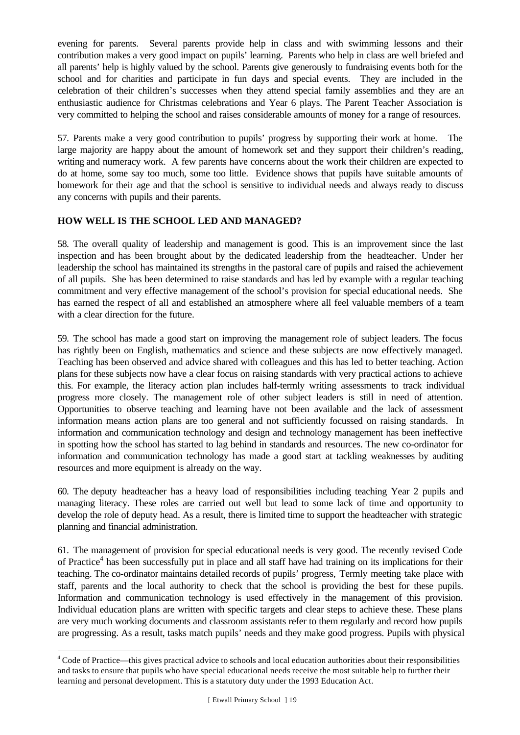evening for parents. Several parents provide help in class and with swimming lessons and their contribution makes a very good impact on pupils' learning. Parents who help in class are well briefed and all parents' help is highly valued by the school. Parents give generously to fundraising events both for the school and for charities and participate in fun days and special events. They are included in the celebration of their children's successes when they attend special family assemblies and they are an enthusiastic audience for Christmas celebrations and Year 6 plays. The Parent Teacher Association is very committed to helping the school and raises considerable amounts of money for a range of resources.

57. Parents make a very good contribution to pupils' progress by supporting their work at home. The large majority are happy about the amount of homework set and they support their children's reading, writing and numeracy work. A few parents have concerns about the work their children are expected to do at home, some say too much, some too little. Evidence shows that pupils have suitable amounts of homework for their age and that the school is sensitive to individual needs and always ready to discuss any concerns with pupils and their parents.

## HOW WELL IS THE SCHOOL LED AND MANAGED?

58. The overall quality of leadership and management is good. This is an improvement since the last inspection and has been brought about by the dedicated leadership from the headteacher. Under her leadership the school has maintained its strengths in the pastoral care of pupils and raised the achievement of all pupils. She has been determined to raise standards and has led by example with a regular teaching commitment and very effective management of the school's provision for special educational needs. She has earned the respect of all and established an atmosphere where all feel valuable members of a team with a clear direction for the future.

59. The school has made a good start on improving the management role of subject leaders. The focus has rightly been on English, mathematics and science and these subjects are now effectively managed. Teaching has been observed and advice shared with colleagues and this has led to better teaching. Action plans for these subjects now have a clear focus on raising standards with very practical actions to achieve this. For example, the literacy action plan includes half-termly writing assessments to track individual progress more closely. The management role of other subject leaders is still in need of attention. Opportunities to observe teaching and learning have not been available and the lack of assessment information means action plans are too general and not sufficiently focussed on raising standards. In information and communication technology and design and technology management has been ineffective in spotting how the school has started to lag behind in standards and resources. The new co-ordinator for information and communication technology has made a good start at tackling weaknesses by auditing resources and more equipment is already on the way.

60. The deputy headteacher has a heavy load of responsibilities including teaching Year 2 pupils and managing literacy. These roles are carried out well but lead to some lack of time and opportunity to develop the role of deputy head. As a result, there is limited time to support the headteacher with strategic planning and financial administration.

61. The management of provision for special educational needs is very good. The recently revised Code of Practice[4] has been successfully put in place and all staff have had training on its implications for their teaching. The co-ordinator maintains detailed records of pupils' progress, Termly meeting take place with staff, parents and the local authority to check that the school is providing the best for these pupils. Information and communication technology is used effectively in the management of this provision. Individual education plans are written with specific targets and clear steps to achieve these. These plans are very much working documents and classroom assistants refer to them regularly and record how pupils are progressing. As a result, tasks match pupils' needs and they make good progress. Pupils with physical

[4] Code of Practice—this gives practical advice to schools and local education authorities about their responsibilities and tasks to ensure that pupils who have special educational needs receive the most suitable help to further their learning and personal development. This is a statutory duty under the 1993 Education Act.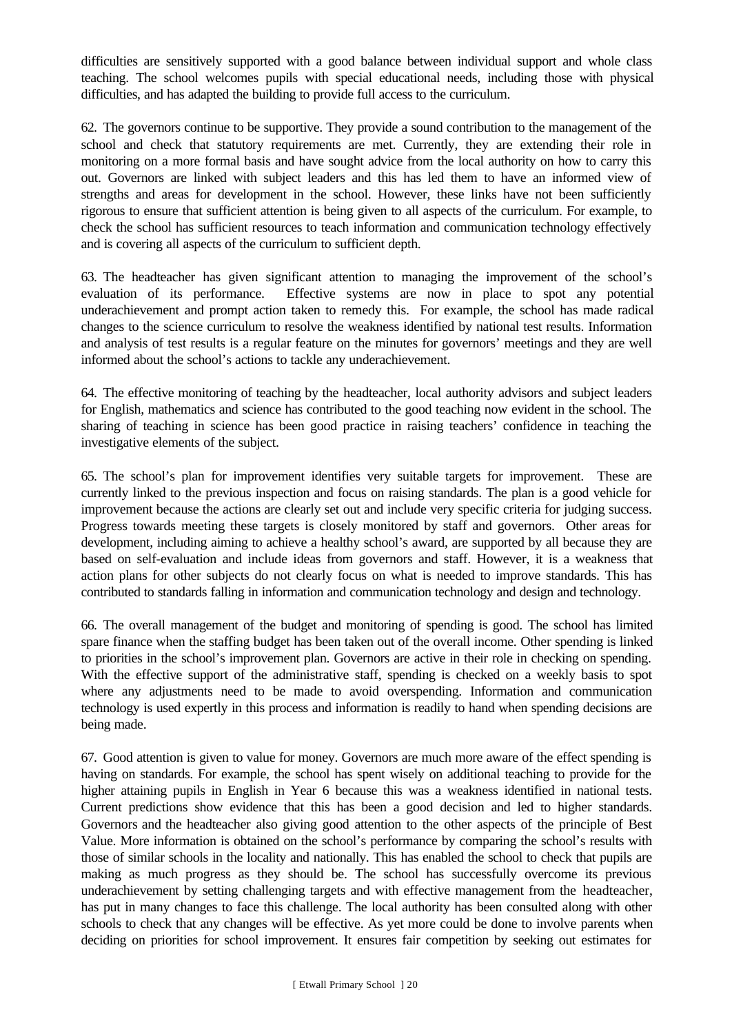difficulties are sensitively supported with a good balance between individual support and whole class teaching. The school welcomes pupils with special educational needs, including those with physical difficulties, and has adapted the building to provide full access to the curriculum.

62. The governors continue to be supportive. They provide a sound contribution to the management of the school and check that statutory requirements are met. Currently, they are extending their role in monitoring on a more formal basis and have sought advice from the local authority on how to carry this out. Governors are linked with subject leaders and this has led them to have an informed view of strengths and areas for development in the school. However, these links have not been sufficiently rigorous to ensure that sufficient attention is being given to all aspects of the curriculum. For example, to check the school has sufficient resources to teach information and communication technology effectively and is covering all aspects of the curriculum to sufficient depth.

63. The headteacher has given significant attention to managing the improvement of the school's evaluation of its performance. Effective systems are now in place to spot any potential underachievement and prompt action taken to remedy this. For example, the school has made radical changes to the science curriculum to resolve the weakness identified by national test results. Information and analysis of test results is a regular feature on the minutes for governors' meetings and they are well informed about the school's actions to tackle any underachievement.

64. The effective monitoring of teaching by the headteacher, local authority advisors and subject leaders for English, mathematics and science has contributed to the good teaching now evident in the school. The sharing of teaching in science has been good practice in raising teachers' confidence in teaching the investigative elements of the subject.

65. The school's plan for improvement identifies very suitable targets for improvement. These are currently linked to the previous inspection and focus on raising standards. The plan is a good vehicle for improvement because the actions are clearly set out and include very specific criteria for judging success. Progress towards meeting these targets is closely monitored by staff and governors. Other areas for development, including aiming to achieve a healthy school's award, are supported by all because they are based on self-evaluation and include ideas from governors and staff. However, it is a weakness that action plans for other subjects do not clearly focus on what is needed to improve standards. This has contributed to standards falling in information and communication technology and design and technology.

66. The overall management of the budget and monitoring of spending is good. The school has limited spare finance when the staffing budget has been taken out of the overall income. Other spending is linked to priorities in the school's improvement plan. Governors are active in their role in checking on spending. With the effective support of the administrative staff, spending is checked on a weekly basis to spot where any adjustments need to be made to avoid overspending. Information and communication technology is used expertly in this process and information is readily to hand when spending decisions are being made.

67. Good attention is given to value for money. Governors are much more aware of the effect spending is having on standards. For example, the school has spent wisely on additional teaching to provide for the higher attaining pupils in English in Year 6 because this was a weakness identified in national tests. Current predictions show evidence that this has been a good decision and led to higher standards. Governors and the headteacher also giving good attention to the other aspects of the principle of Best Value. More information is obtained on the school's performance by comparing the school's results with those of similar schools in the locality and nationally. This has enabled the school to check that pupils are making as much progress as they should be. The school has successfully overcome its previous underachievement by setting challenging targets and with effective management from the headteacher, has put in many changes to face this challenge. The local authority has been consulted along with other schools to check that any changes will be effective. As yet more could be done to involve parents when deciding on priorities for school improvement. It ensures fair competition by seeking out estimates for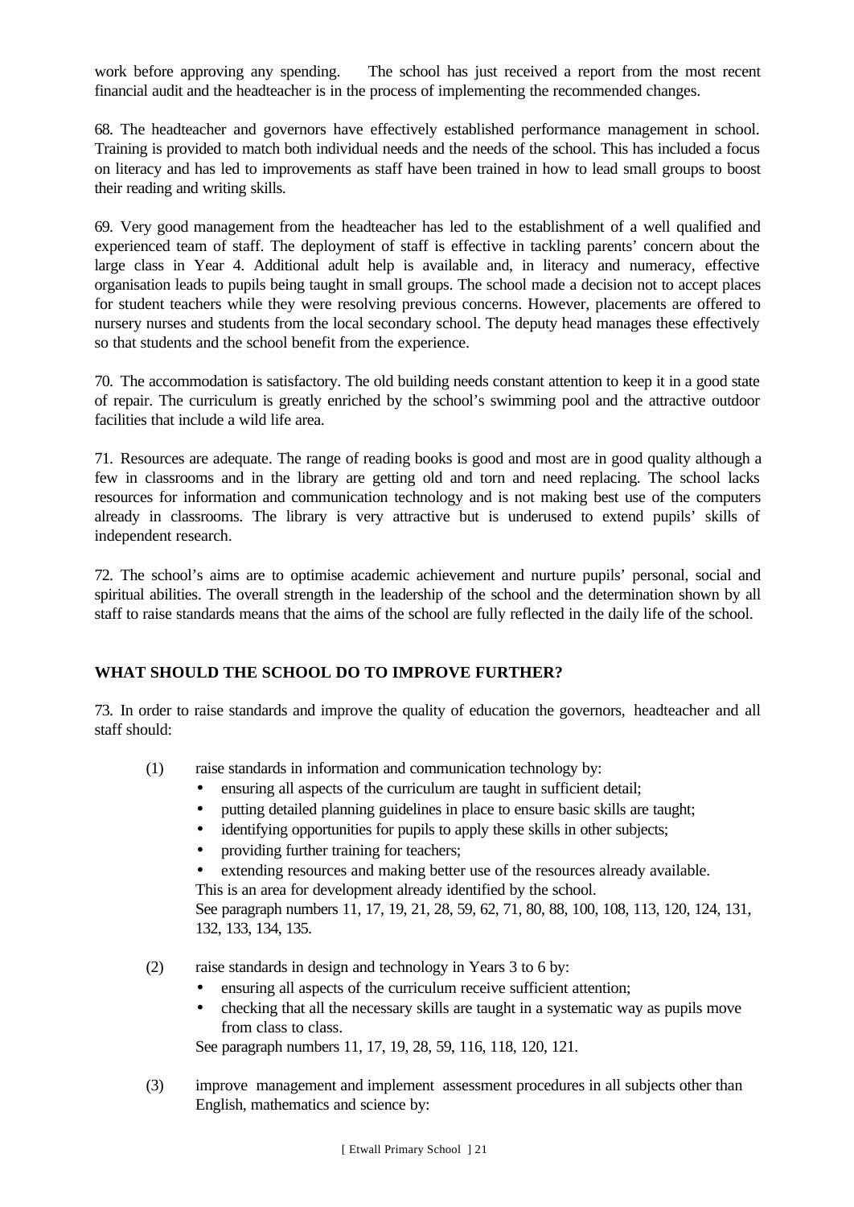work before approving any spending. The school has just received a report from the most recent financial audit and the headteacher is in the process of implementing the recommended changes.

68. The headteacher and governors have effectively established performance management in school. Training is provided to match both individual needs and the needs of the school. This has included a focus on literacy and has led to improvements as staff have been trained in how to lead small groups to boost their reading and writing skills.

69. Very good management from the headteacher has led to the establishment of a well qualified and experienced team of staff. The deployment of staff is effective in tackling parents' concern about the large class in Year 4. Additional adult help is available and, in literacy and numeracy, effective organisation leads to pupils being taught in small groups. The school made a decision not to accept places for student teachers while they were resolving previous concerns. However, placements are offered to nursery nurses and students from the local secondary school. The deputy head manages these effectively so that students and the school benefit from the experience.

70. The accommodation is satisfactory. The old building needs constant attention to keep it in a good state of repair. The curriculum is greatly enriched by the school's swimming pool and the attractive outdoor facilities that include a wild life area.

71. Resources are adequate. The range of reading books is good and most are in good quality although a few in classrooms and in the library are getting old and torn and need replacing. The school lacks resources for information and communication technology and is not making best use of the computers already in classrooms. The library is very attractive but is underused to extend pupils' skills of independent research.

72. The school's aims are to optimise academic achievement and nurture pupils' personal, social and spiritual abilities. The overall strength in the leadership of the school and the determination shown by all staff to raise standards means that the aims of the school are fully reflected in the daily life of the school.

## WHAT SHOULD THE SCHOOL DO TO IMPROVE FURTHER?

73. In order to raise standards and improve the quality of education the governors, headteacher and all staff should:

(1) raise standards in information and communication technology by:

- ensuring all aspects of the curriculum are taught in sufficient detail;
- putting detailed planning guidelines in place to ensure basic skills are taught;
- identifying opportunities for pupils to apply these skills in other subjects;
- providing further training for teachers;
- extending resources and making better use of the resources already available.

This is an area for development already identified by the school.
See paragraph numbers 11, 17, 19, 21, 28, 59, 62, 71, 80, 88, 100, 108, 113, 120, 124, 131, 132, 133, 134, 135.

(2) raise standards in design and technology in Years 3 to 6 by:

- ensuring all aspects of the curriculum receive sufficient attention;
- checking that all the necessary skills are taught in a systematic way as pupils move from class to class.

See paragraph numbers 11, 17, 19, 28, 59, 116, 118, 120, 121.

(3) improve management and implement assessment procedures in all subjects other than English, mathematics and science by: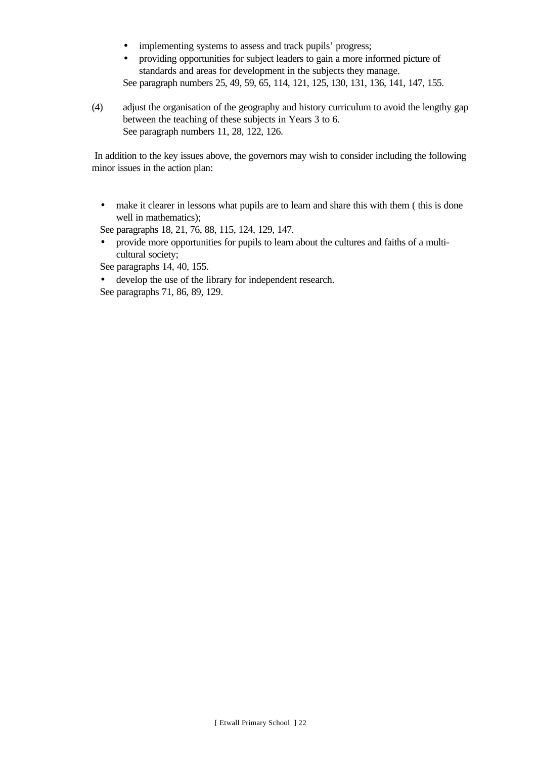- implementing systems to assess and track pupils' progress;
- providing opportunities for subject leaders to gain a more informed picture of standards and areas for development in the subjects they manage.

See paragraph numbers 25, 49, 59, 65, 114, 121, 125, 130, 131, 136, 141, 147, 155.

(4) adjust the organisation of the geography and history curriculum to avoid the lengthy gap between the teaching of these subjects in Years 3 to 6.
See paragraph numbers 11, 28, 122, 126.

In addition to the key issues above, the governors may wish to consider including the following minor issues in the action plan:

- make it clearer in lessons what pupils are to learn and share this with them ( this is done well in mathematics);

See paragraphs 18, 21, 76, 88, 115, 124, 129, 147.

- provide more opportunities for pupils to learn about the cultures and faiths of a multi-cultural society;

See paragraphs 14, 40, 155.

- develop the use of the library for independent research.

See paragraphs 71, 86, 89, 129.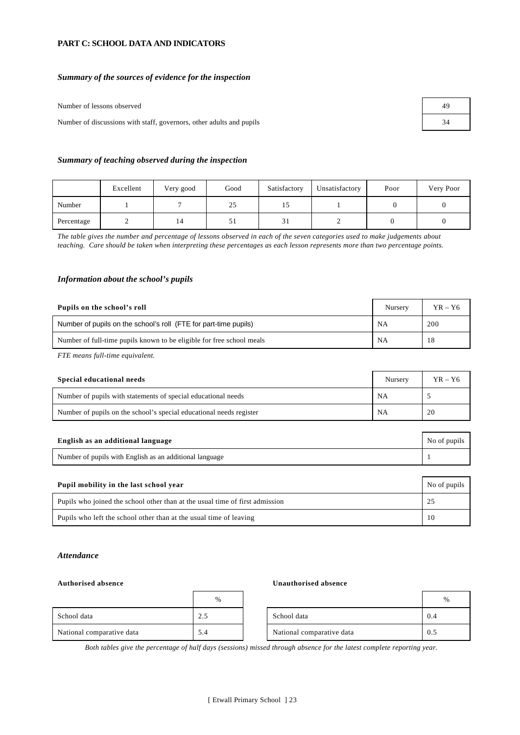## PART C: SCHOOL DATA AND INDICATORS

### *Summary of the sources of evidence for the inspection*

| | |
|---|---|
| Number of lessons observed | 49 |
| Number of discussions with staff, governors, other adults and pupils | 34 |

### *Summary of teaching observed during the inspection*

| | Excellent | Very good | Good | Satisfactory | Unsatisfactory | Poor | Very Poor |
|---|---|---|---|---|---|---|---|
| Number | 1 | 7 | 25 | 15 | 1 | 0 | 0 |
| Percentage | 2 | 14 | 51 | 31 | 2 | 0 | 0 |

*The table gives the number and percentage of lessons observed in each of the seven categories used to make judgements about teaching. Care should be taken when interpreting these percentages as each lesson represents more than two percentage points.*

### *Information about the school's pupils*

| Pupils on the school's roll | Nursery | YR – Y6 |
|---|---|---|
| Number of pupils on the school's roll (FTE for part-time pupils) | NA | 200 |
| Number of full-time pupils known to be eligible for free school meals | NA | 18 |

*FTE means full-time equivalent.*

| Special educational needs | Nursery | YR – Y6 |
|---|---|---|
| Number of pupils with statements of special educational needs | NA | 5 |
| Number of pupils on the school's special educational needs register | NA | 20 |

| English as an additional language | No of pupils |
|---|---|
| Number of pupils with English as an additional language | 1 |

| Pupil mobility in the last school year | No of pupils |
|---|---|
| Pupils who joined the school other than at the usual time of first admission | 25 |
| Pupils who left the school other than at the usual time of leaving | 10 |

### *Attendance*

**Authorised absence**

| | % |
|---|---|
| School data | 2.5 |
| National comparative data | 5.4 |

**Unauthorised absence**

| | % |
|---|---|
| School data | 0.4 |
| National comparative data | 0.5 |

*Both tables give the percentage of half days (sessions) missed through absence for the latest complete reporting year.*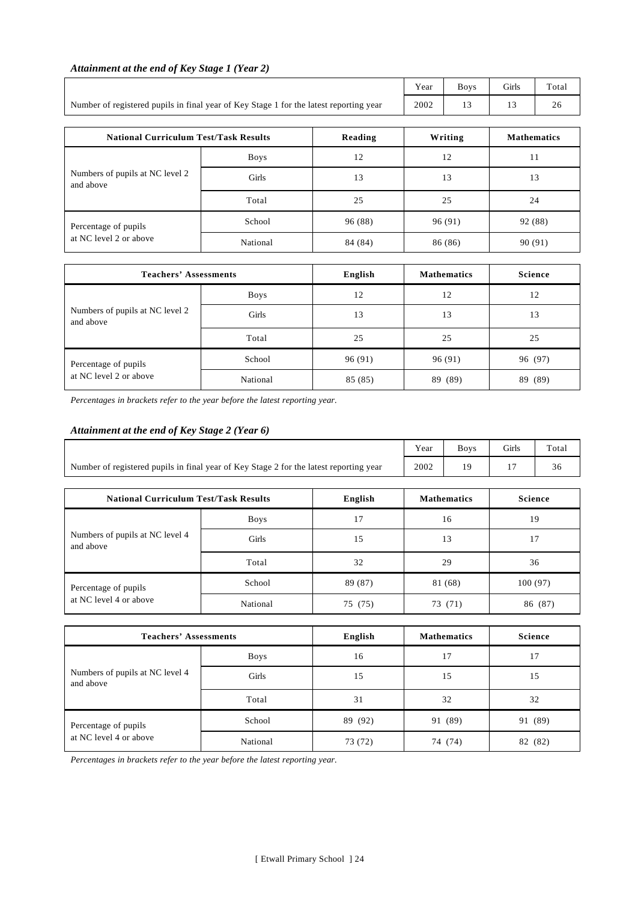### *Attainment at the end of Key Stage 1 (Year 2)*

| | Year | Boys | Girls | Total |
|---|---|---|---|---|
| Number of registered pupils in final year of Key Stage 1 for the latest reporting year | 2002 | 13 | 13 | 26 |

| National Curriculum Test/Task Results | | Reading | Writing | Mathematics |
|---|---|---|---|---|
| Numbers of pupils at NC level 2 and above | Boys | 12 | 12 | 11 |
| | Girls | 13 | 13 | 13 |
| | Total | 25 | 25 | 24 |
| Percentage of pupils at NC level 2 or above | School | 96 (88) | 96 (91) | 92 (88) |
| | National | 84 (84) | 86 (86) | 90 (91) |

| Teachers' Assessments | | English | Mathematics | Science |
|---|---|---|---|---|
| Numbers of pupils at NC level 2 and above | Boys | 12 | 12 | 12 |
| | Girls | 13 | 13 | 13 |
| | Total | 25 | 25 | 25 |
| Percentage of pupils at NC level 2 or above | School | 96 (91) | 96 (91) | 96 (97) |
| | National | 85 (85) | 89 (89) | 89 (89) |

*Percentages in brackets refer to the year before the latest reporting year.*

### *Attainment at the end of Key Stage 2 (Year 6)*

| | Year | Boys | Girls | Total |
|---|---|---|---|---|
| Number of registered pupils in final year of Key Stage 2 for the latest reporting year | 2002 | 19 | 17 | 36 |

| National Curriculum Test/Task Results | | English | Mathematics | Science |
|---|---|---|---|---|
| Numbers of pupils at NC level 4 and above | Boys | 17 | 16 | 19 |
| | Girls | 15 | 13 | 17 |
| | Total | 32 | 29 | 36 |
| Percentage of pupils at NC level 4 or above | School | 89 (87) | 81 (68) | 100 (97) |
| | National | 75 (75) | 73 (71) | 86 (87) |

| Teachers' Assessments | | English | Mathematics | Science |
|---|---|---|---|---|
| Numbers of pupils at NC level 4 and above | Boys | 16 | 17 | 17 |
| | Girls | 15 | 15 | 15 |
| | Total | 31 | 32 | 32 |
| Percentage of pupils at NC level 4 or above | School | 89 (92) | 91 (89) | 91 (89) |
| | National | 73 (72) | 74 (74) | 82 (82) |

*Percentages in brackets refer to the year before the latest reporting year.*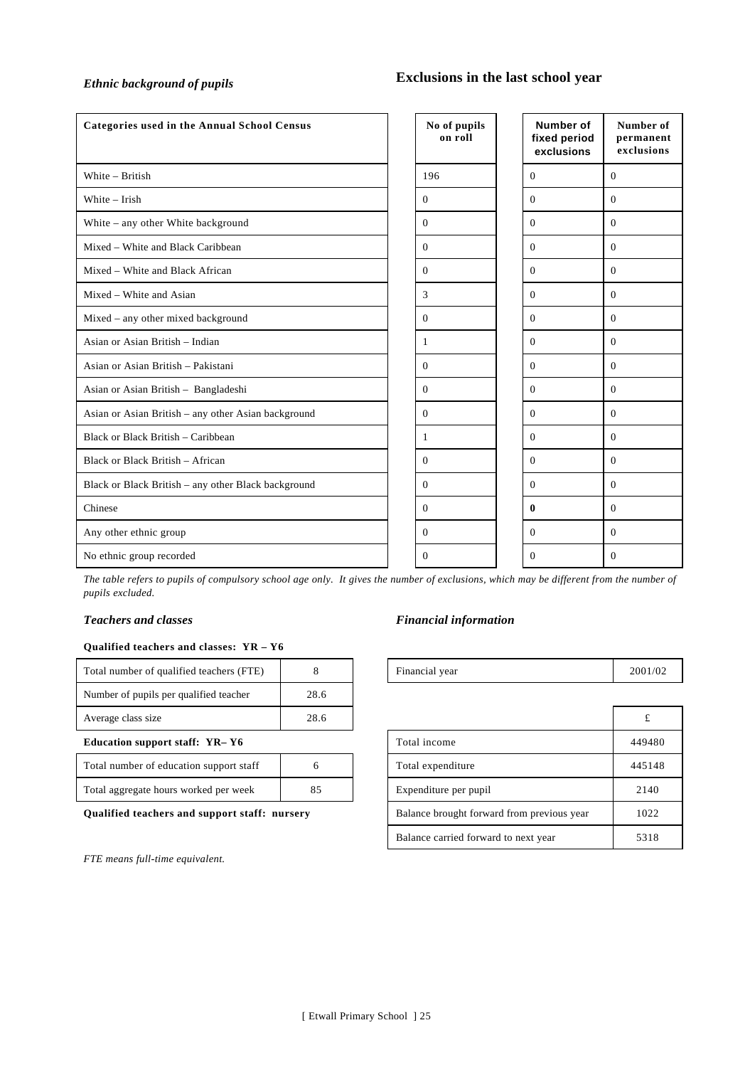### *Ethnic background of pupils*

### Exclusions in the last school year

| Categories used in the Annual School Census | No of pupils on roll | Number of fixed period exclusions | Number of permanent exclusions |
|---|---|---|---|
| White – British | 196 | 0 | 0 |
| White – Irish | 0 | 0 | 0 |
| White – any other White background | 0 | 0 | 0 |
| Mixed – White and Black Caribbean | 0 | 0 | 0 |
| Mixed – White and Black African | 0 | 0 | 0 |
| Mixed – White and Asian | 3 | 0 | 0 |
| Mixed – any other mixed background | 0 | 0 | 0 |
| Asian or Asian British – Indian | 1 | 0 | 0 |
| Asian or Asian British – Pakistani | 0 | 0 | 0 |
| Asian or Asian British – Bangladeshi | 0 | 0 | 0 |
| Asian or Asian British – any other Asian background | 0 | 0 | 0 |
| Black or Black British – Caribbean | 1 | 0 | 0 |
| Black or Black British – African | 0 | 0 | 0 |
| Black or Black British – any other Black background | 0 | 0 | 0 |
| Chinese | 0 | **0** | 0 |
| Any other ethnic group | 0 | 0 | 0 |
| No ethnic group recorded | 0 | 0 | 0 |

*The table refers to pupils of compulsory school age only. It gives the number of exclusions, which may be different from the number of pupils excluded.*

### *Teachers and classes*

**Qualified teachers and classes: YR – Y6**

| | |
|---|---|
| Total number of qualified teachers (FTE) | 8 |
| Number of pupils per qualified teacher | 28.6 |
| Average class size | 28.6 |

**Education support staff: YR– Y6**

| | |
|---|---|
| Total number of education support staff | 6 |
| Total aggregate hours worked per week | 85 |

**Qualified teachers and support staff: nursery**

*FTE means full-time equivalent.*

### *Financial information*

| Financial year | 2001/02 |
|---|---|

| | £ |
|---|---|
| Total income | 449480 |
| Total expenditure | 445148 |
| Expenditure per pupil | 2140 |
| Balance brought forward from previous year | 1022 |
| Balance carried forward to next year | 5318 |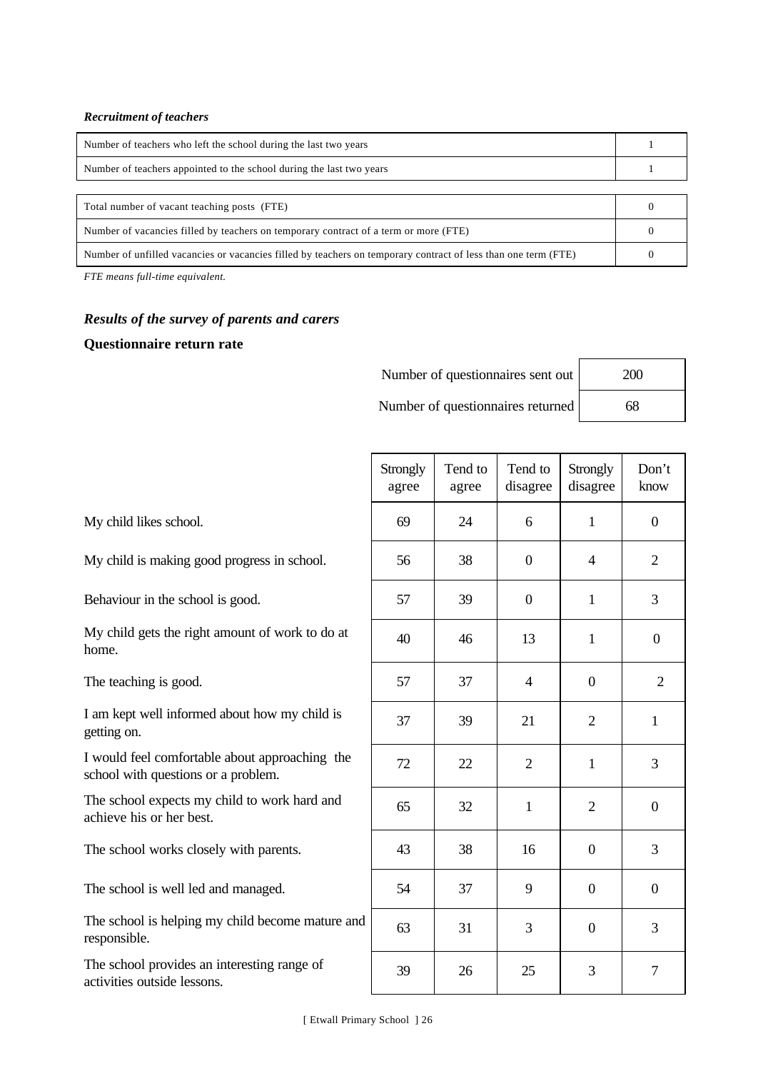***Recruitment of teachers***

| | |
|---|---|
| Number of teachers who left the school during the last two years | 1 |
| Number of teachers appointed to the school during the last two years | 1 |

| | |
|---|---|
| Total number of vacant teaching posts (FTE) | 0 |
| Number of vacancies filled by teachers on temporary contract of a term or more (FTE) | 0 |
| Number of unfilled vacancies or vacancies filled by teachers on temporary contract of less than one term (FTE) | 0 |

*FTE means full-time equivalent.*

### *Results of the survey of parents and carers*

**Questionnaire return rate**

| | |
|---|---|
| Number of questionnaires sent out | 200 |
| Number of questionnaires returned | 68 |

| | Strongly agree | Tend to agree | Tend to disagree | Strongly disagree | Don't know |
|---|---|---|---|---|---|
| My child likes school. | 69 | 24 | 6 | 1 | 0 |
| My child is making good progress in school. | 56 | 38 | 0 | 4 | 2 |
| Behaviour in the school is good. | 57 | 39 | 0 | 1 | 3 |
| My child gets the right amount of work to do at home. | 40 | 46 | 13 | 1 | 0 |
| The teaching is good. | 57 | 37 | 4 | 0 | 2 |
| I am kept well informed about how my child is getting on. | 37 | 39 | 21 | 2 | 1 |
| I would feel comfortable about approaching the school with questions or a problem. | 72 | 22 | 2 | 1 | 3 |
| The school expects my child to work hard and achieve his or her best. | 65 | 32 | 1 | 2 | 0 |
| The school works closely with parents. | 43 | 38 | 16 | 0 | 3 |
| The school is well led and managed. | 54 | 37 | 9 | 0 | 0 |
| The school is helping my child become mature and responsible. | 63 | 31 | 3 | 0 | 3 |
| The school provides an interesting range of activities outside lessons. | 39 | 26 | 25 | 3 | 7 |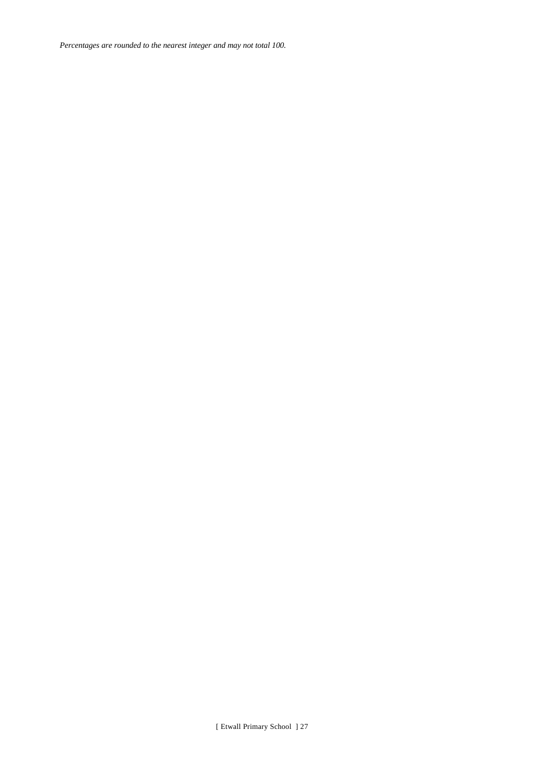*Percentages are rounded to the nearest integer and may not total 100.*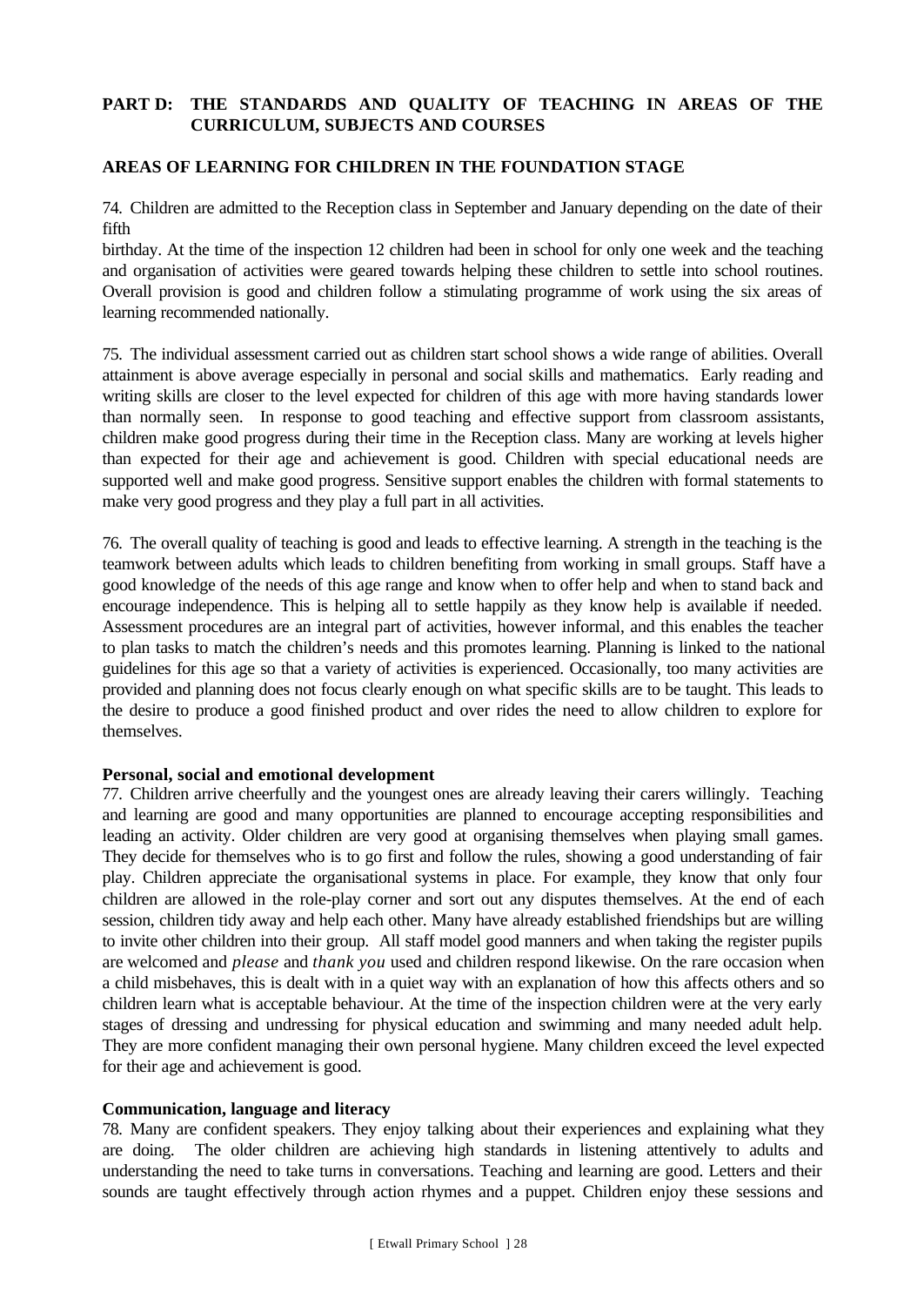## PART D: THE STANDARDS AND QUALITY OF TEACHING IN AREAS OF THE CURRICULUM, SUBJECTS AND COURSES

### AREAS OF LEARNING FOR CHILDREN IN THE FOUNDATION STAGE

74. Children are admitted to the Reception class in September and January depending on the date of their fifth birthday. At the time of the inspection 12 children had been in school for only one week and the teaching and organisation of activities were geared towards helping these children to settle into school routines. Overall provision is good and children follow a stimulating programme of work using the six areas of learning recommended nationally.

75. The individual assessment carried out as children start school shows a wide range of abilities. Overall attainment is above average especially in personal and social skills and mathematics. Early reading and writing skills are closer to the level expected for children of this age with more having standards lower than normally seen. In response to good teaching and effective support from classroom assistants, children make good progress during their time in the Reception class. Many are working at levels higher than expected for their age and achievement is good. Children with special educational needs are supported well and make good progress. Sensitive support enables the children with formal statements to make very good progress and they play a full part in all activities.

76. The overall quality of teaching is good and leads to effective learning. A strength in the teaching is the teamwork between adults which leads to children benefiting from working in small groups. Staff have a good knowledge of the needs of this age range and know when to offer help and when to stand back and encourage independence. This is helping all to settle happily as they know help is available if needed. Assessment procedures are an integral part of activities, however informal, and this enables the teacher to plan tasks to match the children's needs and this promotes learning. Planning is linked to the national guidelines for this age so that a variety of activities is experienced. Occasionally, too many activities are provided and planning does not focus clearly enough on what specific skills are to be taught. This leads to the desire to produce a good finished product and over rides the need to allow children to explore for themselves.

#### Personal, social and emotional development

77. Children arrive cheerfully and the youngest ones are already leaving their carers willingly. Teaching and learning are good and many opportunities are planned to encourage accepting responsibilities and leading an activity. Older children are very good at organising themselves when playing small games. They decide for themselves who is to go first and follow the rules, showing a good understanding of fair play. Children appreciate the organisational systems in place. For example, they know that only four children are allowed in the role-play corner and sort out any disputes themselves. At the end of each session, children tidy away and help each other. Many have already established friendships but are willing to invite other children into their group. All staff model good manners and when taking the register pupils are welcomed and *please* and *thank you* used and children respond likewise. On the rare occasion when a child misbehaves, this is dealt with in a quiet way with an explanation of how this affects others and so children learn what is acceptable behaviour. At the time of the inspection children were at the very early stages of dressing and undressing for physical education and swimming and many needed adult help. They are more confident managing their own personal hygiene. Many children exceed the level expected for their age and achievement is good.

#### Communication, language and literacy

78. Many are confident speakers. They enjoy talking about their experiences and explaining what they are doing. The older children are achieving high standards in listening attentively to adults and understanding the need to take turns in conversations. Teaching and learning are good. Letters and their sounds are taught effectively through action rhymes and a puppet. Children enjoy these sessions and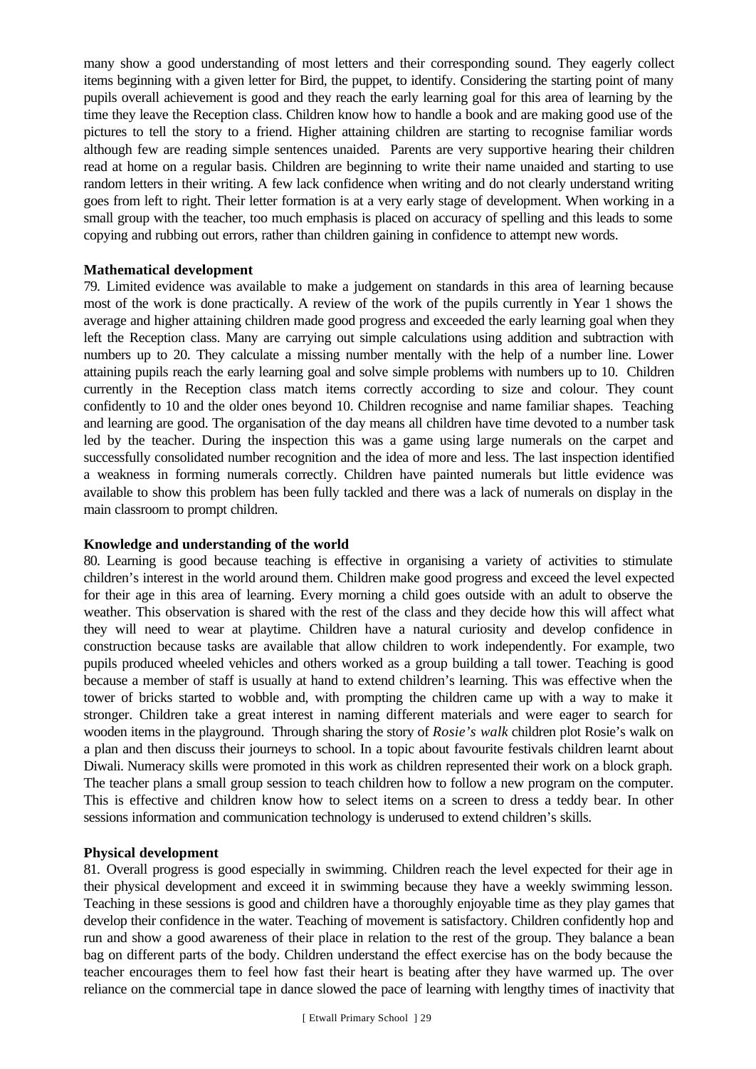many show a good understanding of most letters and their corresponding sound. They eagerly collect items beginning with a given letter for Bird, the puppet, to identify. Considering the starting point of many pupils overall achievement is good and they reach the early learning goal for this area of learning by the time they leave the Reception class. Children know how to handle a book and are making good use of the pictures to tell the story to a friend. Higher attaining children are starting to recognise familiar words although few are reading simple sentences unaided. Parents are very supportive hearing their children read at home on a regular basis. Children are beginning to write their name unaided and starting to use random letters in their writing. A few lack confidence when writing and do not clearly understand writing goes from left to right. Their letter formation is at a very early stage of development. When working in a small group with the teacher, too much emphasis is placed on accuracy of spelling and this leads to some copying and rubbing out errors, rather than children gaining in confidence to attempt new words.

**Mathematical development**

79. Limited evidence was available to make a judgement on standards in this area of learning because most of the work is done practically. A review of the work of the pupils currently in Year 1 shows the average and higher attaining children made good progress and exceeded the early learning goal when they left the Reception class. Many are carrying out simple calculations using addition and subtraction with numbers up to 20. They calculate a missing number mentally with the help of a number line. Lower attaining pupils reach the early learning goal and solve simple problems with numbers up to 10. Children currently in the Reception class match items correctly according to size and colour. They count confidently to 10 and the older ones beyond 10. Children recognise and name familiar shapes. Teaching and learning are good. The organisation of the day means all children have time devoted to a number task led by the teacher. During the inspection this was a game using large numerals on the carpet and successfully consolidated number recognition and the idea of more and less. The last inspection identified a weakness in forming numerals correctly. Children have painted numerals but little evidence was available to show this problem has been fully tackled and there was a lack of numerals on display in the main classroom to prompt children.

**Knowledge and understanding of the world**

80. Learning is good because teaching is effective in organising a variety of activities to stimulate children's interest in the world around them. Children make good progress and exceed the level expected for their age in this area of learning. Every morning a child goes outside with an adult to observe the weather. This observation is shared with the rest of the class and they decide how this will affect what they will need to wear at playtime. Children have a natural curiosity and develop confidence in construction because tasks are available that allow children to work independently. For example, two pupils produced wheeled vehicles and others worked as a group building a tall tower. Teaching is good because a member of staff is usually at hand to extend children's learning. This was effective when the tower of bricks started to wobble and, with prompting the children came up with a way to make it stronger. Children take a great interest in naming different materials and were eager to search for wooden items in the playground. Through sharing the story of *Rosie's walk* children plot Rosie's walk on a plan and then discuss their journeys to school. In a topic about favourite festivals children learnt about Diwali. Numeracy skills were promoted in this work as children represented their work on a block graph. The teacher plans a small group session to teach children how to follow a new program on the computer. This is effective and children know how to select items on a screen to dress a teddy bear. In other sessions information and communication technology is underused to extend children's skills.

**Physical development**

81. Overall progress is good especially in swimming. Children reach the level expected for their age in their physical development and exceed it in swimming because they have a weekly swimming lesson. Teaching in these sessions is good and children have a thoroughly enjoyable time as they play games that develop their confidence in the water. Teaching of movement is satisfactory. Children confidently hop and run and show a good awareness of their place in relation to the rest of the group. They balance a bean bag on different parts of the body. Children understand the effect exercise has on the body because the teacher encourages them to feel how fast their heart is beating after they have warmed up. The over reliance on the commercial tape in dance slowed the pace of learning with lengthy times of inactivity that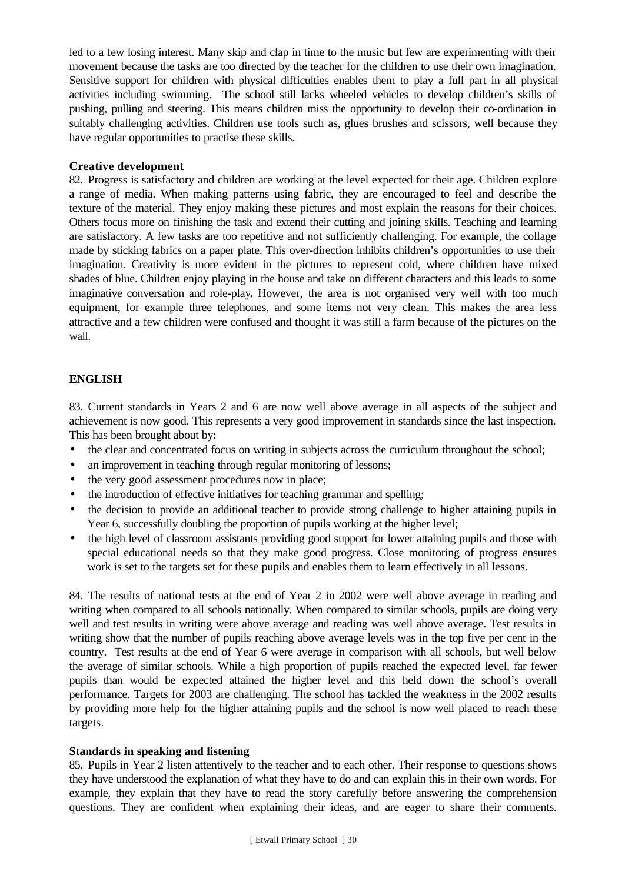led to a few losing interest. Many skip and clap in time to the music but few are experimenting with their movement because the tasks are too directed by the teacher for the children to use their own imagination. Sensitive support for children with physical difficulties enables them to play a full part in all physical activities including swimming. The school still lacks wheeled vehicles to develop children's skills of pushing, pulling and steering. This means children miss the opportunity to develop their co-ordination in suitably challenging activities. Children use tools such as, glues brushes and scissors, well because they have regular opportunities to practise these skills.

### Creative development

82. Progress is satisfactory and children are working at the level expected for their age. Children explore a range of media. When making patterns using fabric, they are encouraged to feel and describe the texture of the material. They enjoy making these pictures and most explain the reasons for their choices. Others focus more on finishing the task and extend their cutting and joining skills. Teaching and learning are satisfactory. A few tasks are too repetitive and not sufficiently challenging. For example, the collage made by sticking fabrics on a paper plate. This over-direction inhibits children's opportunities to use their imagination. Creativity is more evident in the pictures to represent cold, where children have mixed shades of blue. Children enjoy playing in the house and take on different characters and this leads to some imaginative conversation and role-play**.** However, the area is not organised very well with too much equipment, for example three telephones, and some items not very clean. This makes the area less attractive and a few children were confused and thought it was still a farm because of the pictures on the wall.

## ENGLISH

83. Current standards in Years 2 and 6 are now well above average in all aspects of the subject and achievement is now good. This represents a very good improvement in standards since the last inspection. This has been brought about by:

- the clear and concentrated focus on writing in subjects across the curriculum throughout the school;
- an improvement in teaching through regular monitoring of lessons;
- the very good assessment procedures now in place;
- the introduction of effective initiatives for teaching grammar and spelling;
- the decision to provide an additional teacher to provide strong challenge to higher attaining pupils in Year 6, successfully doubling the proportion of pupils working at the higher level;
- the high level of classroom assistants providing good support for lower attaining pupils and those with special educational needs so that they make good progress. Close monitoring of progress ensures work is set to the targets set for these pupils and enables them to learn effectively in all lessons.

84. The results of national tests at the end of Year 2 in 2002 were well above average in reading and writing when compared to all schools nationally. When compared to similar schools, pupils are doing very well and test results in writing were above average and reading was well above average. Test results in writing show that the number of pupils reaching above average levels was in the top five per cent in the country. Test results at the end of Year 6 were average in comparison with all schools, but well below the average of similar schools. While a high proportion of pupils reached the expected level, far fewer pupils than would be expected attained the higher level and this held down the school's overall performance. Targets for 2003 are challenging. The school has tackled the weakness in the 2002 results by providing more help for the higher attaining pupils and the school is now well placed to reach these targets.

### Standards in speaking and listening

85. Pupils in Year 2 listen attentively to the teacher and to each other. Their response to questions shows they have understood the explanation of what they have to do and can explain this in their own words. For example, they explain that they have to read the story carefully before answering the comprehension questions. They are confident when explaining their ideas, and are eager to share their comments.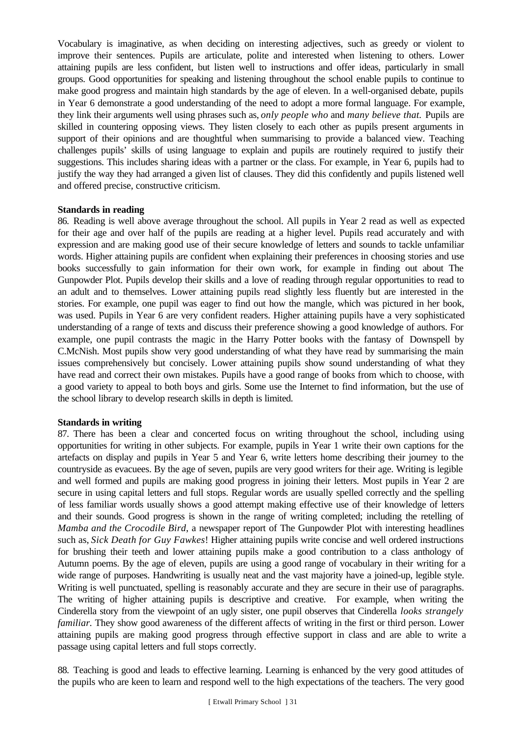Vocabulary is imaginative, as when deciding on interesting adjectives, such as greedy or violent to improve their sentences. Pupils are articulate, polite and interested when listening to others. Lower attaining pupils are less confident, but listen well to instructions and offer ideas, particularly in small groups. Good opportunities for speaking and listening throughout the school enable pupils to continue to make good progress and maintain high standards by the age of eleven. In a well-organised debate, pupils in Year 6 demonstrate a good understanding of the need to adopt a more formal language. For example, they link their arguments well using phrases such as, *only people who* and *many believe that.* Pupils are skilled in countering opposing views. They listen closely to each other as pupils present arguments in support of their opinions and are thoughtful when summarising to provide a balanced view. Teaching challenges pupils' skills of using language to explain and pupils are routinely required to justify their suggestions. This includes sharing ideas with a partner or the class. For example, in Year 6, pupils had to justify the way they had arranged a given list of clauses. They did this confidently and pupils listened well and offered precise, constructive criticism.

**Standards in reading**

86. Reading is well above average throughout the school. All pupils in Year 2 read as well as expected for their age and over half of the pupils are reading at a higher level. Pupils read accurately and with expression and are making good use of their secure knowledge of letters and sounds to tackle unfamiliar words. Higher attaining pupils are confident when explaining their preferences in choosing stories and use books successfully to gain information for their own work, for example in finding out about The Gunpowder Plot. Pupils develop their skills and a love of reading through regular opportunities to read to an adult and to themselves. Lower attaining pupils read slightly less fluently but are interested in the stories. For example, one pupil was eager to find out how the mangle, which was pictured in her book, was used. Pupils in Year 6 are very confident readers. Higher attaining pupils have a very sophisticated understanding of a range of texts and discuss their preference showing a good knowledge of authors. For example, one pupil contrasts the magic in the Harry Potter books with the fantasy of Downspell by C.McNish. Most pupils show very good understanding of what they have read by summarising the main issues comprehensively but concisely. Lower attaining pupils show sound understanding of what they have read and correct their own mistakes. Pupils have a good range of books from which to choose, with a good variety to appeal to both boys and girls. Some use the Internet to find information, but the use of the school library to develop research skills in depth is limited.

**Standards in writing**

87. There has been a clear and concerted focus on writing throughout the school, including using opportunities for writing in other subjects. For example, pupils in Year 1 write their own captions for the artefacts on display and pupils in Year 5 and Year 6, write letters home describing their journey to the countryside as evacuees. By the age of seven, pupils are very good writers for their age. Writing is legible and well formed and pupils are making good progress in joining their letters. Most pupils in Year 2 are secure in using capital letters and full stops. Regular words are usually spelled correctly and the spelling of less familiar words usually shows a good attempt making effective use of their knowledge of letters and their sounds. Good progress is shown in the range of writing completed; including the retelling of *Mamba and the Crocodile Bird*, a newspaper report of The Gunpowder Plot with interesting headlines such as, *Sick Death for Guy Fawkes*! Higher attaining pupils write concise and well ordered instructions for brushing their teeth and lower attaining pupils make a good contribution to a class anthology of Autumn poems. By the age of eleven, pupils are using a good range of vocabulary in their writing for a wide range of purposes. Handwriting is usually neat and the vast majority have a joined-up, legible style. Writing is well punctuated, spelling is reasonably accurate and they are secure in their use of paragraphs. The writing of higher attaining pupils is descriptive and creative. For example, when writing the Cinderella story from the viewpoint of an ugly sister, one pupil observes that Cinderella *looks strangely familiar.* They show good awareness of the different affects of writing in the first or third person. Lower attaining pupils are making good progress through effective support in class and are able to write a passage using capital letters and full stops correctly.

88. Teaching is good and leads to effective learning. Learning is enhanced by the very good attitudes of the pupils who are keen to learn and respond well to the high expectations of the teachers. The very good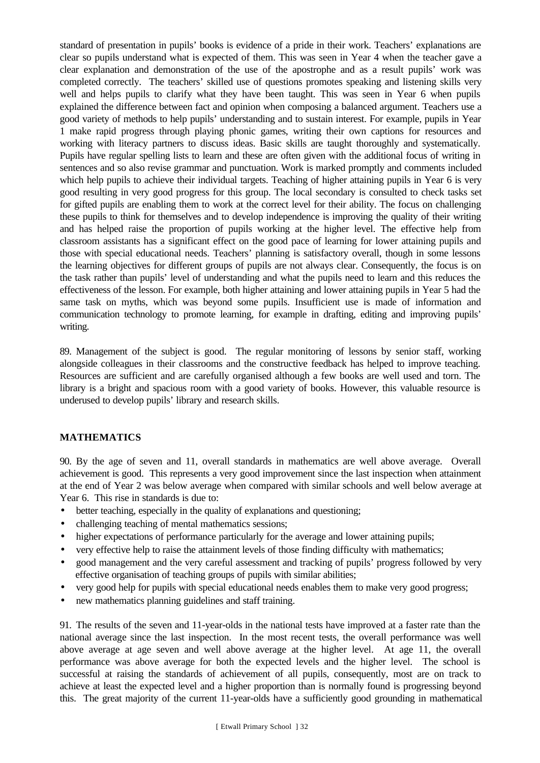standard of presentation in pupils' books is evidence of a pride in their work. Teachers' explanations are clear so pupils understand what is expected of them. This was seen in Year 4 when the teacher gave a clear explanation and demonstration of the use of the apostrophe and as a result pupils' work was completed correctly. The teachers' skilled use of questions promotes speaking and listening skills very well and helps pupils to clarify what they have been taught. This was seen in Year 6 when pupils explained the difference between fact and opinion when composing a balanced argument. Teachers use a good variety of methods to help pupils' understanding and to sustain interest. For example, pupils in Year 1 make rapid progress through playing phonic games, writing their own captions for resources and working with literacy partners to discuss ideas. Basic skills are taught thoroughly and systematically. Pupils have regular spelling lists to learn and these are often given with the additional focus of writing in sentences and so also revise grammar and punctuation. Work is marked promptly and comments included which help pupils to achieve their individual targets. Teaching of higher attaining pupils in Year 6 is very good resulting in very good progress for this group. The local secondary is consulted to check tasks set for gifted pupils are enabling them to work at the correct level for their ability. The focus on challenging these pupils to think for themselves and to develop independence is improving the quality of their writing and has helped raise the proportion of pupils working at the higher level. The effective help from classroom assistants has a significant effect on the good pace of learning for lower attaining pupils and those with special educational needs. Teachers' planning is satisfactory overall, though in some lessons the learning objectives for different groups of pupils are not always clear. Consequently, the focus is on the task rather than pupils' level of understanding and what the pupils need to learn and this reduces the effectiveness of the lesson. For example, both higher attaining and lower attaining pupils in Year 5 had the same task on myths, which was beyond some pupils. Insufficient use is made of information and communication technology to promote learning, for example in drafting, editing and improving pupils' writing.

89. Management of the subject is good. The regular monitoring of lessons by senior staff, working alongside colleagues in their classrooms and the constructive feedback has helped to improve teaching. Resources are sufficient and are carefully organised although a few books are well used and torn. The library is a bright and spacious room with a good variety of books. However, this valuable resource is underused to develop pupils' library and research skills.

## MATHEMATICS

90. By the age of seven and 11, overall standards in mathematics are well above average. Overall achievement is good. This represents a very good improvement since the last inspection when attainment at the end of Year 2 was below average when compared with similar schools and well below average at Year 6. This rise in standards is due to:

- better teaching, especially in the quality of explanations and questioning;
- challenging teaching of mental mathematics sessions;
- higher expectations of performance particularly for the average and lower attaining pupils;
- very effective help to raise the attainment levels of those finding difficulty with mathematics;
- good management and the very careful assessment and tracking of pupils' progress followed by very effective organisation of teaching groups of pupils with similar abilities;
- very good help for pupils with special educational needs enables them to make very good progress;
- new mathematics planning guidelines and staff training.

91. The results of the seven and 11-year-olds in the national tests have improved at a faster rate than the national average since the last inspection. In the most recent tests, the overall performance was well above average at age seven and well above average at the higher level. At age 11, the overall performance was above average for both the expected levels and the higher level. The school is successful at raising the standards of achievement of all pupils, consequently, most are on track to achieve at least the expected level and a higher proportion than is normally found is progressing beyond this. The great majority of the current 11-year-olds have a sufficiently good grounding in mathematical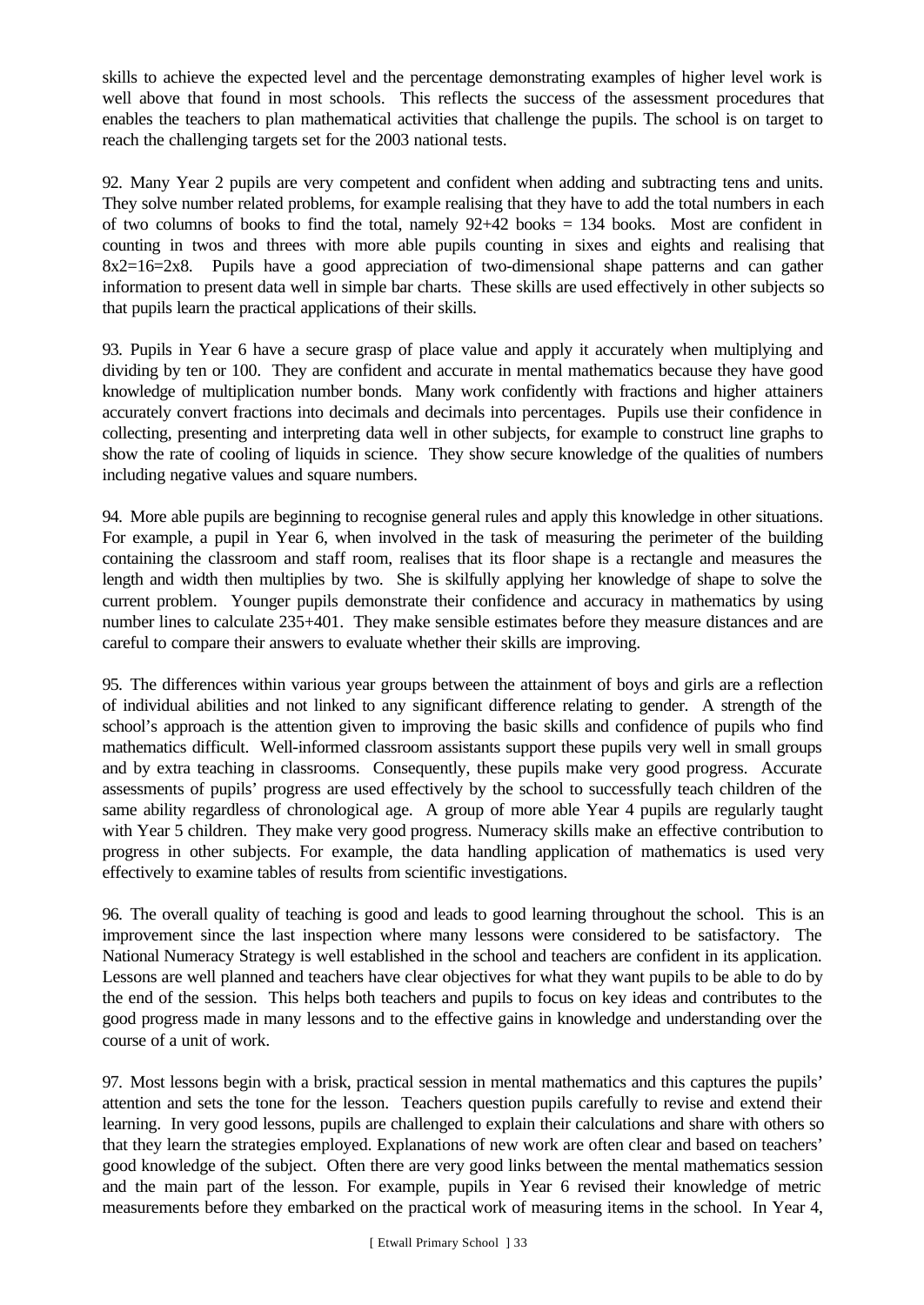skills to achieve the expected level and the percentage demonstrating examples of higher level work is well above that found in most schools. This reflects the success of the assessment procedures that enables the teachers to plan mathematical activities that challenge the pupils. The school is on target to reach the challenging targets set for the 2003 national tests.

92. Many Year 2 pupils are very competent and confident when adding and subtracting tens and units. They solve number related problems, for example realising that they have to add the total numbers in each of two columns of books to find the total, namely 92+42 books = 134 books. Most are confident in counting in twos and threes with more able pupils counting in sixes and eights and realising that 8x2=16=2x8. Pupils have a good appreciation of two-dimensional shape patterns and can gather information to present data well in simple bar charts. These skills are used effectively in other subjects so that pupils learn the practical applications of their skills.

93. Pupils in Year 6 have a secure grasp of place value and apply it accurately when multiplying and dividing by ten or 100. They are confident and accurate in mental mathematics because they have good knowledge of multiplication number bonds. Many work confidently with fractions and higher attainers accurately convert fractions into decimals and decimals into percentages. Pupils use their confidence in collecting, presenting and interpreting data well in other subjects, for example to construct line graphs to show the rate of cooling of liquids in science. They show secure knowledge of the qualities of numbers including negative values and square numbers.

94. More able pupils are beginning to recognise general rules and apply this knowledge in other situations. For example, a pupil in Year 6, when involved in the task of measuring the perimeter of the building containing the classroom and staff room, realises that its floor shape is a rectangle and measures the length and width then multiplies by two. She is skilfully applying her knowledge of shape to solve the current problem. Younger pupils demonstrate their confidence and accuracy in mathematics by using number lines to calculate 235+401. They make sensible estimates before they measure distances and are careful to compare their answers to evaluate whether their skills are improving.

95. The differences within various year groups between the attainment of boys and girls are a reflection of individual abilities and not linked to any significant difference relating to gender. A strength of the school's approach is the attention given to improving the basic skills and confidence of pupils who find mathematics difficult. Well-informed classroom assistants support these pupils very well in small groups and by extra teaching in classrooms. Consequently, these pupils make very good progress. Accurate assessments of pupils' progress are used effectively by the school to successfully teach children of the same ability regardless of chronological age. A group of more able Year 4 pupils are regularly taught with Year 5 children. They make very good progress. Numeracy skills make an effective contribution to progress in other subjects. For example, the data handling application of mathematics is used very effectively to examine tables of results from scientific investigations.

96. The overall quality of teaching is good and leads to good learning throughout the school. This is an improvement since the last inspection where many lessons were considered to be satisfactory. The National Numeracy Strategy is well established in the school and teachers are confident in its application. Lessons are well planned and teachers have clear objectives for what they want pupils to be able to do by the end of the session. This helps both teachers and pupils to focus on key ideas and contributes to the good progress made in many lessons and to the effective gains in knowledge and understanding over the course of a unit of work.

97. Most lessons begin with a brisk, practical session in mental mathematics and this captures the pupils' attention and sets the tone for the lesson. Teachers question pupils carefully to revise and extend their learning. In very good lessons, pupils are challenged to explain their calculations and share with others so that they learn the strategies employed. Explanations of new work are often clear and based on teachers' good knowledge of the subject. Often there are very good links between the mental mathematics session and the main part of the lesson. For example, pupils in Year 6 revised their knowledge of metric measurements before they embarked on the practical work of measuring items in the school. In Year 4,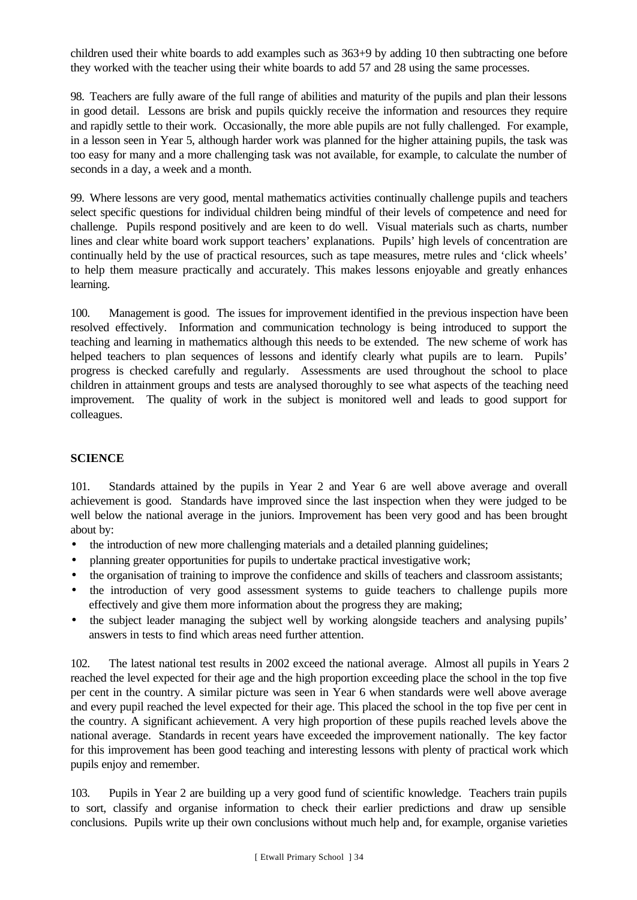children used their white boards to add examples such as 363+9 by adding 10 then subtracting one before they worked with the teacher using their white boards to add 57 and 28 using the same processes.

98. Teachers are fully aware of the full range of abilities and maturity of the pupils and plan their lessons in good detail. Lessons are brisk and pupils quickly receive the information and resources they require and rapidly settle to their work. Occasionally, the more able pupils are not fully challenged. For example, in a lesson seen in Year 5, although harder work was planned for the higher attaining pupils, the task was too easy for many and a more challenging task was not available, for example, to calculate the number of seconds in a day, a week and a month.

99. Where lessons are very good, mental mathematics activities continually challenge pupils and teachers select specific questions for individual children being mindful of their levels of competence and need for challenge. Pupils respond positively and are keen to do well. Visual materials such as charts, number lines and clear white board work support teachers' explanations. Pupils' high levels of concentration are continually held by the use of practical resources, such as tape measures, metre rules and 'click wheels' to help them measure practically and accurately. This makes lessons enjoyable and greatly enhances learning.

100. Management is good. The issues for improvement identified in the previous inspection have been resolved effectively. Information and communication technology is being introduced to support the teaching and learning in mathematics although this needs to be extended. The new scheme of work has helped teachers to plan sequences of lessons and identify clearly what pupils are to learn. Pupils' progress is checked carefully and regularly. Assessments are used throughout the school to place children in attainment groups and tests are analysed thoroughly to see what aspects of the teaching need improvement. The quality of work in the subject is monitored well and leads to good support for colleagues.

## SCIENCE

101. Standards attained by the pupils in Year 2 and Year 6 are well above average and overall achievement is good. Standards have improved since the last inspection when they were judged to be well below the national average in the juniors. Improvement has been very good and has been brought about by:

- the introduction of new more challenging materials and a detailed planning guidelines;
- planning greater opportunities for pupils to undertake practical investigative work;
- the organisation of training to improve the confidence and skills of teachers and classroom assistants;
- the introduction of very good assessment systems to guide teachers to challenge pupils more effectively and give them more information about the progress they are making;
- the subject leader managing the subject well by working alongside teachers and analysing pupils' answers in tests to find which areas need further attention.

102. The latest national test results in 2002 exceed the national average. Almost all pupils in Years 2 reached the level expected for their age and the high proportion exceeding place the school in the top five per cent in the country. A similar picture was seen in Year 6 when standards were well above average and every pupil reached the level expected for their age. This placed the school in the top five per cent in the country. A significant achievement. A very high proportion of these pupils reached levels above the national average. Standards in recent years have exceeded the improvement nationally. The key factor for this improvement has been good teaching and interesting lessons with plenty of practical work which pupils enjoy and remember.

103. Pupils in Year 2 are building up a very good fund of scientific knowledge. Teachers train pupils to sort, classify and organise information to check their earlier predictions and draw up sensible conclusions. Pupils write up their own conclusions without much help and, for example, organise varieties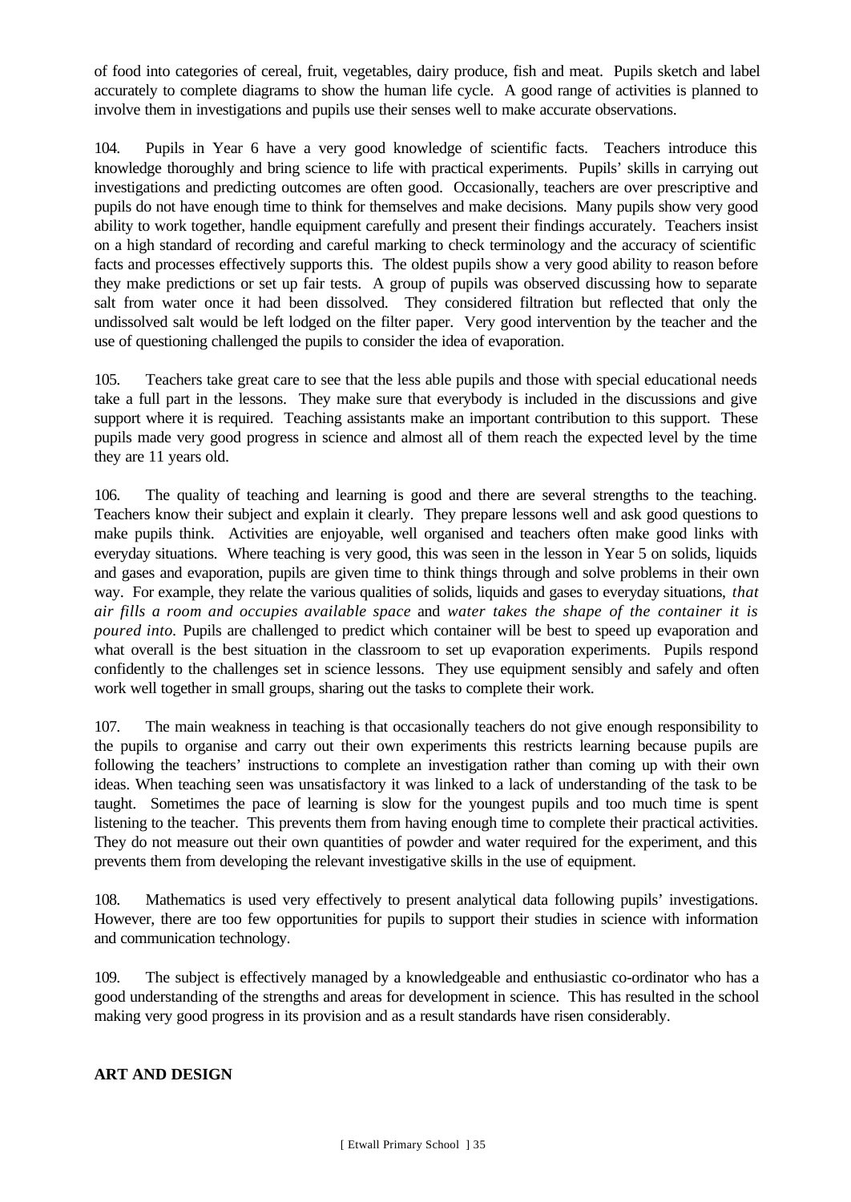of food into categories of cereal, fruit, vegetables, dairy produce, fish and meat. Pupils sketch and label accurately to complete diagrams to show the human life cycle. A good range of activities is planned to involve them in investigations and pupils use their senses well to make accurate observations.

104. Pupils in Year 6 have a very good knowledge of scientific facts. Teachers introduce this knowledge thoroughly and bring science to life with practical experiments. Pupils' skills in carrying out investigations and predicting outcomes are often good. Occasionally, teachers are over prescriptive and pupils do not have enough time to think for themselves and make decisions. Many pupils show very good ability to work together, handle equipment carefully and present their findings accurately. Teachers insist on a high standard of recording and careful marking to check terminology and the accuracy of scientific facts and processes effectively supports this. The oldest pupils show a very good ability to reason before they make predictions or set up fair tests. A group of pupils was observed discussing how to separate salt from water once it had been dissolved. They considered filtration but reflected that only the undissolved salt would be left lodged on the filter paper. Very good intervention by the teacher and the use of questioning challenged the pupils to consider the idea of evaporation.

105. Teachers take great care to see that the less able pupils and those with special educational needs take a full part in the lessons. They make sure that everybody is included in the discussions and give support where it is required. Teaching assistants make an important contribution to this support. These pupils made very good progress in science and almost all of them reach the expected level by the time they are 11 years old.

106. The quality of teaching and learning is good and there are several strengths to the teaching. Teachers know their subject and explain it clearly. They prepare lessons well and ask good questions to make pupils think. Activities are enjoyable, well organised and teachers often make good links with everyday situations. Where teaching is very good, this was seen in the lesson in Year 5 on solids, liquids and gases and evaporation, pupils are given time to think things through and solve problems in their own way. For example, they relate the various qualities of solids, liquids and gases to everyday situations, *that air fills a room and occupies available space* and *water takes the shape of the container it is poured into.* Pupils are challenged to predict which container will be best to speed up evaporation and what overall is the best situation in the classroom to set up evaporation experiments. Pupils respond confidently to the challenges set in science lessons. They use equipment sensibly and safely and often work well together in small groups, sharing out the tasks to complete their work.

107. The main weakness in teaching is that occasionally teachers do not give enough responsibility to the pupils to organise and carry out their own experiments this restricts learning because pupils are following the teachers' instructions to complete an investigation rather than coming up with their own ideas. When teaching seen was unsatisfactory it was linked to a lack of understanding of the task to be taught. Sometimes the pace of learning is slow for the youngest pupils and too much time is spent listening to the teacher. This prevents them from having enough time to complete their practical activities. They do not measure out their own quantities of powder and water required for the experiment, and this prevents them from developing the relevant investigative skills in the use of equipment.

108. Mathematics is used very effectively to present analytical data following pupils' investigations. However, there are too few opportunities for pupils to support their studies in science with information and communication technology.

109. The subject is effectively managed by a knowledgeable and enthusiastic co-ordinator who has a good understanding of the strengths and areas for development in science. This has resulted in the school making very good progress in its provision and as a result standards have risen considerably.

## ART AND DESIGN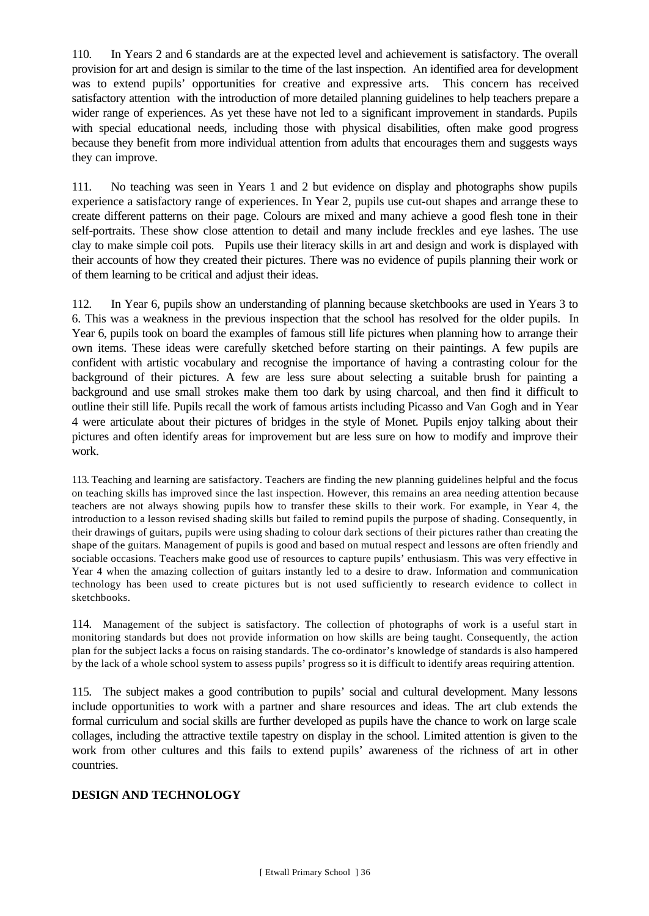110. In Years 2 and 6 standards are at the expected level and achievement is satisfactory. The overall provision for art and design is similar to the time of the last inspection. An identified area for development was to extend pupils' opportunities for creative and expressive arts. This concern has received satisfactory attention with the introduction of more detailed planning guidelines to help teachers prepare a wider range of experiences. As yet these have not led to a significant improvement in standards. Pupils with special educational needs, including those with physical disabilities, often make good progress because they benefit from more individual attention from adults that encourages them and suggests ways they can improve.

111. No teaching was seen in Years 1 and 2 but evidence on display and photographs show pupils experience a satisfactory range of experiences. In Year 2, pupils use cut-out shapes and arrange these to create different patterns on their page. Colours are mixed and many achieve a good flesh tone in their self-portraits. These show close attention to detail and many include freckles and eye lashes. The use clay to make simple coil pots. Pupils use their literacy skills in art and design and work is displayed with their accounts of how they created their pictures. There was no evidence of pupils planning their work or of them learning to be critical and adjust their ideas.

112. In Year 6, pupils show an understanding of planning because sketchbooks are used in Years 3 to 6. This was a weakness in the previous inspection that the school has resolved for the older pupils. In Year 6, pupils took on board the examples of famous still life pictures when planning how to arrange their own items. These ideas were carefully sketched before starting on their paintings. A few pupils are confident with artistic vocabulary and recognise the importance of having a contrasting colour for the background of their pictures. A few are less sure about selecting a suitable brush for painting a background and use small strokes make them too dark by using charcoal, and then find it difficult to outline their still life. Pupils recall the work of famous artists including Picasso and Van Gogh and in Year 4 were articulate about their pictures of bridges in the style of Monet. Pupils enjoy talking about their pictures and often identify areas for improvement but are less sure on how to modify and improve their work.

113. Teaching and learning are satisfactory. Teachers are finding the new planning guidelines helpful and the focus on teaching skills has improved since the last inspection. However, this remains an area needing attention because teachers are not always showing pupils how to transfer these skills to their work. For example, in Year 4, the introduction to a lesson revised shading skills but failed to remind pupils the purpose of shading. Consequently, in their drawings of guitars, pupils were using shading to colour dark sections of their pictures rather than creating the shape of the guitars. Management of pupils is good and based on mutual respect and lessons are often friendly and sociable occasions. Teachers make good use of resources to capture pupils' enthusiasm. This was very effective in Year 4 when the amazing collection of guitars instantly led to a desire to draw. Information and communication technology has been used to create pictures but is not used sufficiently to research evidence to collect in sketchbooks.

114. Management of the subject is satisfactory. The collection of photographs of work is a useful start in monitoring standards but does not provide information on how skills are being taught. Consequently, the action plan for the subject lacks a focus on raising standards. The co-ordinator's knowledge of standards is also hampered by the lack of a whole school system to assess pupils' progress so it is difficult to identify areas requiring attention.

115. The subject makes a good contribution to pupils' social and cultural development. Many lessons include opportunities to work with a partner and share resources and ideas. The art club extends the formal curriculum and social skills are further developed as pupils have the chance to work on large scale collages, including the attractive textile tapestry on display in the school. Limited attention is given to the work from other cultures and this fails to extend pupils' awareness of the richness of art in other countries.

## DESIGN AND TECHNOLOGY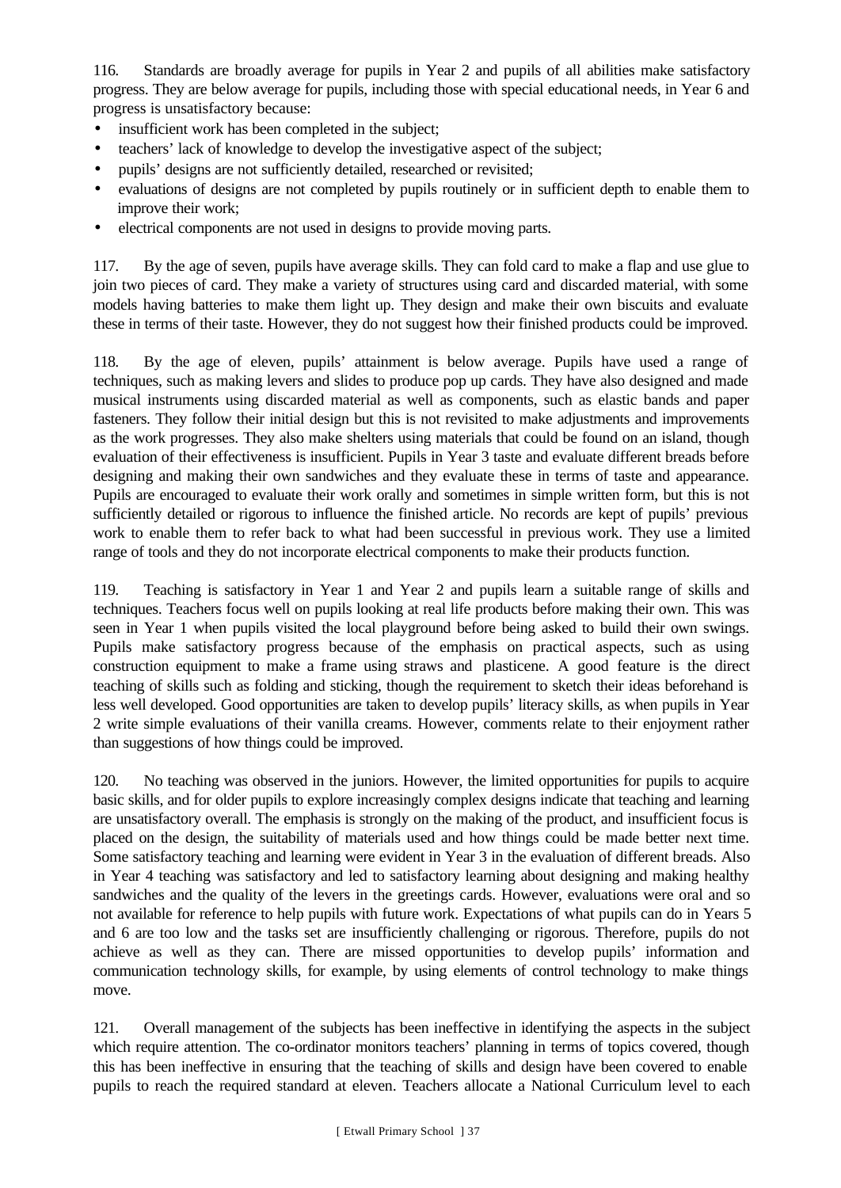116. Standards are broadly average for pupils in Year 2 and pupils of all abilities make satisfactory progress. They are below average for pupils, including those with special educational needs, in Year 6 and progress is unsatisfactory because:

- insufficient work has been completed in the subject;
- teachers' lack of knowledge to develop the investigative aspect of the subject;
- pupils' designs are not sufficiently detailed, researched or revisited;
- evaluations of designs are not completed by pupils routinely or in sufficient depth to enable them to improve their work;
- electrical components are not used in designs to provide moving parts.

117. By the age of seven, pupils have average skills. They can fold card to make a flap and use glue to join two pieces of card. They make a variety of structures using card and discarded material, with some models having batteries to make them light up. They design and make their own biscuits and evaluate these in terms of their taste. However, they do not suggest how their finished products could be improved.

118. By the age of eleven, pupils' attainment is below average. Pupils have used a range of techniques, such as making levers and slides to produce pop up cards. They have also designed and made musical instruments using discarded material as well as components, such as elastic bands and paper fasteners. They follow their initial design but this is not revisited to make adjustments and improvements as the work progresses. They also make shelters using materials that could be found on an island, though evaluation of their effectiveness is insufficient. Pupils in Year 3 taste and evaluate different breads before designing and making their own sandwiches and they evaluate these in terms of taste and appearance. Pupils are encouraged to evaluate their work orally and sometimes in simple written form, but this is not sufficiently detailed or rigorous to influence the finished article. No records are kept of pupils' previous work to enable them to refer back to what had been successful in previous work. They use a limited range of tools and they do not incorporate electrical components to make their products function.

119. Teaching is satisfactory in Year 1 and Year 2 and pupils learn a suitable range of skills and techniques. Teachers focus well on pupils looking at real life products before making their own. This was seen in Year 1 when pupils visited the local playground before being asked to build their own swings. Pupils make satisfactory progress because of the emphasis on practical aspects, such as using construction equipment to make a frame using straws and plasticene. A good feature is the direct teaching of skills such as folding and sticking, though the requirement to sketch their ideas beforehand is less well developed. Good opportunities are taken to develop pupils' literacy skills, as when pupils in Year 2 write simple evaluations of their vanilla creams. However, comments relate to their enjoyment rather than suggestions of how things could be improved.

120. No teaching was observed in the juniors. However, the limited opportunities for pupils to acquire basic skills, and for older pupils to explore increasingly complex designs indicate that teaching and learning are unsatisfactory overall. The emphasis is strongly on the making of the product, and insufficient focus is placed on the design, the suitability of materials used and how things could be made better next time. Some satisfactory teaching and learning were evident in Year 3 in the evaluation of different breads. Also in Year 4 teaching was satisfactory and led to satisfactory learning about designing and making healthy sandwiches and the quality of the levers in the greetings cards. However, evaluations were oral and so not available for reference to help pupils with future work. Expectations of what pupils can do in Years 5 and 6 are too low and the tasks set are insufficiently challenging or rigorous. Therefore, pupils do not achieve as well as they can. There are missed opportunities to develop pupils' information and communication technology skills, for example, by using elements of control technology to make things move.

121. Overall management of the subjects has been ineffective in identifying the aspects in the subject which require attention. The co-ordinator monitors teachers' planning in terms of topics covered, though this has been ineffective in ensuring that the teaching of skills and design have been covered to enable pupils to reach the required standard at eleven. Teachers allocate a National Curriculum level to each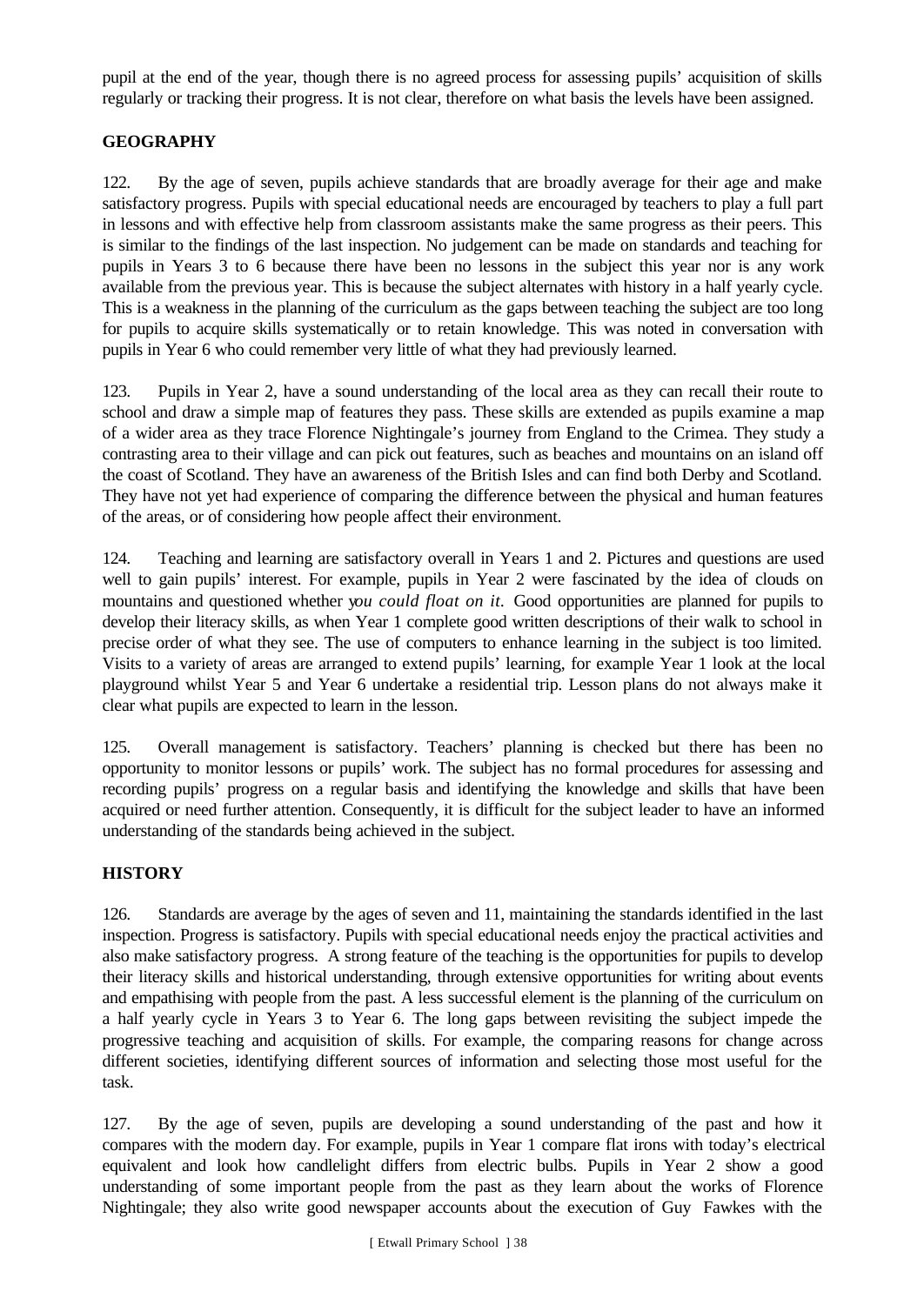pupil at the end of the year, though there is no agreed process for assessing pupils' acquisition of skills regularly or tracking their progress. It is not clear, therefore on what basis the levels have been assigned.

## GEOGRAPHY

122. By the age of seven, pupils achieve standards that are broadly average for their age and make satisfactory progress. Pupils with special educational needs are encouraged by teachers to play a full part in lessons and with effective help from classroom assistants make the same progress as their peers. This is similar to the findings of the last inspection. No judgement can be made on standards and teaching for pupils in Years 3 to 6 because there have been no lessons in the subject this year nor is any work available from the previous year. This is because the subject alternates with history in a half yearly cycle. This is a weakness in the planning of the curriculum as the gaps between teaching the subject are too long for pupils to acquire skills systematically or to retain knowledge. This was noted in conversation with pupils in Year 6 who could remember very little of what they had previously learned.

123. Pupils in Year 2, have a sound understanding of the local area as they can recall their route to school and draw a simple map of features they pass. These skills are extended as pupils examine a map of a wider area as they trace Florence Nightingale's journey from England to the Crimea. They study a contrasting area to their village and can pick out features, such as beaches and mountains on an island off the coast of Scotland. They have an awareness of the British Isles and can find both Derby and Scotland. They have not yet had experience of comparing the difference between the physical and human features of the areas, or of considering how people affect their environment.

124. Teaching and learning are satisfactory overall in Years 1 and 2. Pictures and questions are used well to gain pupils' interest. For example, pupils in Year 2 were fascinated by the idea of clouds on mountains and questioned whether *you could float on it.* Good opportunities are planned for pupils to develop their literacy skills, as when Year 1 complete good written descriptions of their walk to school in precise order of what they see. The use of computers to enhance learning in the subject is too limited. Visits to a variety of areas are arranged to extend pupils' learning, for example Year 1 look at the local playground whilst Year 5 and Year 6 undertake a residential trip. Lesson plans do not always make it clear what pupils are expected to learn in the lesson.

125. Overall management is satisfactory. Teachers' planning is checked but there has been no opportunity to monitor lessons or pupils' work. The subject has no formal procedures for assessing and recording pupils' progress on a regular basis and identifying the knowledge and skills that have been acquired or need further attention. Consequently, it is difficult for the subject leader to have an informed understanding of the standards being achieved in the subject.

## HISTORY

126. Standards are average by the ages of seven and 11, maintaining the standards identified in the last inspection. Progress is satisfactory. Pupils with special educational needs enjoy the practical activities and also make satisfactory progress. A strong feature of the teaching is the opportunities for pupils to develop their literacy skills and historical understanding, through extensive opportunities for writing about events and empathising with people from the past. A less successful element is the planning of the curriculum on a half yearly cycle in Years 3 to Year 6. The long gaps between revisiting the subject impede the progressive teaching and acquisition of skills. For example, the comparing reasons for change across different societies, identifying different sources of information and selecting those most useful for the task.

127. By the age of seven, pupils are developing a sound understanding of the past and how it compares with the modern day. For example, pupils in Year 1 compare flat irons with today's electrical equivalent and look how candlelight differs from electric bulbs. Pupils in Year 2 show a good understanding of some important people from the past as they learn about the works of Florence Nightingale; they also write good newspaper accounts about the execution of Guy Fawkes with the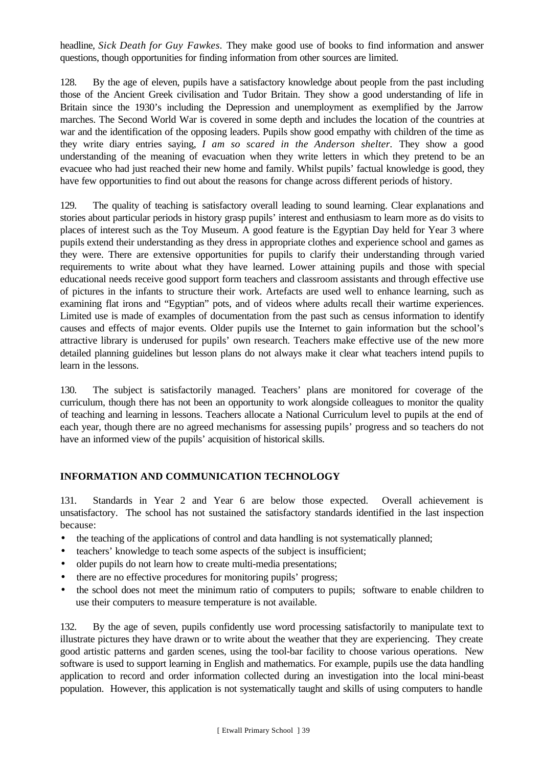headline, *Sick Death for Guy Fawkes*. They make good use of books to find information and answer questions, though opportunities for finding information from other sources are limited.

128. By the age of eleven, pupils have a satisfactory knowledge about people from the past including those of the Ancient Greek civilisation and Tudor Britain. They show a good understanding of life in Britain since the 1930's including the Depression and unemployment as exemplified by the Jarrow marches. The Second World War is covered in some depth and includes the location of the countries at war and the identification of the opposing leaders. Pupils show good empathy with children of the time as they write diary entries saying, *I am so scared in the Anderson shelter.* They show a good understanding of the meaning of evacuation when they write letters in which they pretend to be an evacuee who had just reached their new home and family. Whilst pupils' factual knowledge is good, they have few opportunities to find out about the reasons for change across different periods of history.

129. The quality of teaching is satisfactory overall leading to sound learning. Clear explanations and stories about particular periods in history grasp pupils' interest and enthusiasm to learn more as do visits to places of interest such as the Toy Museum. A good feature is the Egyptian Day held for Year 3 where pupils extend their understanding as they dress in appropriate clothes and experience school and games as they were. There are extensive opportunities for pupils to clarify their understanding through varied requirements to write about what they have learned. Lower attaining pupils and those with special educational needs receive good support form teachers and classroom assistants and through effective use of pictures in the infants to structure their work. Artefacts are used well to enhance learning, such as examining flat irons and "Egyptian" pots, and of videos where adults recall their wartime experiences. Limited use is made of examples of documentation from the past such as census information to identify causes and effects of major events. Older pupils use the Internet to gain information but the school's attractive library is underused for pupils' own research. Teachers make effective use of the new more detailed planning guidelines but lesson plans do not always make it clear what teachers intend pupils to learn in the lessons.

130. The subject is satisfactorily managed. Teachers' plans are monitored for coverage of the curriculum, though there has not been an opportunity to work alongside colleagues to monitor the quality of teaching and learning in lessons. Teachers allocate a National Curriculum level to pupils at the end of each year, though there are no agreed mechanisms for assessing pupils' progress and so teachers do not have an informed view of the pupils' acquisition of historical skills.

## INFORMATION AND COMMUNICATION TECHNOLOGY

131. Standards in Year 2 and Year 6 are below those expected. Overall achievement is unsatisfactory. The school has not sustained the satisfactory standards identified in the last inspection because:

- the teaching of the applications of control and data handling is not systematically planned;
- teachers' knowledge to teach some aspects of the subject is insufficient;
- older pupils do not learn how to create multi-media presentations;
- there are no effective procedures for monitoring pupils' progress;
- the school does not meet the minimum ratio of computers to pupils; software to enable children to use their computers to measure temperature is not available.

132. By the age of seven, pupils confidently use word processing satisfactorily to manipulate text to illustrate pictures they have drawn or to write about the weather that they are experiencing. They create good artistic patterns and garden scenes, using the tool-bar facility to choose various operations. New software is used to support learning in English and mathematics. For example, pupils use the data handling application to record and order information collected during an investigation into the local mini-beast population. However, this application is not systematically taught and skills of using computers to handle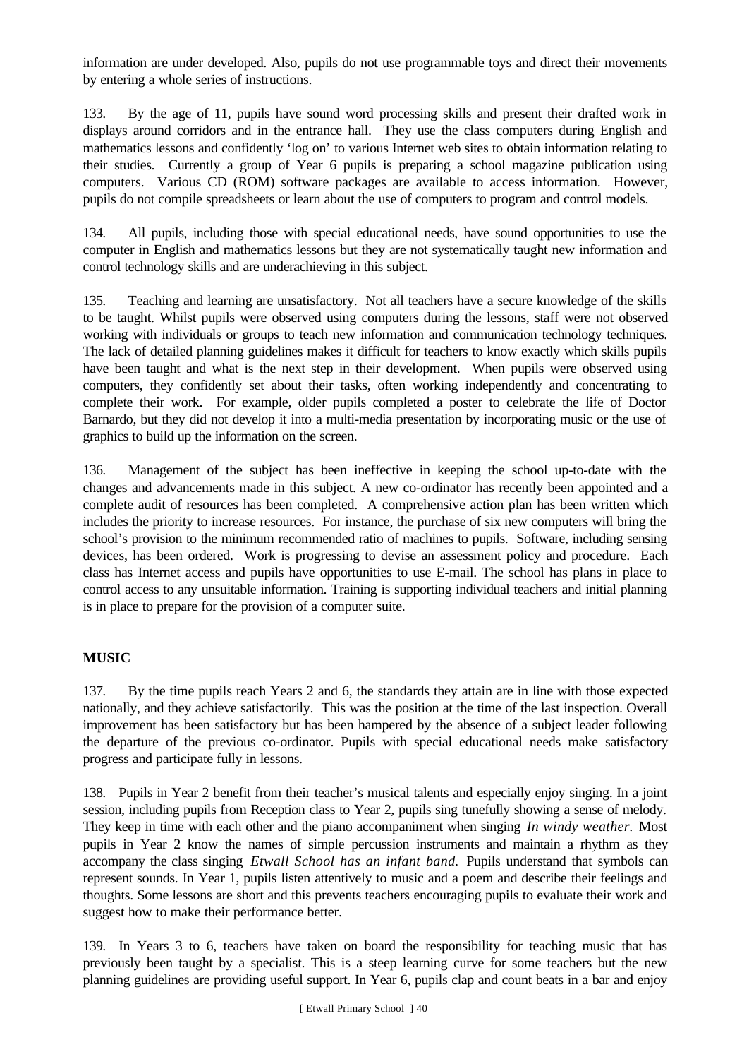information are under developed. Also, pupils do not use programmable toys and direct their movements by entering a whole series of instructions.

133. By the age of 11, pupils have sound word processing skills and present their drafted work in displays around corridors and in the entrance hall. They use the class computers during English and mathematics lessons and confidently 'log on' to various Internet web sites to obtain information relating to their studies. Currently a group of Year 6 pupils is preparing a school magazine publication using computers. Various CD (ROM) software packages are available to access information. However, pupils do not compile spreadsheets or learn about the use of computers to program and control models.

134. All pupils, including those with special educational needs, have sound opportunities to use the computer in English and mathematics lessons but they are not systematically taught new information and control technology skills and are underachieving in this subject.

135. Teaching and learning are unsatisfactory. Not all teachers have a secure knowledge of the skills to be taught. Whilst pupils were observed using computers during the lessons, staff were not observed working with individuals or groups to teach new information and communication technology techniques. The lack of detailed planning guidelines makes it difficult for teachers to know exactly which skills pupils have been taught and what is the next step in their development. When pupils were observed using computers, they confidently set about their tasks, often working independently and concentrating to complete their work. For example, older pupils completed a poster to celebrate the life of Doctor Barnardo, but they did not develop it into a multi-media presentation by incorporating music or the use of graphics to build up the information on the screen.

136. Management of the subject has been ineffective in keeping the school up-to-date with the changes and advancements made in this subject. A new co-ordinator has recently been appointed and a complete audit of resources has been completed. A comprehensive action plan has been written which includes the priority to increase resources. For instance, the purchase of six new computers will bring the school's provision to the minimum recommended ratio of machines to pupils. Software, including sensing devices, has been ordered. Work is progressing to devise an assessment policy and procedure. Each class has Internet access and pupils have opportunities to use E-mail. The school has plans in place to control access to any unsuitable information. Training is supporting individual teachers and initial planning is in place to prepare for the provision of a computer suite.

## MUSIC

137. By the time pupils reach Years 2 and 6, the standards they attain are in line with those expected nationally, and they achieve satisfactorily. This was the position at the time of the last inspection. Overall improvement has been satisfactory but has been hampered by the absence of a subject leader following the departure of the previous co-ordinator. Pupils with special educational needs make satisfactory progress and participate fully in lessons.

138. Pupils in Year 2 benefit from their teacher's musical talents and especially enjoy singing. In a joint session, including pupils from Reception class to Year 2, pupils sing tunefully showing a sense of melody. They keep in time with each other and the piano accompaniment when singing *In windy weather.* Most pupils in Year 2 know the names of simple percussion instruments and maintain a rhythm as they accompany the class singing *Etwall School has an infant band.* Pupils understand that symbols can represent sounds. In Year 1, pupils listen attentively to music and a poem and describe their feelings and thoughts. Some lessons are short and this prevents teachers encouraging pupils to evaluate their work and suggest how to make their performance better.

139. In Years 3 to 6, teachers have taken on board the responsibility for teaching music that has previously been taught by a specialist. This is a steep learning curve for some teachers but the new planning guidelines are providing useful support. In Year 6, pupils clap and count beats in a bar and enjoy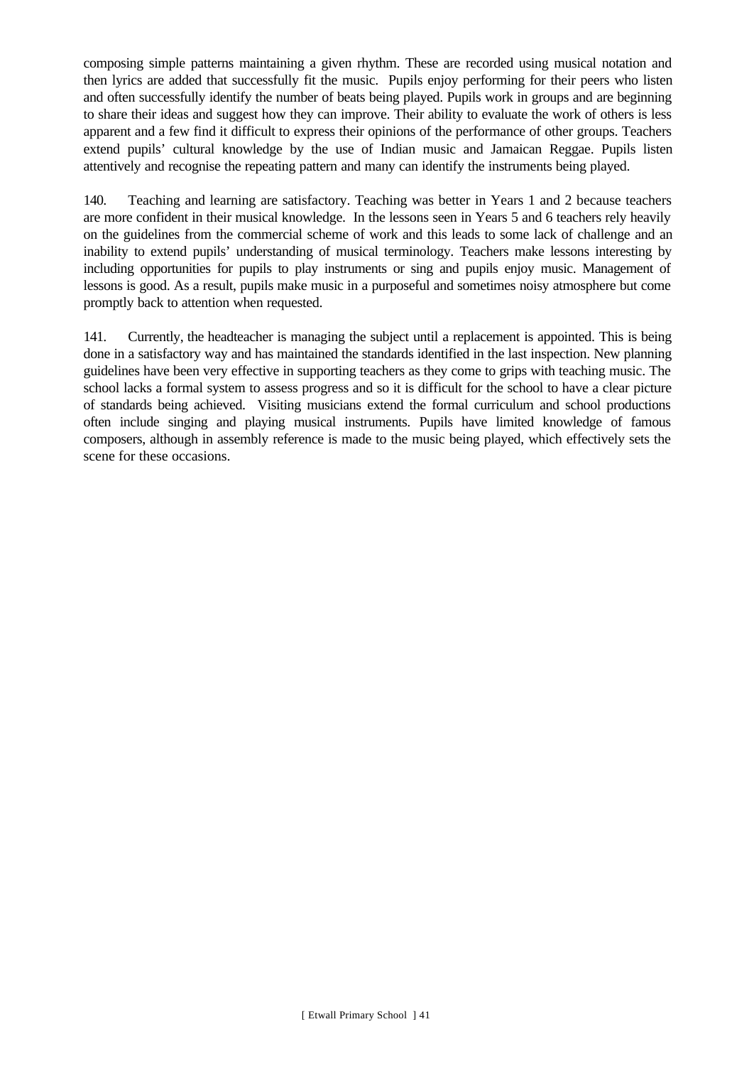composing simple patterns maintaining a given rhythm. These are recorded using musical notation and then lyrics are added that successfully fit the music. Pupils enjoy performing for their peers who listen and often successfully identify the number of beats being played. Pupils work in groups and are beginning to share their ideas and suggest how they can improve. Their ability to evaluate the work of others is less apparent and a few find it difficult to express their opinions of the performance of other groups. Teachers extend pupils' cultural knowledge by the use of Indian music and Jamaican Reggae. Pupils listen attentively and recognise the repeating pattern and many can identify the instruments being played.

140. Teaching and learning are satisfactory. Teaching was better in Years 1 and 2 because teachers are more confident in their musical knowledge. In the lessons seen in Years 5 and 6 teachers rely heavily on the guidelines from the commercial scheme of work and this leads to some lack of challenge and an inability to extend pupils' understanding of musical terminology. Teachers make lessons interesting by including opportunities for pupils to play instruments or sing and pupils enjoy music. Management of lessons is good. As a result, pupils make music in a purposeful and sometimes noisy atmosphere but come promptly back to attention when requested.

141. Currently, the headteacher is managing the subject until a replacement is appointed. This is being done in a satisfactory way and has maintained the standards identified in the last inspection. New planning guidelines have been very effective in supporting teachers as they come to grips with teaching music. The school lacks a formal system to assess progress and so it is difficult for the school to have a clear picture of standards being achieved. Visiting musicians extend the formal curriculum and school productions often include singing and playing musical instruments. Pupils have limited knowledge of famous composers, although in assembly reference is made to the music being played, which effectively sets the scene for these occasions.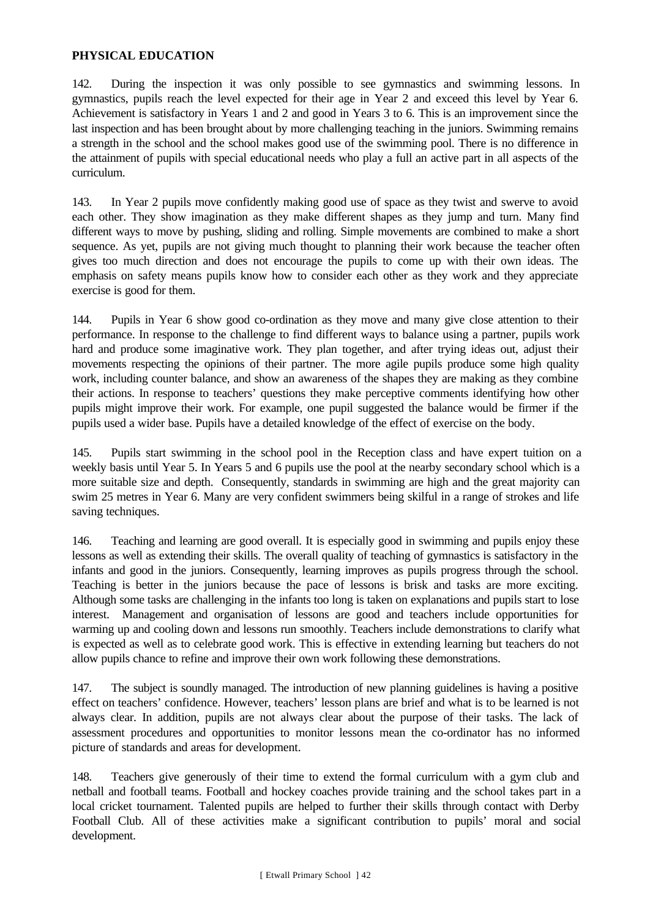**PHYSICAL EDUCATION**

142. During the inspection it was only possible to see gymnastics and swimming lessons. In gymnastics, pupils reach the level expected for their age in Year 2 and exceed this level by Year 6. Achievement is satisfactory in Years 1 and 2 and good in Years 3 to 6. This is an improvement since the last inspection and has been brought about by more challenging teaching in the juniors. Swimming remains a strength in the school and the school makes good use of the swimming pool. There is no difference in the attainment of pupils with special educational needs who play a full an active part in all aspects of the curriculum.

143. In Year 2 pupils move confidently making good use of space as they twist and swerve to avoid each other. They show imagination as they make different shapes as they jump and turn. Many find different ways to move by pushing, sliding and rolling. Simple movements are combined to make a short sequence. As yet, pupils are not giving much thought to planning their work because the teacher often gives too much direction and does not encourage the pupils to come up with their own ideas. The emphasis on safety means pupils know how to consider each other as they work and they appreciate exercise is good for them.

144. Pupils in Year 6 show good co-ordination as they move and many give close attention to their performance. In response to the challenge to find different ways to balance using a partner, pupils work hard and produce some imaginative work. They plan together, and after trying ideas out, adjust their movements respecting the opinions of their partner. The more agile pupils produce some high quality work, including counter balance, and show an awareness of the shapes they are making as they combine their actions. In response to teachers' questions they make perceptive comments identifying how other pupils might improve their work. For example, one pupil suggested the balance would be firmer if the pupils used a wider base. Pupils have a detailed knowledge of the effect of exercise on the body.

145. Pupils start swimming in the school pool in the Reception class and have expert tuition on a weekly basis until Year 5. In Years 5 and 6 pupils use the pool at the nearby secondary school which is a more suitable size and depth. Consequently, standards in swimming are high and the great majority can swim 25 metres in Year 6. Many are very confident swimmers being skilful in a range of strokes and life saving techniques.

146. Teaching and learning are good overall. It is especially good in swimming and pupils enjoy these lessons as well as extending their skills. The overall quality of teaching of gymnastics is satisfactory in the infants and good in the juniors. Consequently, learning improves as pupils progress through the school. Teaching is better in the juniors because the pace of lessons is brisk and tasks are more exciting. Although some tasks are challenging in the infants too long is taken on explanations and pupils start to lose interest. Management and organisation of lessons are good and teachers include opportunities for warming up and cooling down and lessons run smoothly. Teachers include demonstrations to clarify what is expected as well as to celebrate good work. This is effective in extending learning but teachers do not allow pupils chance to refine and improve their own work following these demonstrations.

147. The subject is soundly managed. The introduction of new planning guidelines is having a positive effect on teachers' confidence. However, teachers' lesson plans are brief and what is to be learned is not always clear. In addition, pupils are not always clear about the purpose of their tasks. The lack of assessment procedures and opportunities to monitor lessons mean the co-ordinator has no informed picture of standards and areas for development.

148. Teachers give generously of their time to extend the formal curriculum with a gym club and netball and football teams. Football and hockey coaches provide training and the school takes part in a local cricket tournament. Talented pupils are helped to further their skills through contact with Derby Football Club. All of these activities make a significant contribution to pupils' moral and social development.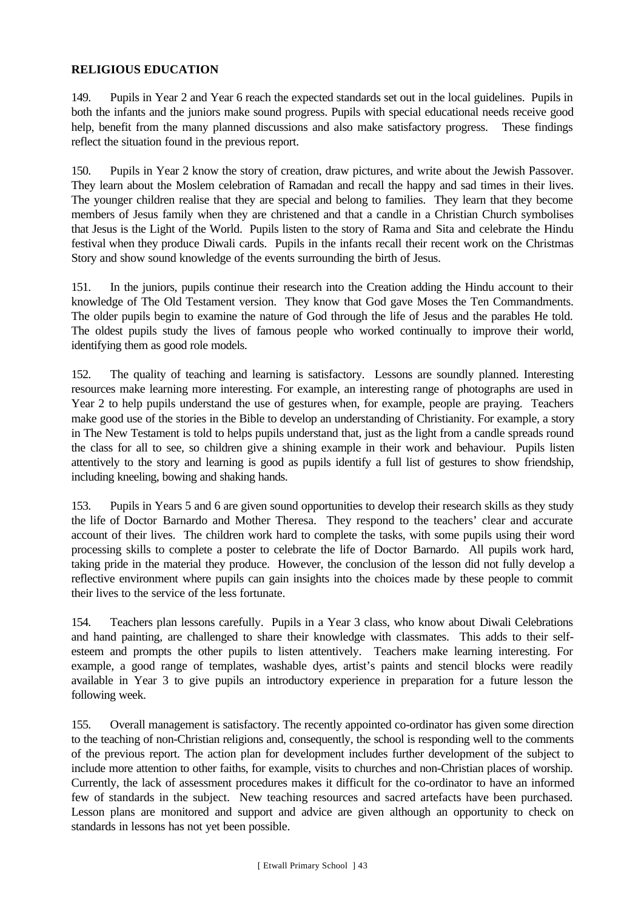**RELIGIOUS EDUCATION**

149. Pupils in Year 2 and Year 6 reach the expected standards set out in the local guidelines. Pupils in both the infants and the juniors make sound progress. Pupils with special educational needs receive good help, benefit from the many planned discussions and also make satisfactory progress. These findings reflect the situation found in the previous report.

150. Pupils in Year 2 know the story of creation, draw pictures, and write about the Jewish Passover. They learn about the Moslem celebration of Ramadan and recall the happy and sad times in their lives. The younger children realise that they are special and belong to families. They learn that they become members of Jesus family when they are christened and that a candle in a Christian Church symbolises that Jesus is the Light of the World. Pupils listen to the story of Rama and Sita and celebrate the Hindu festival when they produce Diwali cards. Pupils in the infants recall their recent work on the Christmas Story and show sound knowledge of the events surrounding the birth of Jesus.

151. In the juniors, pupils continue their research into the Creation adding the Hindu account to their knowledge of The Old Testament version. They know that God gave Moses the Ten Commandments. The older pupils begin to examine the nature of God through the life of Jesus and the parables He told. The oldest pupils study the lives of famous people who worked continually to improve their world, identifying them as good role models.

152. The quality of teaching and learning is satisfactory. Lessons are soundly planned. Interesting resources make learning more interesting. For example, an interesting range of photographs are used in Year 2 to help pupils understand the use of gestures when, for example, people are praying. Teachers make good use of the stories in the Bible to develop an understanding of Christianity. For example, a story in The New Testament is told to helps pupils understand that, just as the light from a candle spreads round the class for all to see, so children give a shining example in their work and behaviour. Pupils listen attentively to the story and learning is good as pupils identify a full list of gestures to show friendship, including kneeling, bowing and shaking hands.

153. Pupils in Years 5 and 6 are given sound opportunities to develop their research skills as they study the life of Doctor Barnardo and Mother Theresa. They respond to the teachers' clear and accurate account of their lives. The children work hard to complete the tasks, with some pupils using their word processing skills to complete a poster to celebrate the life of Doctor Barnardo. All pupils work hard, taking pride in the material they produce. However, the conclusion of the lesson did not fully develop a reflective environment where pupils can gain insights into the choices made by these people to commit their lives to the service of the less fortunate.

154. Teachers plan lessons carefully. Pupils in a Year 3 class, who know about Diwali Celebrations and hand painting, are challenged to share their knowledge with classmates. This adds to their self-esteem and prompts the other pupils to listen attentively. Teachers make learning interesting. For example, a good range of templates, washable dyes, artist's paints and stencil blocks were readily available in Year 3 to give pupils an introductory experience in preparation for a future lesson the following week.

155. Overall management is satisfactory. The recently appointed co-ordinator has given some direction to the teaching of non-Christian religions and, consequently, the school is responding well to the comments of the previous report. The action plan for development includes further development of the subject to include more attention to other faiths, for example, visits to churches and non-Christian places of worship. Currently, the lack of assessment procedures makes it difficult for the co-ordinator to have an informed few of standards in the subject. New teaching resources and sacred artefacts have been purchased. Lesson plans are monitored and support and advice are given although an opportunity to check on standards in lessons has not yet been possible.